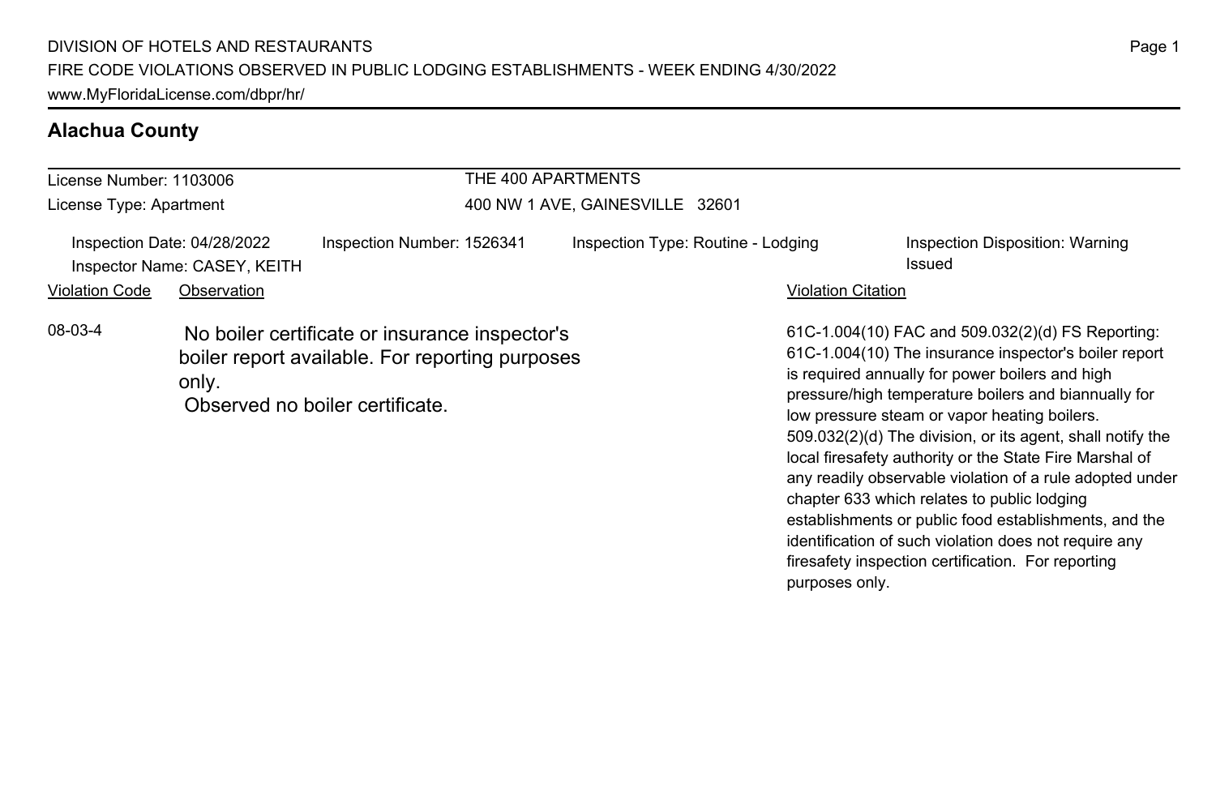DIVISION OF HOTELS AND RESTAURANTS
FIRE CODE VIOLATIONS OBSERVED IN PUBLIC LODGING ESTABLISHMENTS - WEEK ENDING 4/30/2022
www.MyFloridaLicense.com/dbpr/hr/

## Alachua County

License Number: 1103006
License Type: Apartment

THE 400 APARTMENTS
400 NW 1 AVE, GAINESVILLE 32601

Inspection Date: 04/28/2022
Inspector Name: CASEY, KEITH
Inspection Number: 1526341
Inspection Type: Routine - Lodging
Inspection Disposition: Warning Issued

| Violation Code | Observation | Violation Citation |
| --- | --- | --- |
| 08-03-4 | No boiler certificate or insurance inspector's boiler report available. For reporting purposes only. Observed no boiler certificate. | 61C-1.004(10) FAC and 509.032(2)(d) FS Reporting: 61C-1.004(10) The insurance inspector's boiler report is required annually for power boilers and high pressure/high temperature boilers and biannually for low pressure steam or vapor heating boilers. 509.032(2)(d) The division, or its agent, shall notify the local firesafety authority or the State Fire Marshal of any readily observable violation of a rule adopted under chapter 633 which relates to public lodging establishments or public food establishments, and the identification of such violation does not require any firesafety inspection certification. For reporting purposes only. |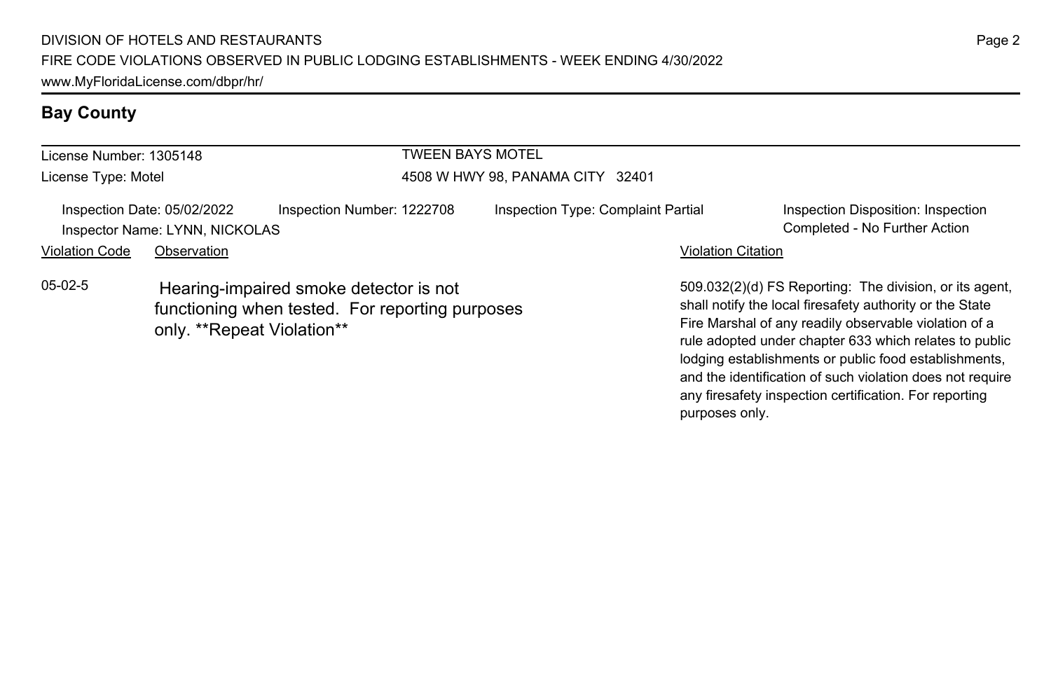## Bay County

License Number: 1305148

License Type: Motel

**TWEEN BAYS MOTEL**

4508 W HWY 98, PANAMA CITY 32401

Inspection Date: 05/02/2022 | Inspection Number: 1222708 | Inspection Type: Complaint Partial | Inspection Disposition: Inspection Completed - No Further Action

Inspector Name: LYNN, NICKOLAS

| Violation Code | Observation | Violation Citation |
| --- | --- | --- |
| 05-02-5 | Hearing-impaired smoke detector is not functioning when tested. For reporting purposes only. **Repeat Violation** | 509.032(2)(d) FS Reporting: The division, or its agent, shall notify the local firesafety authority or the State Fire Marshal of any readily observable violation of a rule adopted under chapter 633 which relates to public lodging establishments or public food establishments, and the identification of such violation does not require any firesafety inspection certification. For reporting purposes only. |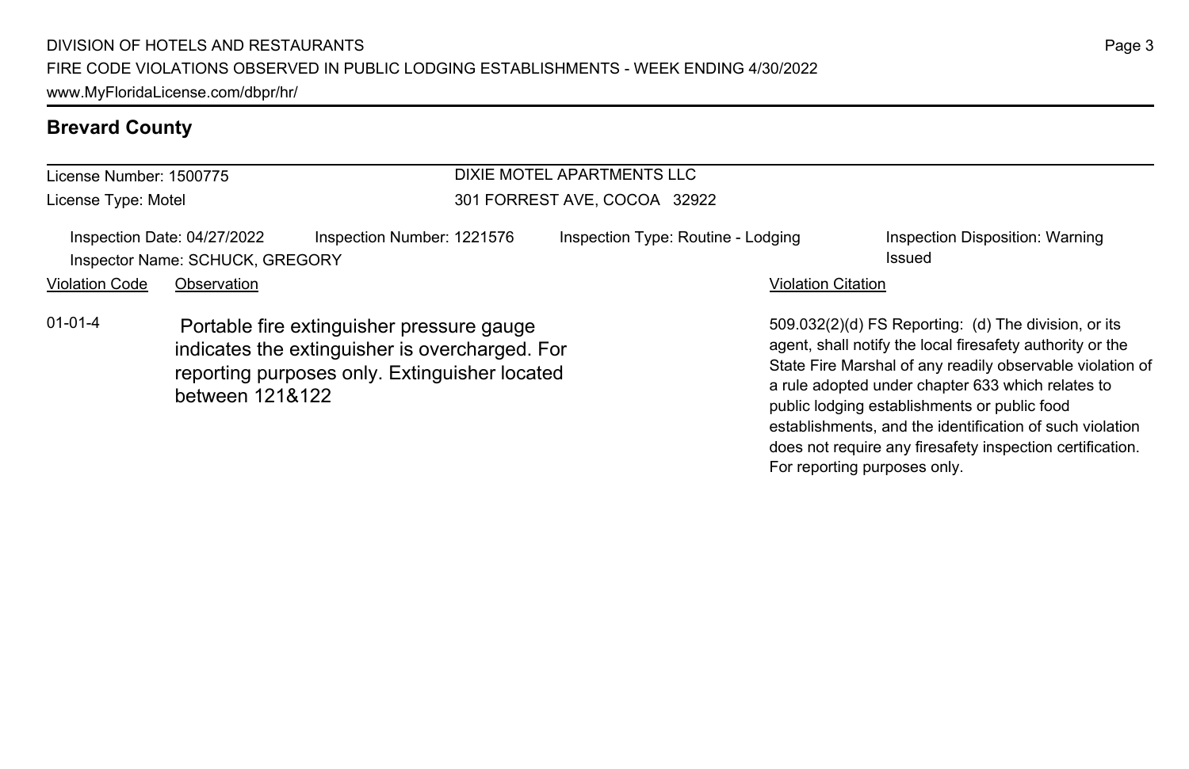## Brevard County

License Number: 1500775
License Type: Motel

DIXIE MOTEL APARTMENTS LLC
301 FORREST AVE, COCOA 32922

Inspection Date: 04/27/2022 | Inspection Number: 1221576 | Inspection Type: Routine - Lodging | Inspection Disposition: Warning Issued
Inspector Name: SCHUCK, GREGORY

| Violation Code | Observation | Violation Citation |
| --- | --- | --- |
| 01-01-4 | Portable fire extinguisher pressure gauge indicates the extinguisher is overcharged. For reporting purposes only. Extinguisher located between 121&122 | 509.032(2)(d) FS Reporting: (d) The division, or its agent, shall notify the local firesafety authority or the State Fire Marshal of any readily observable violation of a rule adopted under chapter 633 which relates to public lodging establishments or public food establishments, and the identification of such violation does not require any firesafety inspection certification. For reporting purposes only. |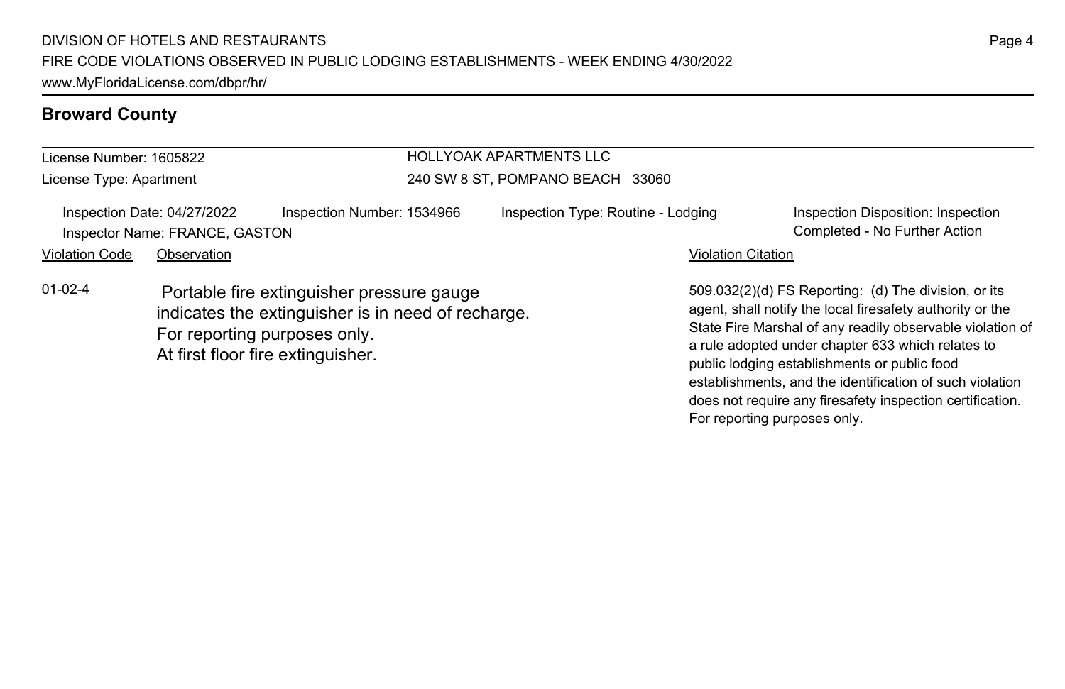## Broward County

| License Number: 1605822 | HOLLYOAK APARTMENTS LLC |
| --- | --- |
| License Type: Apartment | 240 SW 8 ST, POMPANO BEACH 33060 |

Inspection Date: 04/27/2022 | Inspection Number: 1534966 | Inspection Type: Routine - Lodging | Inspection Disposition: Inspection Completed - No Further Action

Inspector Name: FRANCE, GASTON

| Violation Code | Observation | Violation Citation |
| --- | --- | --- |
| 01-02-4 | Portable fire extinguisher pressure gauge indicates the extinguisher is in need of recharge. For reporting purposes only. At first floor fire extinguisher. | 509.032(2)(d) FS Reporting: (d) The division, or its agent, shall notify the local firesafety authority or the State Fire Marshal of any readily observable violation of a rule adopted under chapter 633 which relates to public lodging establishments or public food establishments, and the identification of such violation does not require any firesafety inspection certification. For reporting purposes only. |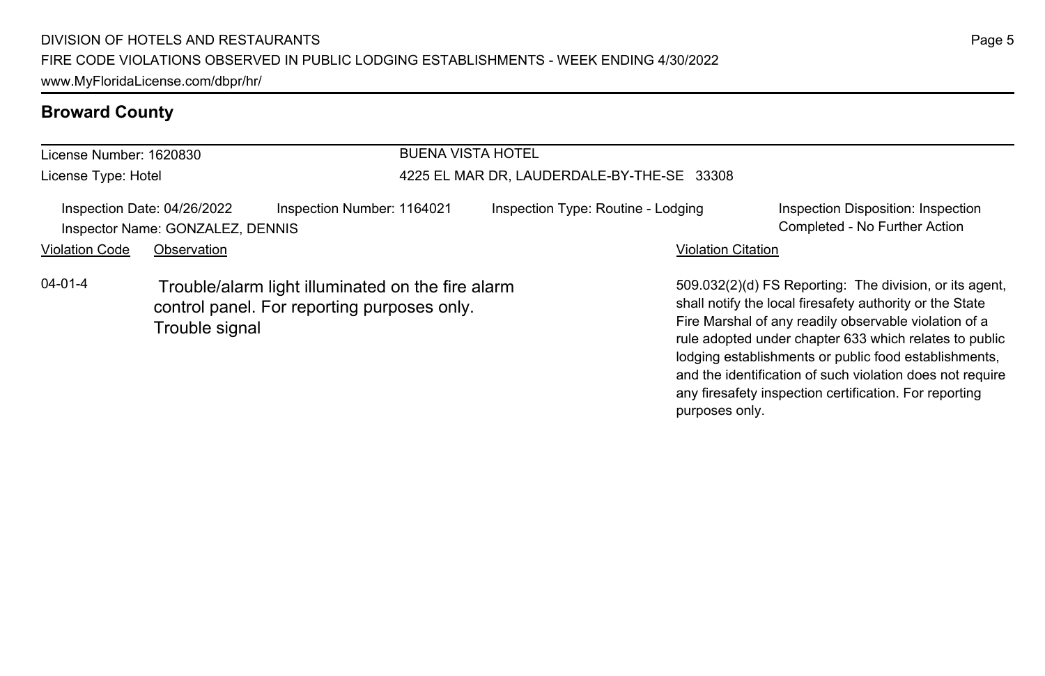## Broward County

License Number: 1620830

License Type: Hotel

BUENA VISTA HOTEL

4225 EL MAR DR, LAUDERDALE-BY-THE-SE 33308

Inspection Date: 04/26/2022 | Inspection Number: 1164021 | Inspection Type: Routine - Lodging | Inspection Disposition: Inspection Completed - No Further Action

Inspector Name: GONZALEZ, DENNIS

| Violation Code | Observation | Violation Citation |
| --- | --- | --- |
| 04-01-4 | Trouble/alarm light illuminated on the fire alarm control panel. For reporting purposes only. Trouble signal | 509.032(2)(d) FS Reporting: The division, or its agent, shall notify the local firesafety authority or the State Fire Marshal of any readily observable violation of a rule adopted under chapter 633 which relates to public lodging establishments or public food establishments, and the identification of such violation does not require any firesafety inspection certification. For reporting purposes only. |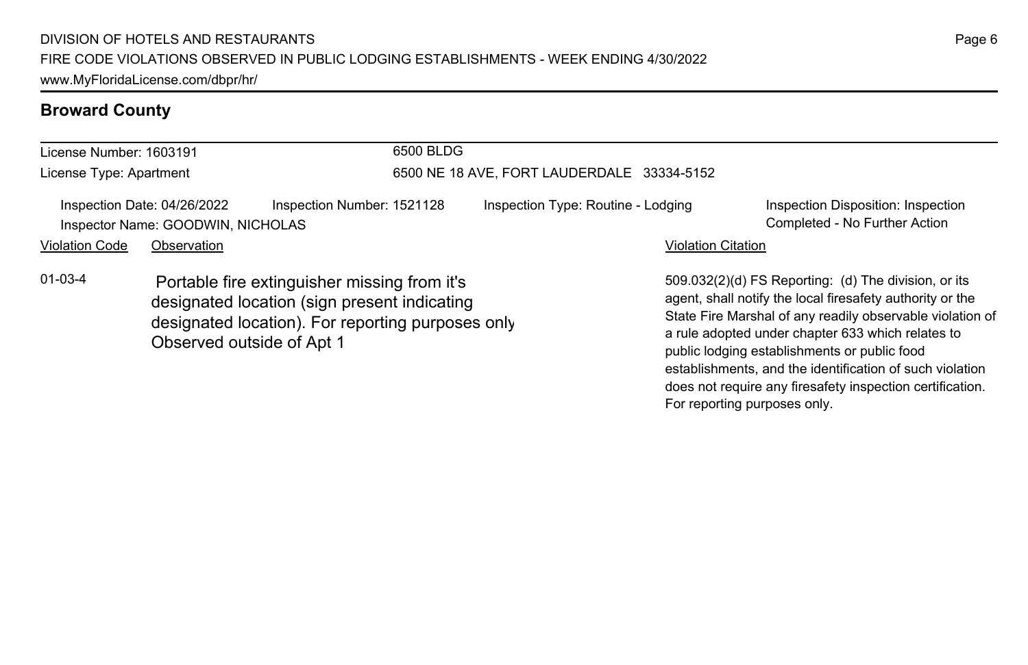## Broward County

License Number: 1603191
License Type: Apartment

6500 BLDG
6500 NE 18 AVE, FORT LAUDERDALE 33334-5152

Inspection Date: 04/26/2022
Inspector Name: GOODWIN, NICHOLAS
Inspection Number: 1521128
Inspection Type: Routine - Lodging
Inspection Disposition: Inspection Completed - No Further Action

| Violation Code | Observation | Violation Citation |
| --- | --- | --- |
| 01-03-4 | Portable fire extinguisher missing from it's designated location (sign present indicating designated location). For reporting purposes only Observed outside of Apt 1 | 509.032(2)(d) FS Reporting: (d) The division, or its agent, shall notify the local firesafety authority or the State Fire Marshal of any readily observable violation of a rule adopted under chapter 633 which relates to public lodging establishments or public food establishments, and the identification of such violation does not require any firesafety inspection certification. For reporting purposes only. |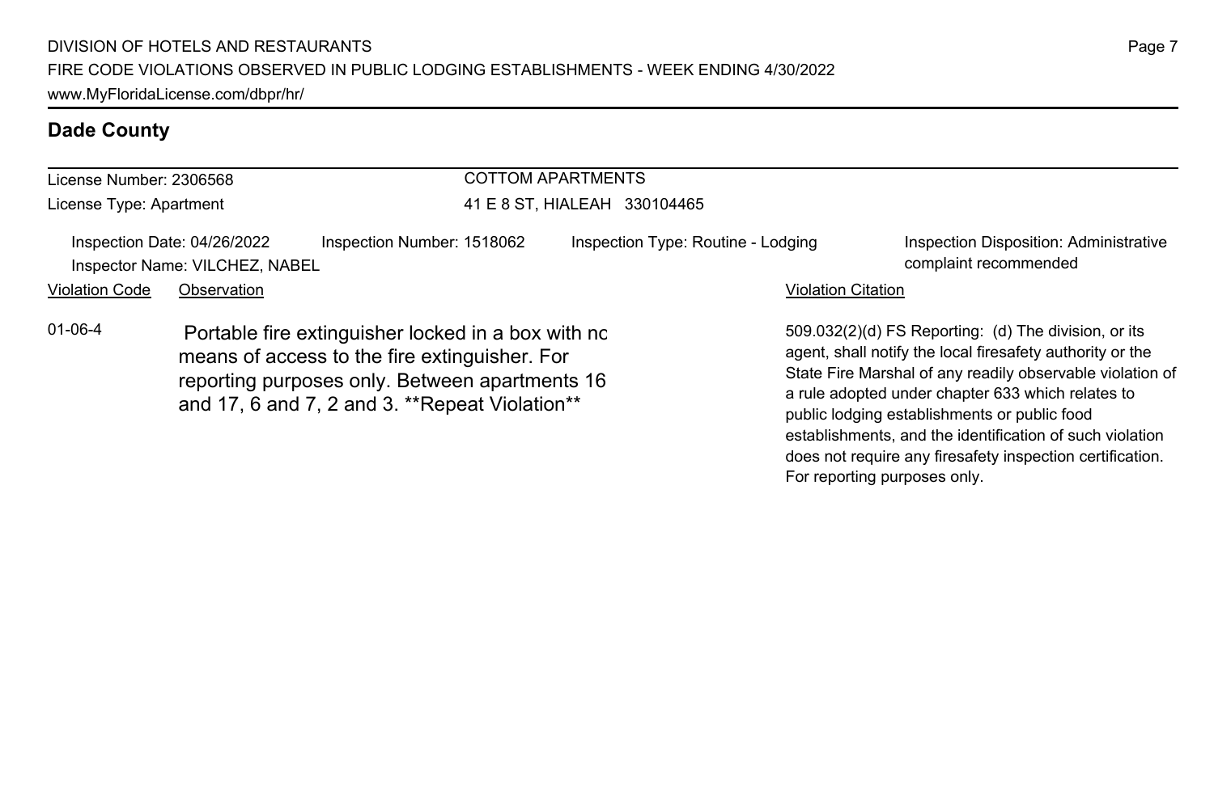## Dade County

| License Number: 2306568 | COTTOM APARTMENTS |
| --- | --- |
| License Type: Apartment | 41 E 8 ST, HIALEAH 330104465 |

Inspection Date: 04/26/2022 | Inspection Number: 1518062 | Inspection Type: Routine - Lodging | Inspection Disposition: Administrative complaint recommended

Inspector Name: VILCHEZ, NABEL

| Violation Code | Observation | Violation Citation |
| --- | --- | --- |
| 01-06-4 | Portable fire extinguisher locked in a box with no means of access to the fire extinguisher. For reporting purposes only. Between apartments 16 and 17, 6 and 7, 2 and 3. **Repeat Violation** | 509.032(2)(d) FS Reporting: (d) The division, or its agent, shall notify the local firesafety authority or the State Fire Marshal of any readily observable violation of a rule adopted under chapter 633 which relates to public lodging establishments or public food establishments, and the identification of such violation does not require any firesafety inspection certification. For reporting purposes only. |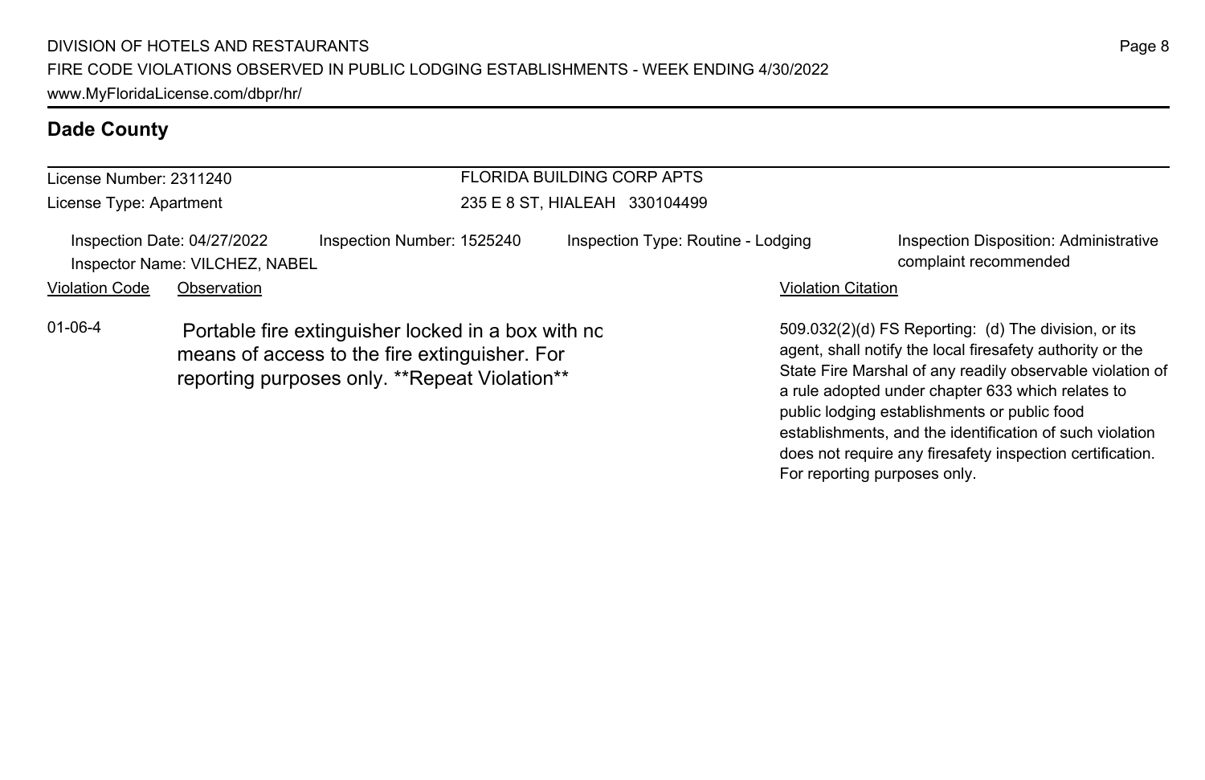## Dade County

License Number: 2311240
License Type: Apartment

FLORIDA BUILDING CORP APTS
235 E 8 ST, HIALEAH 330104499

Inspection Date: 04/27/2022 Inspection Number: 1525240 Inspection Type: Routine - Lodging Inspection Disposition: Administrative complaint recommended
Inspector Name: VILCHEZ, NABEL

| Violation Code | Observation | Violation Citation |
| --- | --- | --- |
| 01-06-4 | Portable fire extinguisher locked in a box with no means of access to the fire extinguisher. For reporting purposes only. **Repeat Violation** | 509.032(2)(d) FS Reporting: (d) The division, or its agent, shall notify the local firesafety authority or the State Fire Marshal of any readily observable violation of a rule adopted under chapter 633 which relates to public lodging establishments or public food establishments, and the identification of such violation does not require any firesafety inspection certification. For reporting purposes only. |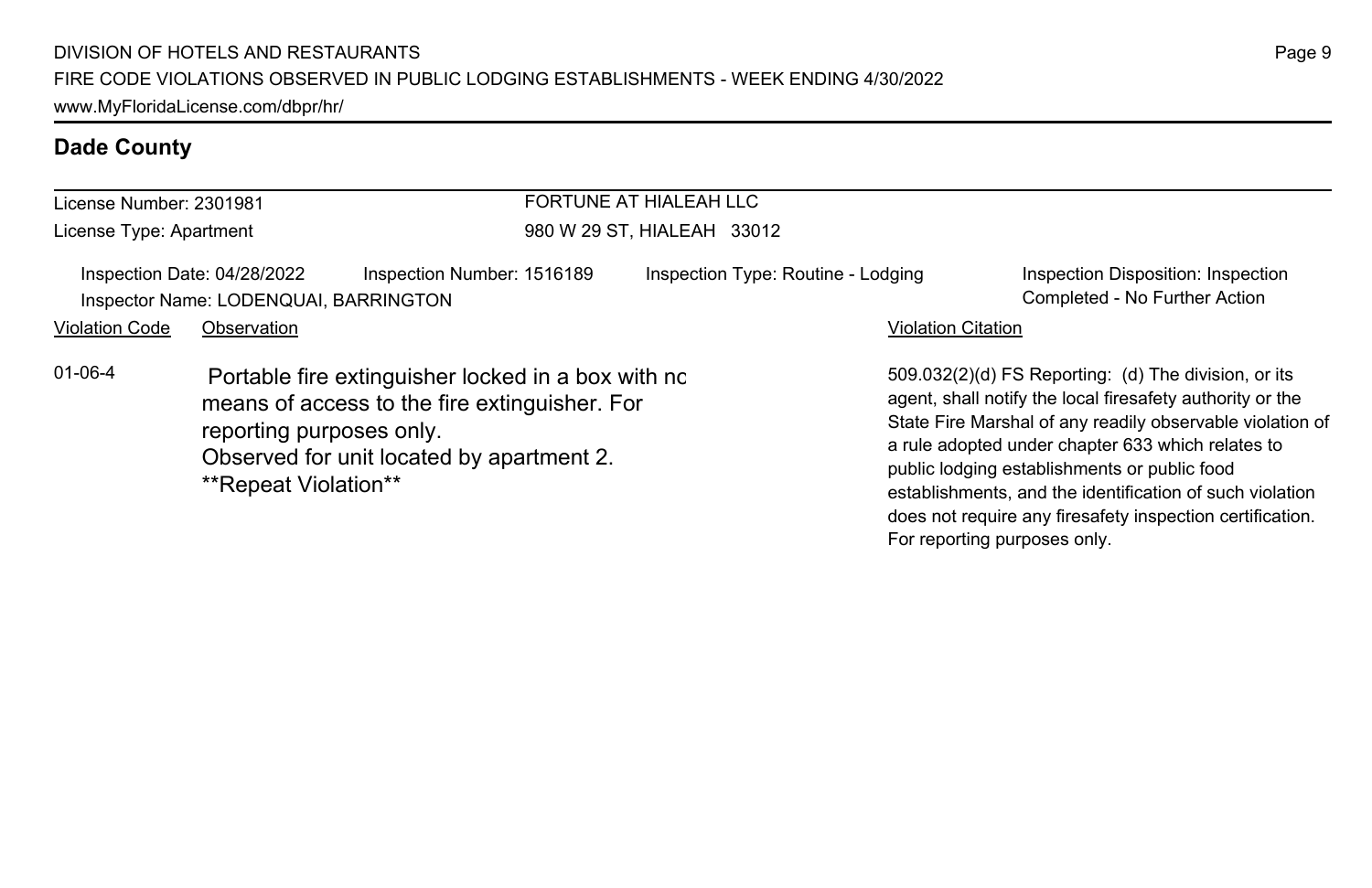## Dade County

License Number: 2301981
License Type: Apartment

FORTUNE AT HIALEAH LLC
980 W 29 ST, HIALEAH 33012

Inspection Date: 04/28/2022 | Inspection Number: 1516189 | Inspection Type: Routine - Lodging | Inspection Disposition: Inspection Completed - No Further Action

Inspector Name: LODENQUAI, BARRINGTON

| Violation Code | Observation | Violation Citation |
|---|---|---|
| 01-06-4 | Portable fire extinguisher locked in a box with no means of access to the fire extinguisher. For reporting purposes only. Observed for unit located by apartment 2. **Repeat Violation** | 509.032(2)(d) FS Reporting: (d) The division, or its agent, shall notify the local firesafety authority or the State Fire Marshal of any readily observable violation of a rule adopted under chapter 633 which relates to public lodging establishments or public food establishments, and the identification of such violation does not require any firesafety inspection certification. For reporting purposes only. |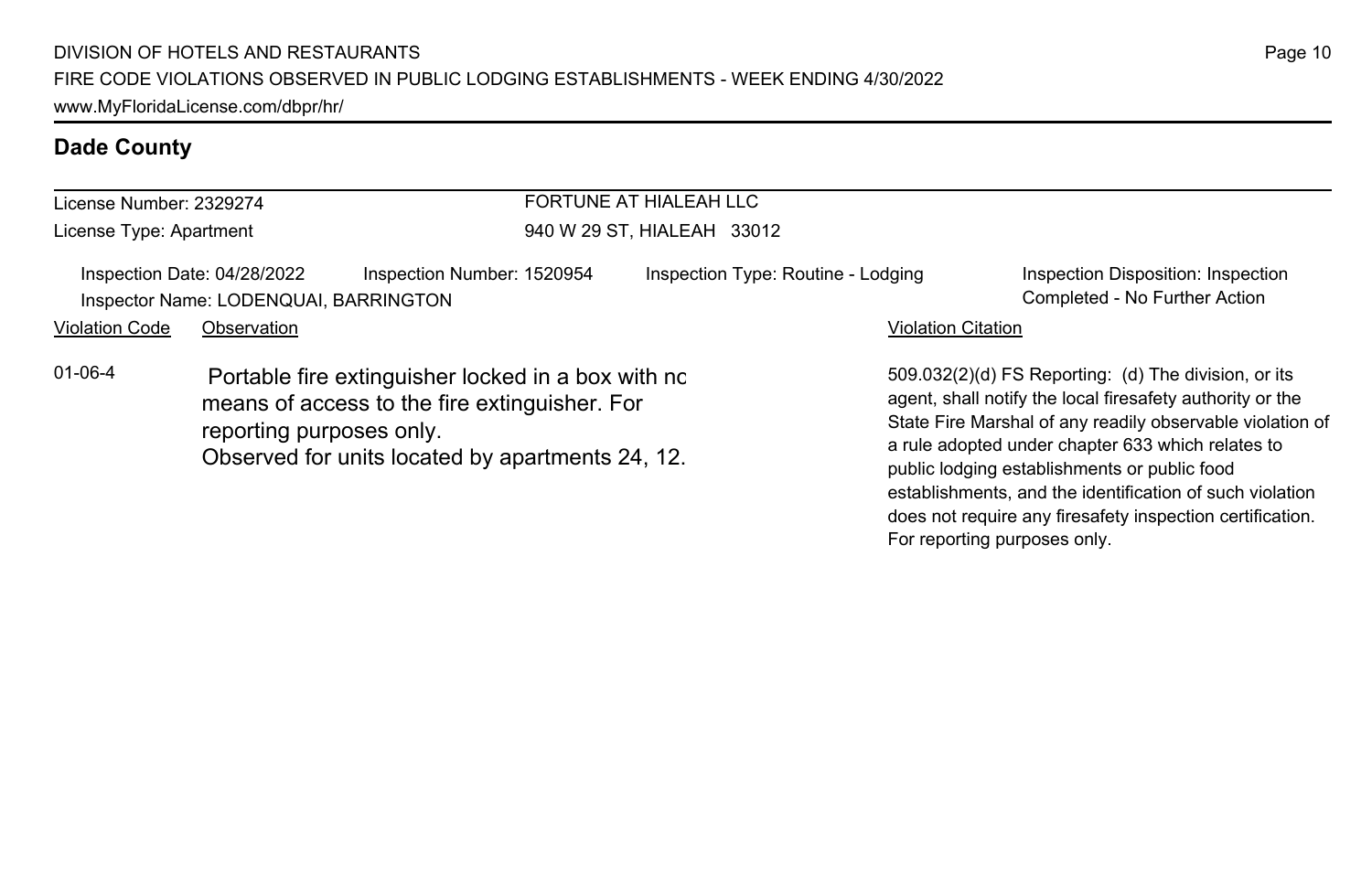DIVISION OF HOTELS AND RESTAURANTS
FIRE CODE VIOLATIONS OBSERVED IN PUBLIC LODGING ESTABLISHMENTS - WEEK ENDING 4/30/2022
www.MyFloridaLicense.com/dbpr/hr/

## Dade County

License Number: 2329274
License Type: Apartment

FORTUNE AT HIALEAH LLC
940 W 29 ST, HIALEAH 33012

Inspection Date: 04/28/2022
Inspection Number: 1520954
Inspection Type: Routine - Lodging
Inspection Disposition: Inspection Completed - No Further Action
Inspector Name: LODENQUAI, BARRINGTON

| Violation Code | Observation | Violation Citation |
|---|---|---|
| 01-06-4 | Portable fire extinguisher locked in a box with no means of access to the fire extinguisher. For reporting purposes only. Observed for units located by apartments 24, 12. | 509.032(2)(d) FS Reporting: (d) The division, or its agent, shall notify the local firesafety authority or the State Fire Marshal of any readily observable violation of a rule adopted under chapter 633 which relates to public lodging establishments or public food establishments, and the identification of such violation does not require any firesafety inspection certification. For reporting purposes only. |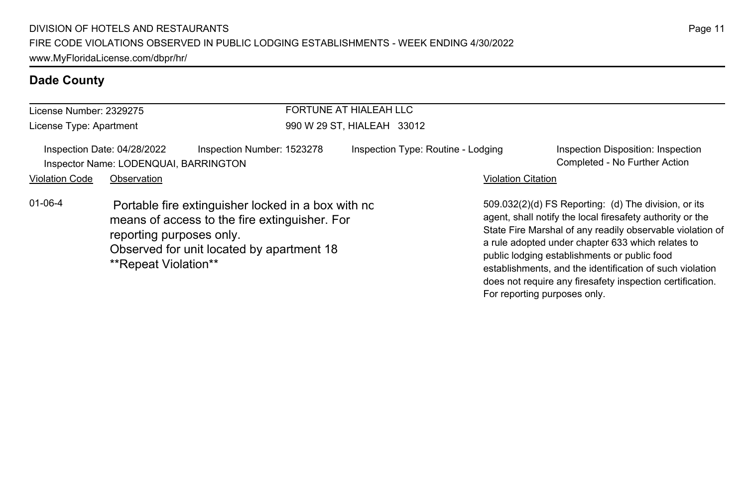## Dade County

License Number: 2329275
License Type: Apartment

FORTUNE AT HIALEAH LLC
990 W 29 ST, HIALEAH 33012

Inspection Date: 04/28/2022
Inspection Number: 1523278
Inspection Type: Routine - Lodging
Inspection Disposition: Inspection Completed - No Further Action
Inspector Name: LODENQUAI, BARRINGTON

| Violation Code | Observation | Violation Citation |
| --- | --- | --- |
| 01-06-4 | Portable fire extinguisher locked in a box with nc means of access to the fire extinguisher. For reporting purposes only. Observed for unit located by apartment 18 **Repeat Violation** | 509.032(2)(d) FS Reporting: (d) The division, or its agent, shall notify the local firesafety authority or the State Fire Marshal of any readily observable violation of a rule adopted under chapter 633 which relates to public lodging establishments or public food establishments, and the identification of such violation does not require any firesafety inspection certification. For reporting purposes only. |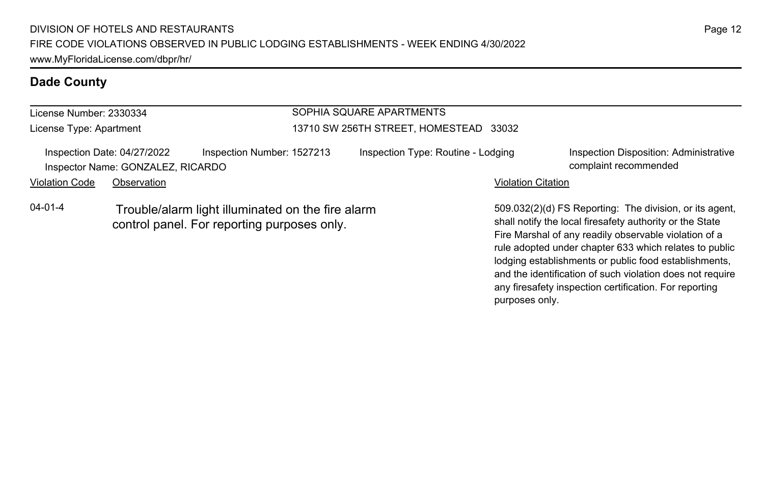## Dade County

License Number: 2330334

License Type: Apartment

SOPHIA SQUARE APARTMENTS

13710 SW 256TH STREET, HOMESTEAD 33032

Inspection Date: 04/27/2022

Inspection Number: 1527213

Inspection Type: Routine - Lodging

Inspection Disposition: Administrative complaint recommended

Inspector Name: GONZALEZ, RICARDO

| Violation Code | Observation | Violation Citation |
| --- | --- | --- |
| 04-01-4 | Trouble/alarm light illuminated on the fire alarm control panel. For reporting purposes only. | 509.032(2)(d) FS Reporting: The division, or its agent, shall notify the local firesafety authority or the State Fire Marshal of any readily observable violation of a rule adopted under chapter 633 which relates to public lodging establishments or public food establishments, and the identification of such violation does not require any firesafety inspection certification. For reporting purposes only. |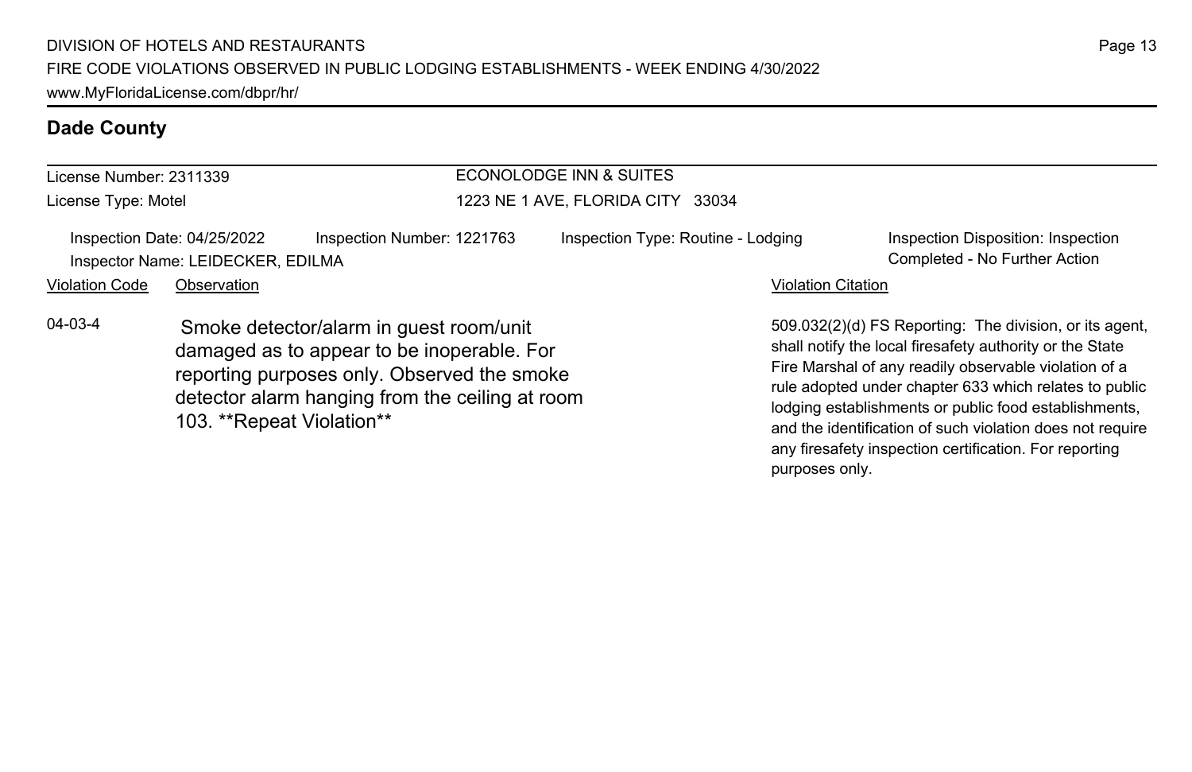## Dade County

License Number: 2311339

License Type: Motel

ECONOLODGE INN & SUITES

1223 NE 1 AVE, FLORIDA CITY 33034

Inspection Date: 04/25/2022 | Inspection Number: 1221763 | Inspection Type: Routine - Lodging | Inspection Disposition: Inspection Completed - No Further Action

Inspector Name: LEIDECKER, EDILMA

| Violation Code | Observation | Violation Citation |
| --- | --- | --- |
| 04-03-4 | Smoke detector/alarm in guest room/unit damaged as to appear to be inoperable. For reporting purposes only. Observed the smoke detector alarm hanging from the ceiling at room 103. **Repeat Violation** | 509.032(2)(d) FS Reporting: The division, or its agent, shall notify the local firesafety authority or the State Fire Marshal of any readily observable violation of a rule adopted under chapter 633 which relates to public lodging establishments or public food establishments, and the identification of such violation does not require any firesafety inspection certification. For reporting purposes only. |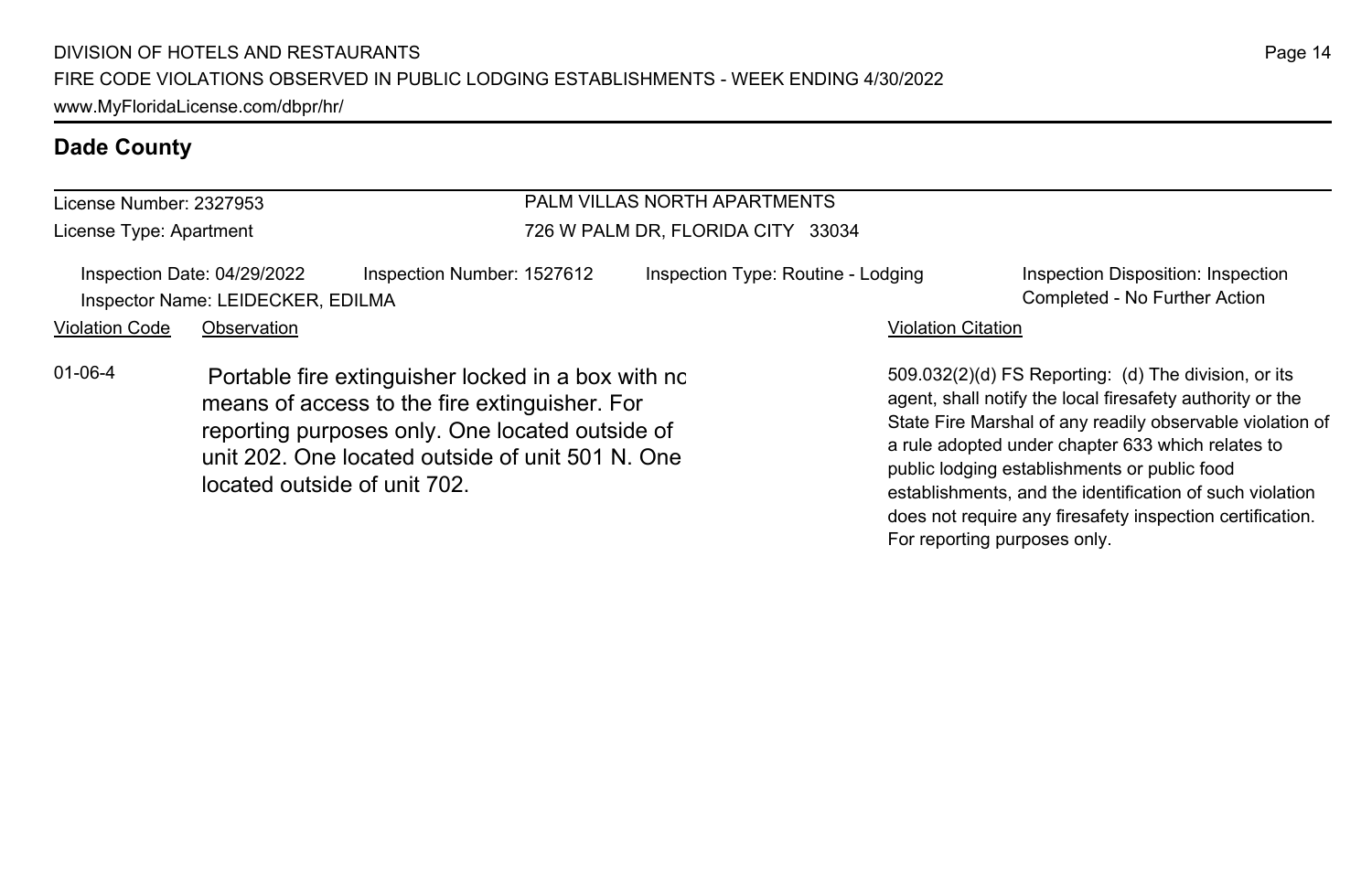## Dade County

License Number: 2327953
License Type: Apartment

PALM VILLAS NORTH APARTMENTS
726 W PALM DR, FLORIDA CITY 33034

Inspection Date: 04/29/2022
Inspector Name: LEIDECKER, EDILMA
Inspection Number: 1527612
Inspection Type: Routine - Lodging
Inspection Disposition: Inspection Completed - No Further Action

| Violation Code | Observation | Violation Citation |
| --- | --- | --- |
| 01-06-4 | Portable fire extinguisher locked in a box with no means of access to the fire extinguisher. For reporting purposes only. One located outside of unit 202. One located outside of unit 501 N. One located outside of unit 702. | 509.032(2)(d) FS Reporting: (d) The division, or its agent, shall notify the local firesafety authority or the State Fire Marshal of any readily observable violation of a rule adopted under chapter 633 which relates to public lodging establishments or public food establishments, and the identification of such violation does not require any firesafety inspection certification. For reporting purposes only. |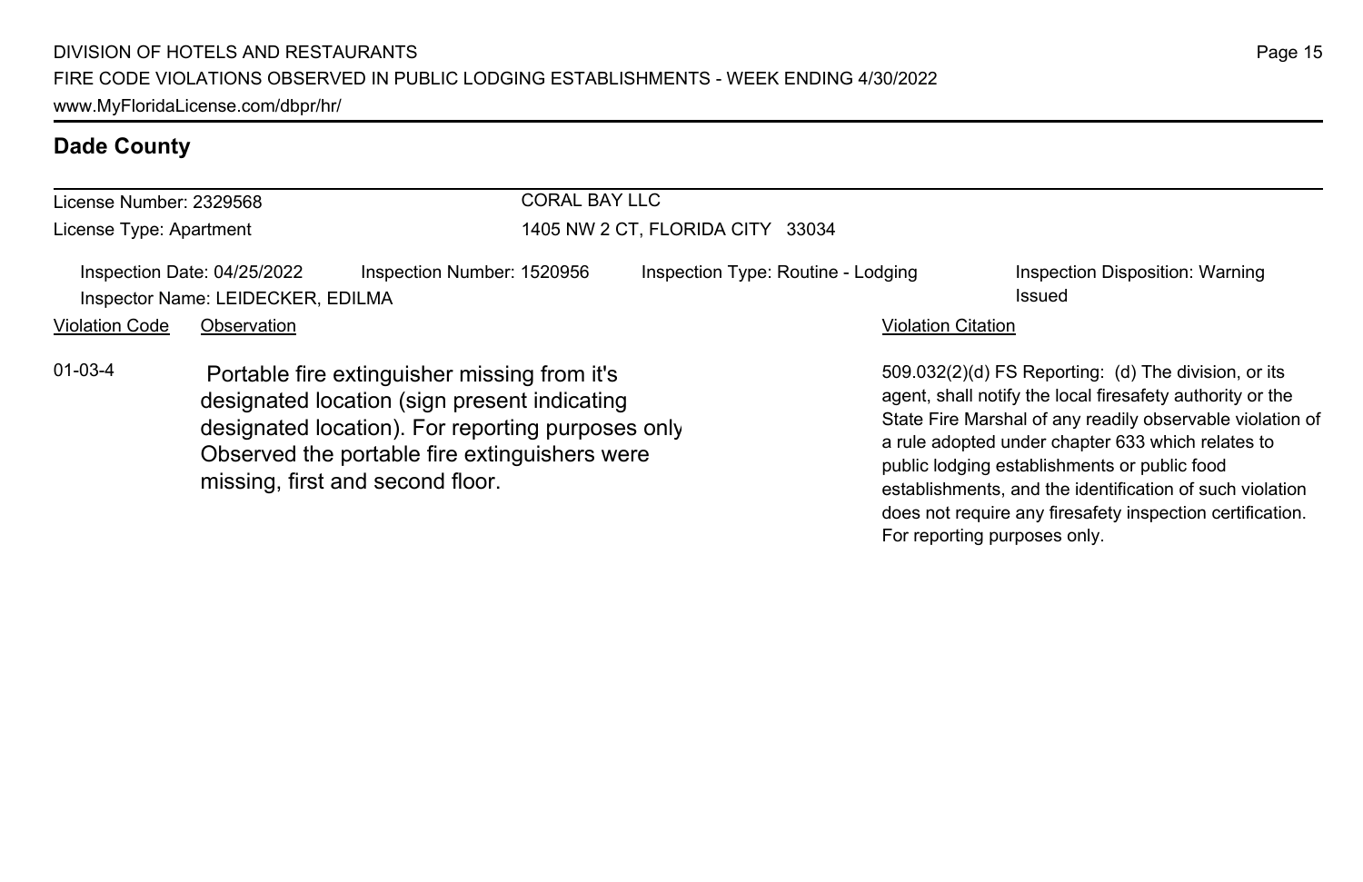## Dade County

License Number: 2329568
License Type: Apartment

CORAL BAY LLC
1405 NW 2 CT, FLORIDA CITY 33034

Inspection Date: 04/25/2022
Inspector Name: LEIDECKER, EDILMA
Inspection Number: 1520956
Inspection Type: Routine - Lodging
Inspection Disposition: Warning Issued

| Violation Code | Observation | Violation Citation |
| --- | --- | --- |
| 01-03-4 | Portable fire extinguisher missing from it's designated location (sign present indicating designated location). For reporting purposes only Observed the portable fire extinguishers were missing, first and second floor. | 509.032(2)(d) FS Reporting: (d) The division, or its agent, shall notify the local firesafety authority or the State Fire Marshal of any readily observable violation of a rule adopted under chapter 633 which relates to public lodging establishments or public food establishments, and the identification of such violation does not require any firesafety inspection certification. For reporting purposes only. |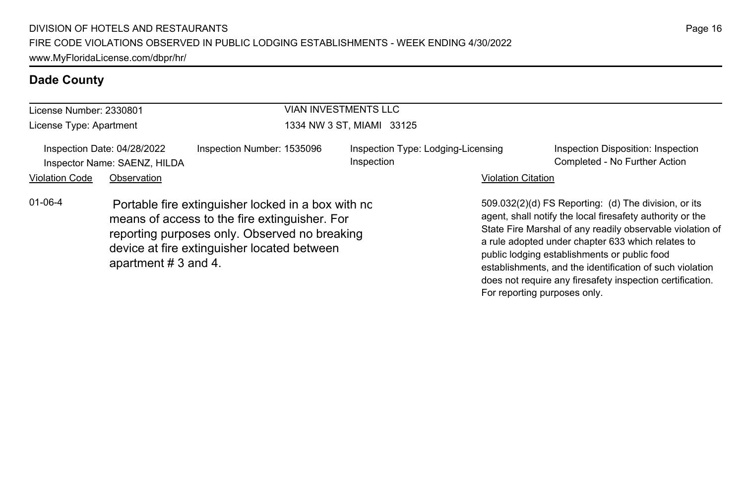## Dade County

License Number: 2330801

License Type: Apartment

VIAN INVESTMENTS LLC

1334 NW 3 ST, MIAMI 33125

Inspection Date: 04/28/2022

Inspector Name: SAENZ, HILDA

Inspection Number: 1535096

Inspection Type: Lodging-Licensing Inspection

Inspection Disposition: Inspection Completed - No Further Action

| Violation Code | Observation | Violation Citation |
| --- | --- | --- |
| 01-06-4 | Portable fire extinguisher locked in a box with no means of access to the fire extinguisher. For reporting purposes only. Observed no breaking device at fire extinguisher located between apartment # 3 and 4. | 509.032(2)(d) FS Reporting: (d) The division, or its agent, shall notify the local firesafety authority or the State Fire Marshal of any readily observable violation of a rule adopted under chapter 633 which relates to public lodging establishments or public food establishments, and the identification of such violation does not require any firesafety inspection certification. For reporting purposes only. |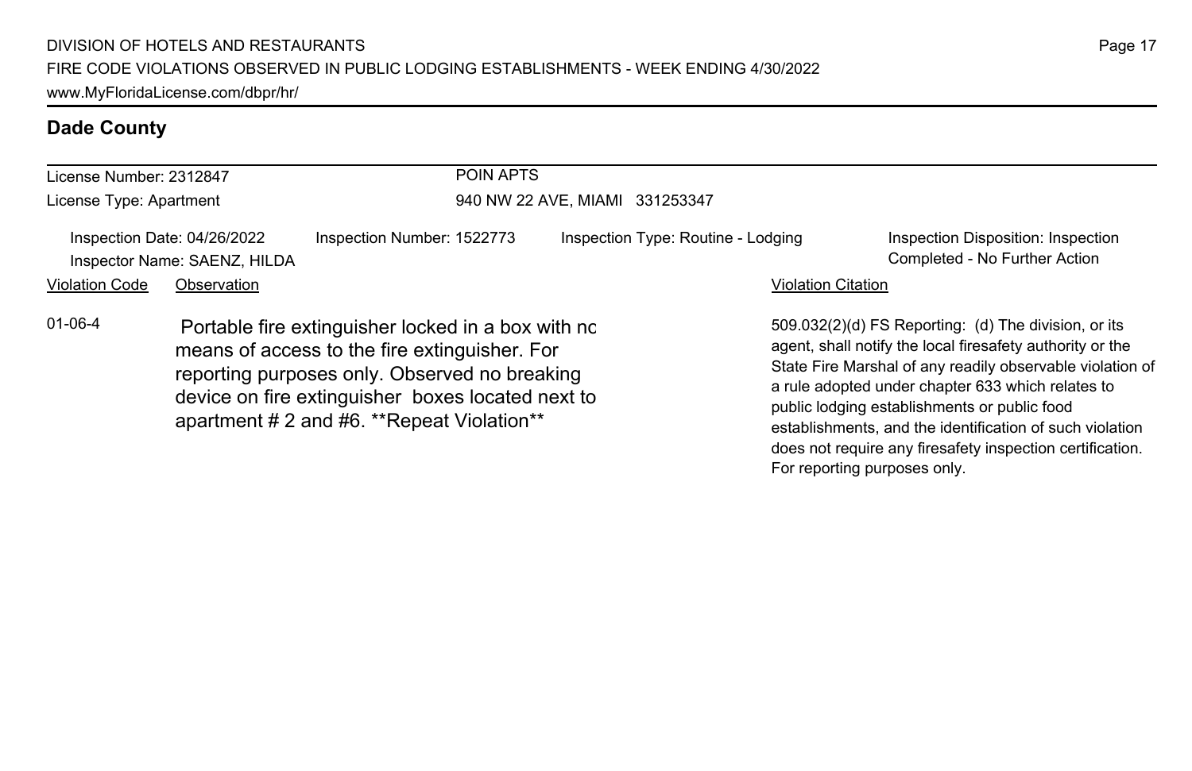## Dade County

License Number: 2312847
License Type: Apartment

POIN APTS
940 NW 22 AVE, MIAMI 331253347

Inspection Date: 04/26/2022
Inspector Name: SAENZ, HILDA

Inspection Number: 1522773

Inspection Type: Routine - Lodging

Inspection Disposition: Inspection Completed - No Further Action

| Violation Code | Observation | Violation Citation |
| --- | --- | --- |
| 01-06-4 | Portable fire extinguisher locked in a box with no means of access to the fire extinguisher. For reporting purposes only. Observed no breaking device on fire extinguisher boxes located next to apartment # 2 and #6. **Repeat Violation** | 509.032(2)(d) FS Reporting: (d) The division, or its agent, shall notify the local firesafety authority or the State Fire Marshal of any readily observable violation of a rule adopted under chapter 633 which relates to public lodging establishments or public food establishments, and the identification of such violation does not require any firesafety inspection certification. For reporting purposes only. |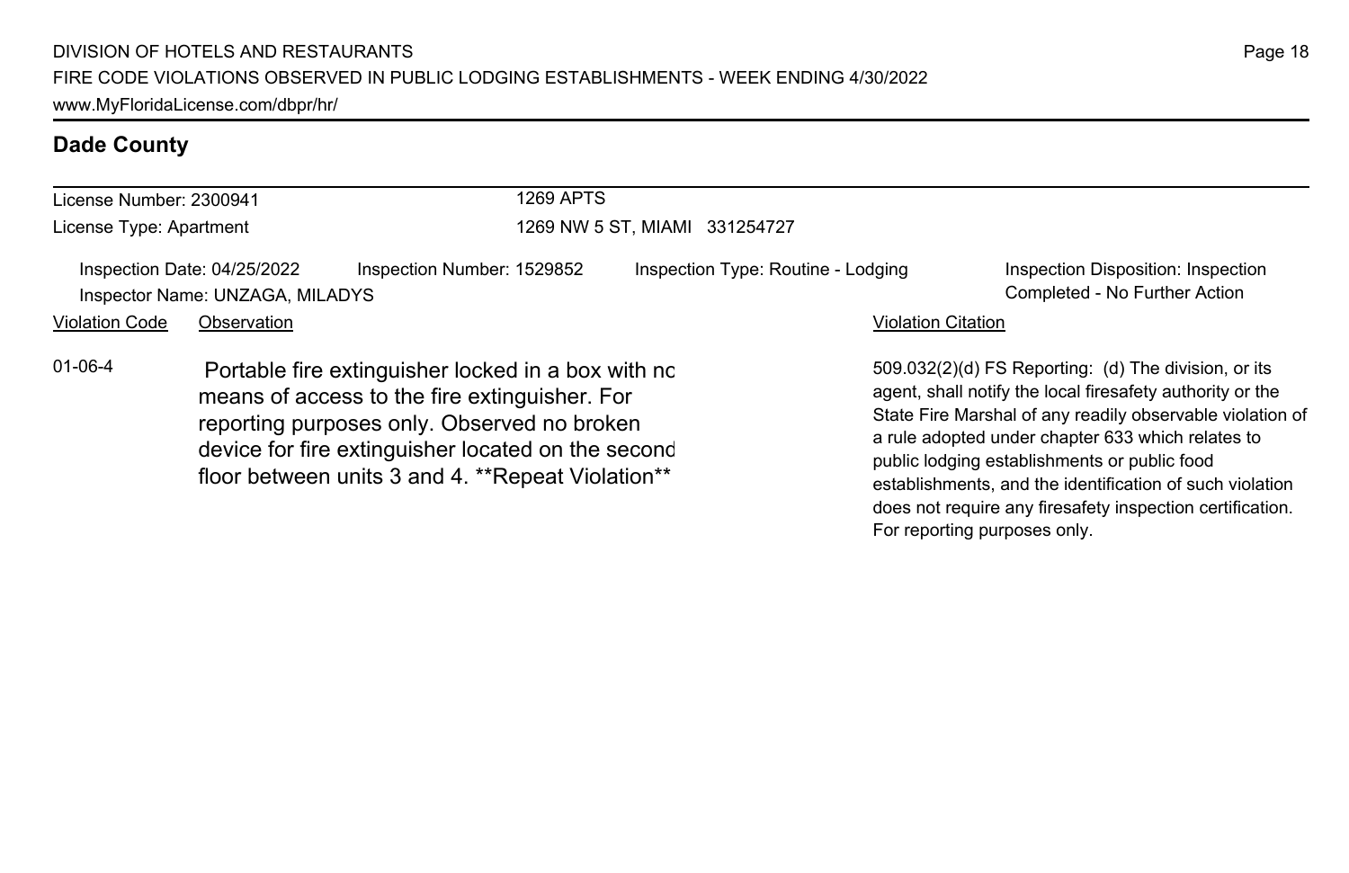## Dade County

License Number: 2300941
License Type: Apartment

1269 APTS
1269 NW 5 ST, MIAMI 331254727

Inspection Date: 04/25/2022
Inspector Name: UNZAGA, MILADYS
Inspection Number: 1529852
Inspection Type: Routine - Lodging
Inspection Disposition: Inspection Completed - No Further Action

| Violation Code | Observation | Violation Citation |
| --- | --- | --- |
| 01-06-4 | Portable fire extinguisher locked in a box with no means of access to the fire extinguisher. For reporting purposes only. Observed no broken device for fire extinguisher located on the second floor between units 3 and 4. **Repeat Violation** | 509.032(2)(d) FS Reporting: (d) The division, or its agent, shall notify the local firesafety authority or the State Fire Marshal of any readily observable violation of a rule adopted under chapter 633 which relates to public lodging establishments or public food establishments, and the identification of such violation does not require any firesafety inspection certification. For reporting purposes only. |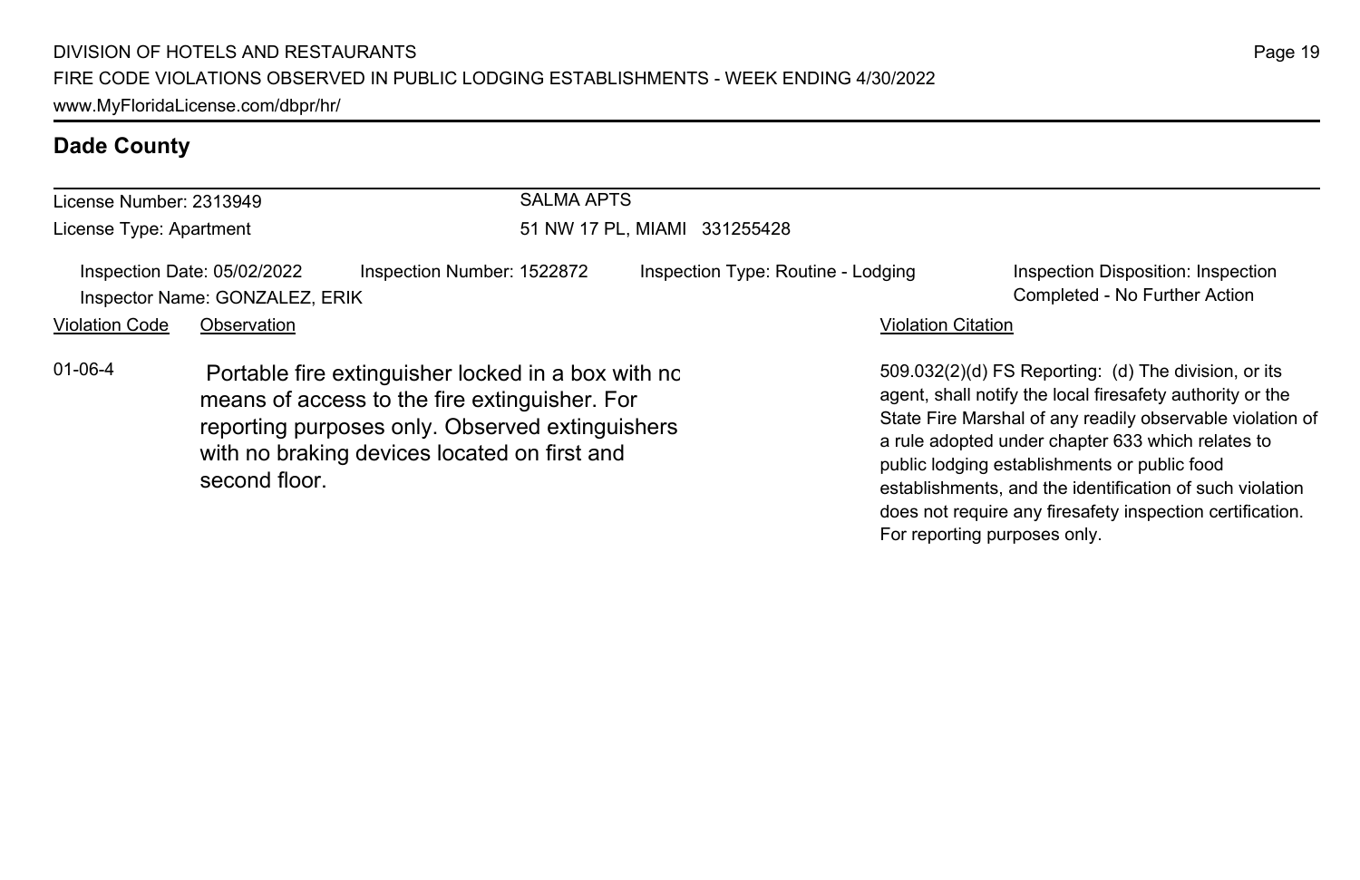## Dade County

License Number: 2313949

License Type: Apartment

**SALMA APTS**

51 NW 17 PL, MIAMI 331255428

Inspection Date: 05/02/2022 | Inspection Number: 1522872 | Inspection Type: Routine - Lodging | Inspection Disposition: Inspection Completed - No Further Action

Inspector Name: GONZALEZ, ERIK

| Violation Code | Observation | Violation Citation |
|---|---|---|
| 01-06-4 | Portable fire extinguisher locked in a box with no means of access to the fire extinguisher. For reporting purposes only. Observed extinguishers with no braking devices located on first and second floor. | 509.032(2)(d) FS Reporting: (d) The division, or its agent, shall notify the local firesafety authority or the State Fire Marshal of any readily observable violation of a rule adopted under chapter 633 which relates to public lodging establishments or public food establishments, and the identification of such violation does not require any firesafety inspection certification. For reporting purposes only. |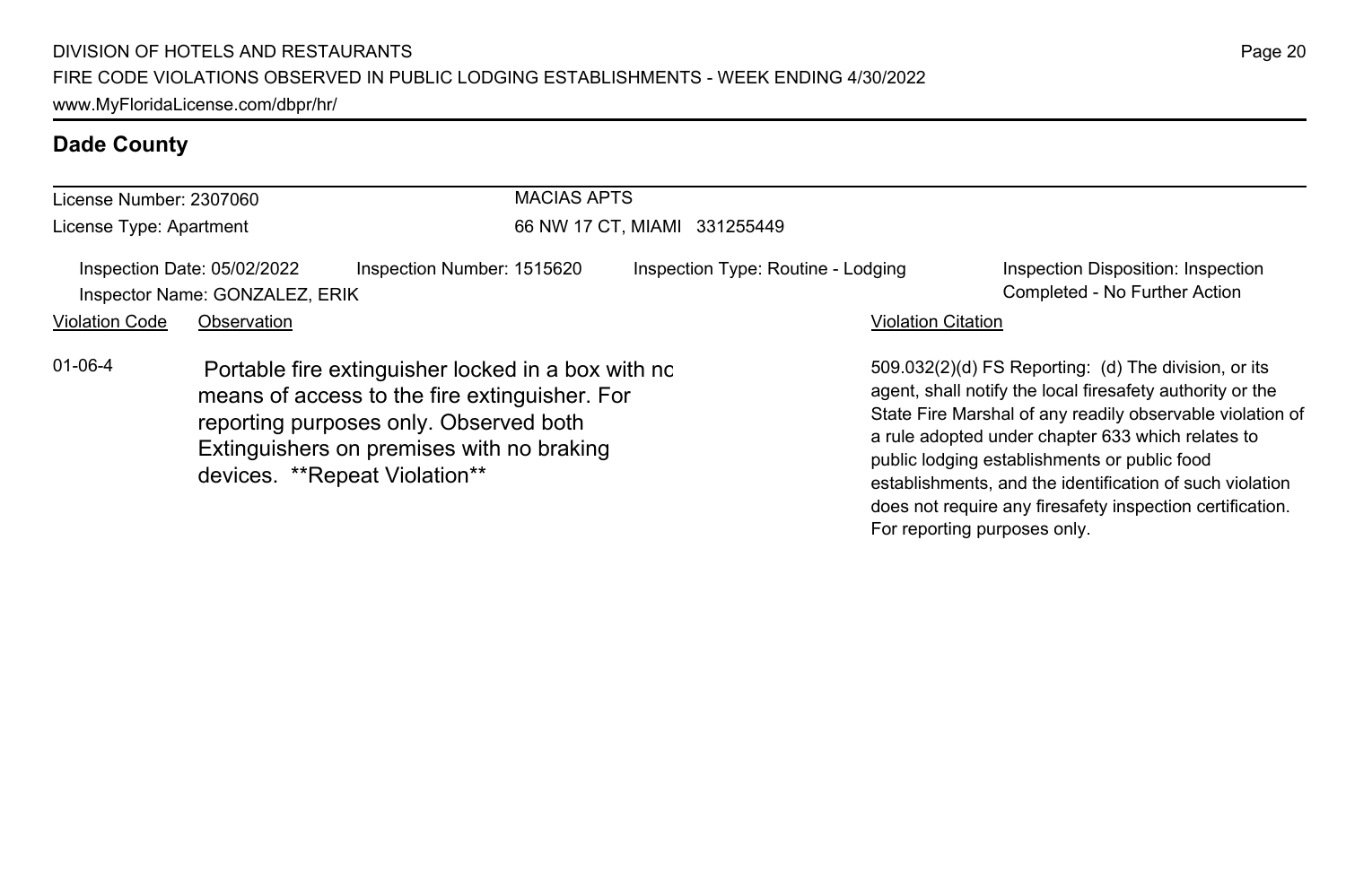## Dade County

License Number: 2307060
License Type: Apartment

MACIAS APTS
66 NW 17 CT, MIAMI 331255449

Inspection Date: 05/02/2022
Inspector Name: GONZALEZ, ERIK
Inspection Number: 1515620
Inspection Type: Routine - Lodging
Inspection Disposition: Inspection Completed - No Further Action

| Violation Code | Observation | Violation Citation |
| --- | --- | --- |
| 01-06-4 | Portable fire extinguisher locked in a box with no means of access to the fire extinguisher. For reporting purposes only. Observed both Extinguishers on premises with no braking devices. **Repeat Violation** | 509.032(2)(d) FS Reporting: (d) The division, or its agent, shall notify the local firesafety authority or the State Fire Marshal of any readily observable violation of a rule adopted under chapter 633 which relates to public lodging establishments or public food establishments, and the identification of such violation does not require any firesafety inspection certification. For reporting purposes only. |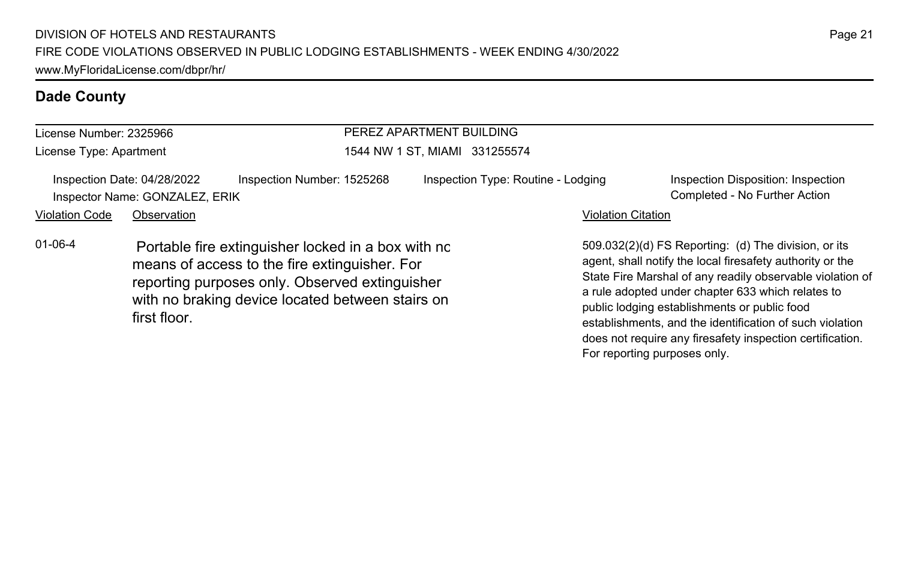## Dade County

License Number: 2325966

License Type: Apartment

PEREZ APARTMENT BUILDING

1544 NW 1 ST, MIAMI 331255574

Inspection Date: 04/28/2022 | Inspection Number: 1525268 | Inspection Type: Routine - Lodging | Inspection Disposition: Inspection Completed - No Further Action

Inspector Name: GONZALEZ, ERIK

| Violation Code | Observation | Violation Citation |
|---|---|---|
| 01-06-4 | Portable fire extinguisher locked in a box with no means of access to the fire extinguisher. For reporting purposes only. Observed extinguisher with no braking device located between stairs on first floor. | 509.032(2)(d) FS Reporting: (d) The division, or its agent, shall notify the local firesafety authority or the State Fire Marshal of any readily observable violation of a rule adopted under chapter 633 which relates to public lodging establishments or public food establishments, and the identification of such violation does not require any firesafety inspection certification. For reporting purposes only. |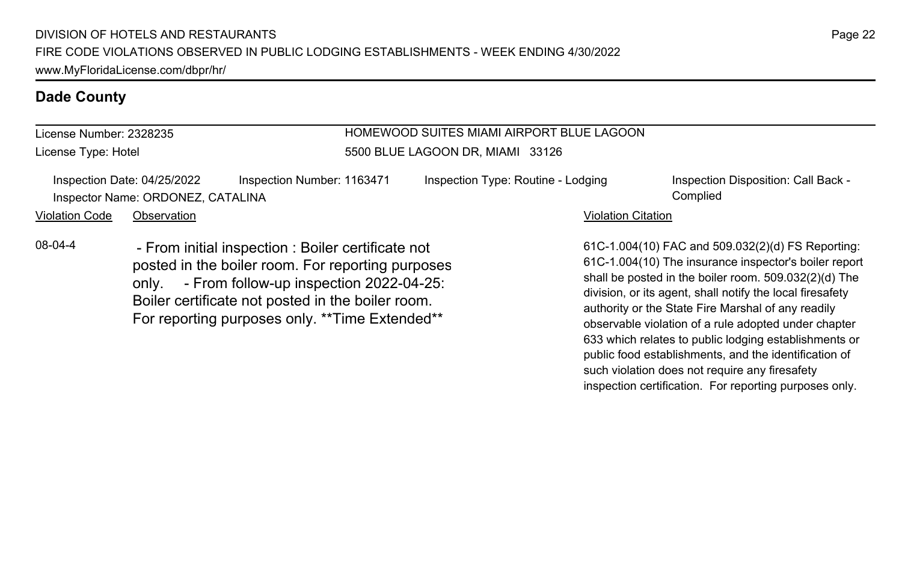## Dade County

License Number: 2328235

License Type: Hotel

HOMEWOOD SUITES MIAMI AIRPORT BLUE LAGOON

5500 BLUE LAGOON DR, MIAMI 33126

Inspection Date: 04/25/2022 | Inspection Number: 1163471 | Inspection Type: Routine - Lodging | Inspection Disposition: Call Back - Complied

Inspector Name: ORDONEZ, CATALINA

| Violation Code | Observation | Violation Citation |
| --- | --- | --- |
| 08-04-4 | - From initial inspection : Boiler certificate not posted in the boiler room. For reporting purposes only. - From follow-up inspection 2022-04-25: Boiler certificate not posted in the boiler room. For reporting purposes only. **Time Extended** | 61C-1.004(10) FAC and 509.032(2)(d) FS Reporting: 61C-1.004(10) The insurance inspector's boiler report shall be posted in the boiler room. 509.032(2)(d) The division, or its agent, shall notify the local firesafety authority or the State Fire Marshal of any readily observable violation of a rule adopted under chapter 633 which relates to public lodging establishments or public food establishments, and the identification of such violation does not require any firesafety inspection certification. For reporting purposes only. |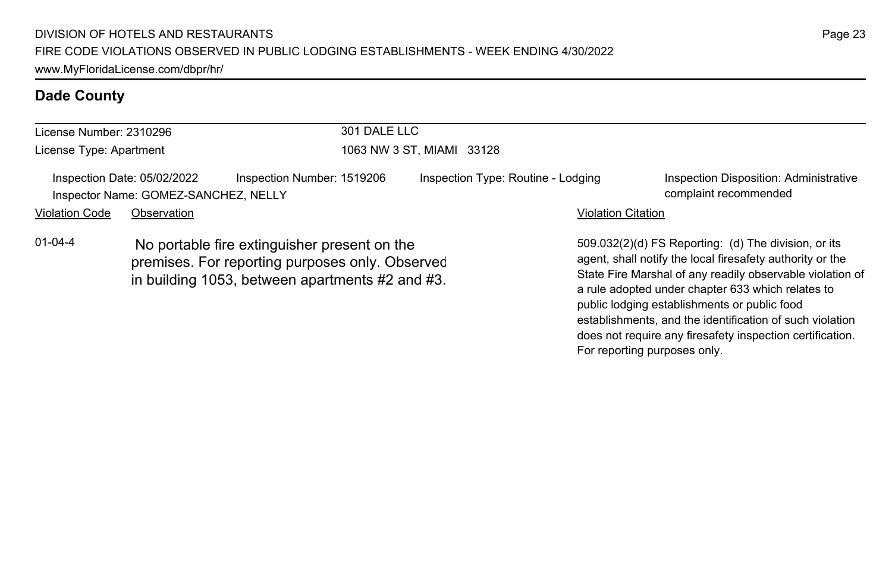## Dade County

License Number: 2310296
License Type: Apartment

301 DALE LLC
1063 NW 3 ST, MIAMI 33128

Inspection Date: 05/02/2022
Inspection Number: 1519206
Inspection Type: Routine - Lodging
Inspection Disposition: Administrative complaint recommended
Inspector Name: GOMEZ-SANCHEZ, NELLY

| Violation Code | Observation | Violation Citation |
| --- | --- | --- |
| 01-04-4 | No portable fire extinguisher present on the premises. For reporting purposes only. Observed in building 1053, between apartments #2 and #3. | 509.032(2)(d) FS Reporting: (d) The division, or its agent, shall notify the local firesafety authority or the State Fire Marshal of any readily observable violation of a rule adopted under chapter 633 which relates to public lodging establishments or public food establishments, and the identification of such violation does not require any firesafety inspection certification. For reporting purposes only. |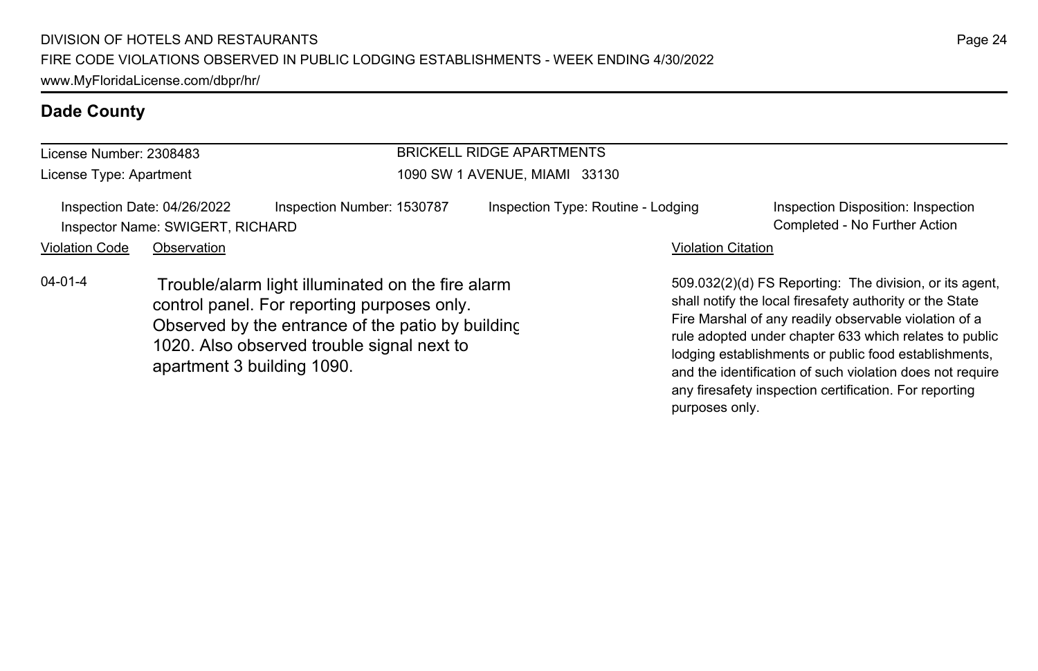## Dade County

License Number: 2308483
License Type: Apartment

BRICKELL RIDGE APARTMENTS
1090 SW 1 AVENUE, MIAMI 33130

Inspection Date: 04/26/2022 | Inspection Number: 1530787 | Inspection Type: Routine - Lodging | Inspection Disposition: Inspection Completed - No Further Action

Inspector Name: SWIGERT, RICHARD

| Violation Code | Observation | Violation Citation |
| --- | --- | --- |
| 04-01-4 | Trouble/alarm light illuminated on the fire alarm control panel. For reporting purposes only. Observed by the entrance of the patio by building 1020. Also observed trouble signal next to apartment 3 building 1090. | 509.032(2)(d) FS Reporting: The division, or its agent, shall notify the local firesafety authority or the State Fire Marshal of any readily observable violation of a rule adopted under chapter 633 which relates to public lodging establishments or public food establishments, and the identification of such violation does not require any firesafety inspection certification. For reporting purposes only. |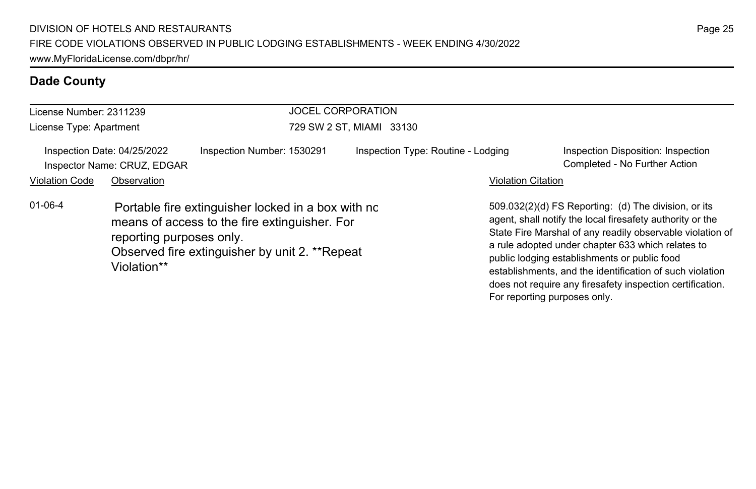## Dade County

License Number: 2311239
License Type: Apartment

JOCEL CORPORATION
729 SW 2 ST, MIAMI 33130

Inspection Date: 04/25/2022
Inspector Name: CRUZ, EDGAR
Inspection Number: 1530291
Inspection Type: Routine - Lodging
Inspection Disposition: Inspection Completed - No Further Action

| Violation Code | Observation | Violation Citation |
| --- | --- | --- |
| 01-06-4 | Portable fire extinguisher locked in a box with no means of access to the fire extinguisher. For reporting purposes only. Observed fire extinguisher by unit 2. **Repeat Violation** | 509.032(2)(d) FS Reporting: (d) The division, or its agent, shall notify the local firesafety authority or the State Fire Marshal of any readily observable violation of a rule adopted under chapter 633 which relates to public lodging establishments or public food establishments, and the identification of such violation does not require any firesafety inspection certification. For reporting purposes only. |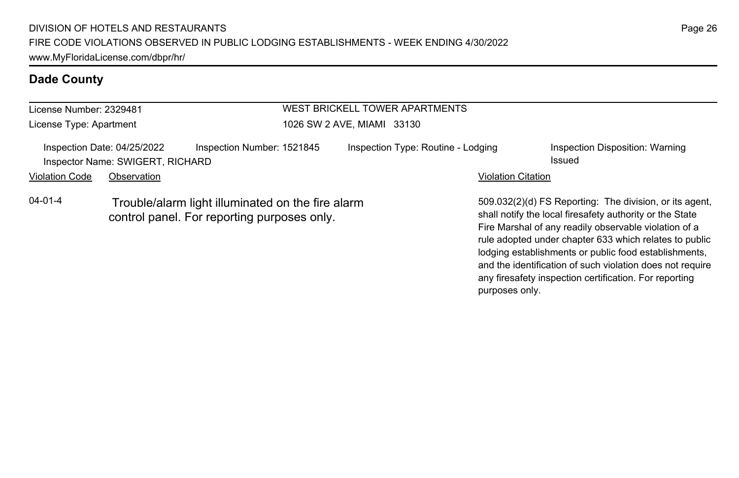## Dade County

License Number: 2329481
License Type: Apartment

WEST BRICKELL TOWER APARTMENTS
1026 SW 2 AVE, MIAMI 33130

Inspection Date: 04/25/2022
Inspector Name: SWIGERT, RICHARD
Inspection Number: 1521845
Inspection Type: Routine - Lodging
Inspection Disposition: Warning Issued

| Violation Code | Observation | Violation Citation |
| --- | --- | --- |
| 04-01-4 | Trouble/alarm light illuminated on the fire alarm control panel. For reporting purposes only. | 509.032(2)(d) FS Reporting: The division, or its agent, shall notify the local firesafety authority or the State Fire Marshal of any readily observable violation of a rule adopted under chapter 633 which relates to public lodging establishments or public food establishments, and the identification of such violation does not require any firesafety inspection certification. For reporting purposes only. |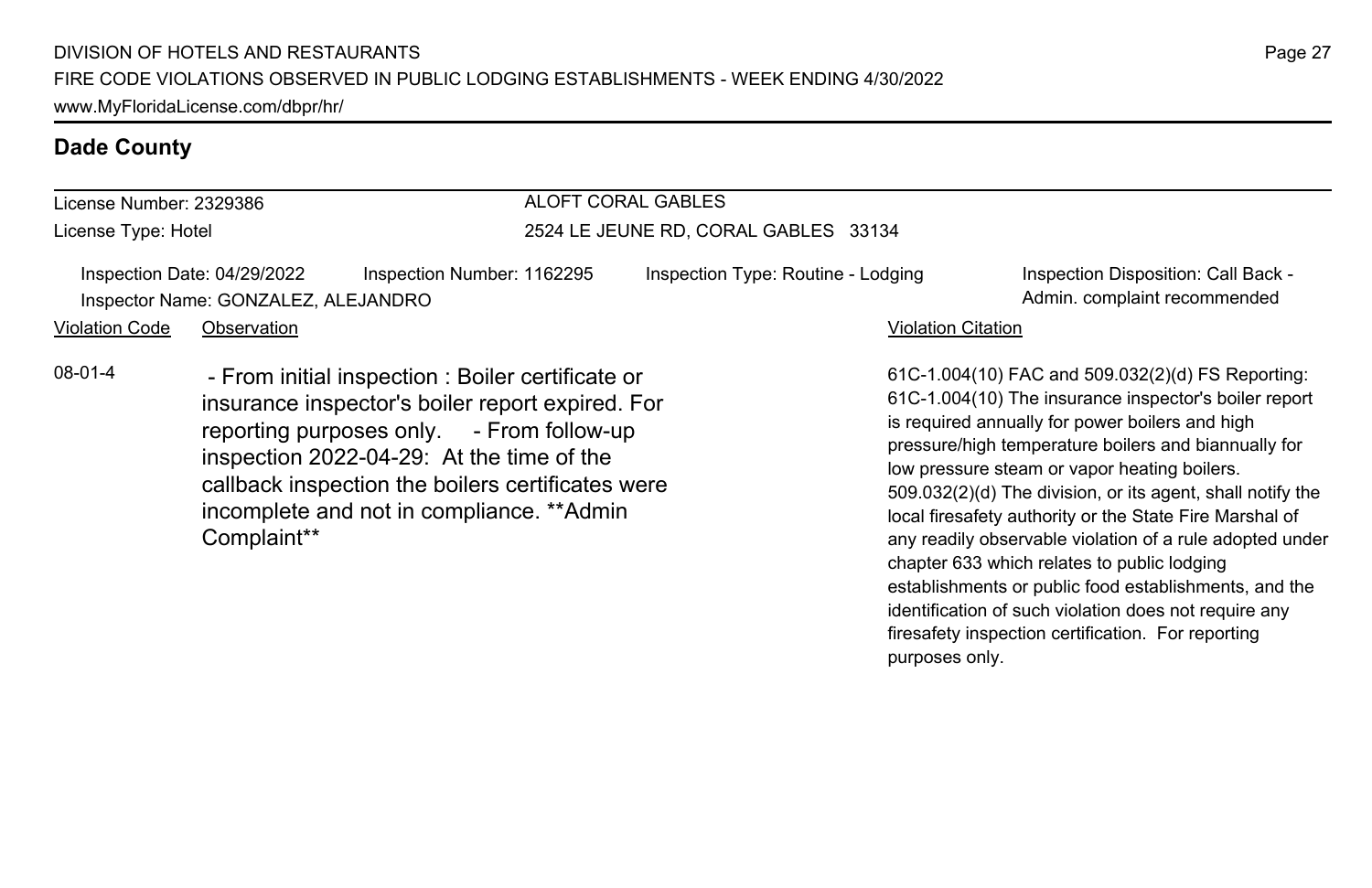## Dade County

License Number: 2329386
License Type: Hotel

ALOFT CORAL GABLES
2524 LE JEUNE RD, CORAL GABLES 33134

Inspection Date: 04/29/2022
Inspection Number: 1162295
Inspection Type: Routine - Lodging
Inspection Disposition: Call Back - Admin. complaint recommended
Inspector Name: GONZALEZ, ALEJANDRO

| Violation Code | Observation | Violation Citation |
| --- | --- | --- |
| 08-01-4 | - From initial inspection : Boiler certificate or insurance inspector's boiler report expired. For reporting purposes only. - From follow-up inspection 2022-04-29: At the time of the callback inspection the boilers certificates were incomplete and not in compliance. **Admin Complaint** | 61C-1.004(10) FAC and 509.032(2)(d) FS Reporting: 61C-1.004(10) The insurance inspector's boiler report is required annually for power boilers and high pressure/high temperature boilers and biannually for low pressure steam or vapor heating boilers. 509.032(2)(d) The division, or its agent, shall notify the local firesafety authority or the State Fire Marshal of any readily observable violation of a rule adopted under chapter 633 which relates to public lodging establishments or public food establishments, and the identification of such violation does not require any firesafety inspection certification. For reporting purposes only. |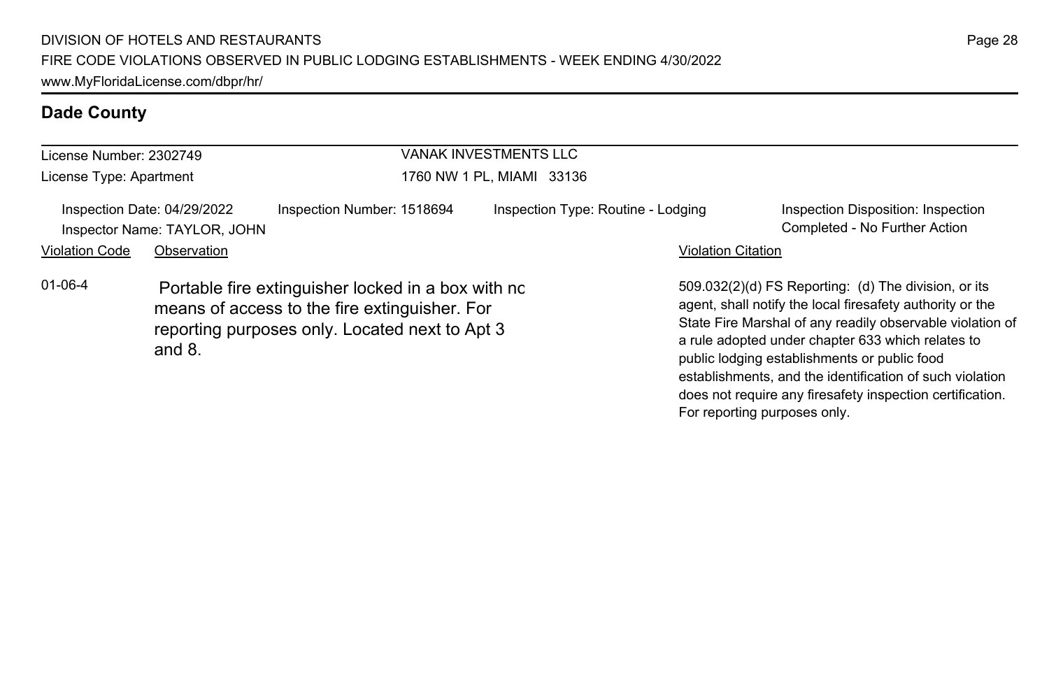## Dade County

License Number: 2302749
License Type: Apartment

VANAK INVESTMENTS LLC
1760 NW 1 PL, MIAMI 33136

Inspection Date: 04/29/2022
Inspector Name: TAYLOR, JOHN
Inspection Number: 1518694
Inspection Type: Routine - Lodging
Inspection Disposition: Inspection Completed - No Further Action

| Violation Code | Observation | Violation Citation |
| --- | --- | --- |
| 01-06-4 | Portable fire extinguisher locked in a box with no means of access to the fire extinguisher. For reporting purposes only. Located next to Apt 3 and 8. | 509.032(2)(d) FS Reporting: (d) The division, or its agent, shall notify the local firesafety authority or the State Fire Marshal of any readily observable violation of a rule adopted under chapter 633 which relates to public lodging establishments or public food establishments, and the identification of such violation does not require any firesafety inspection certification. For reporting purposes only. |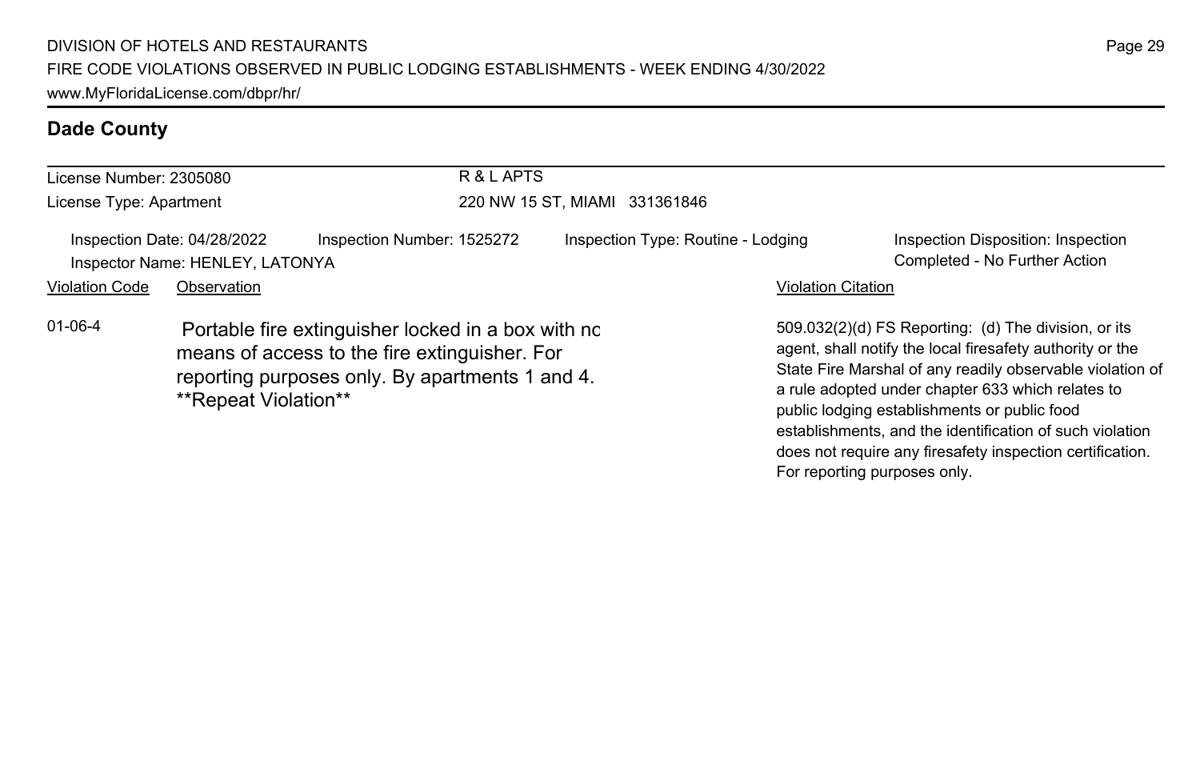## Dade County

License Number: 2305080
License Type: Apartment

R & L APTS
220 NW 15 ST, MIAMI 331361846

Inspection Date: 04/28/2022
Inspection Number: 1525272
Inspection Type: Routine - Lodging
Inspection Disposition: Inspection Completed - No Further Action
Inspector Name: HENLEY, LATONYA

| Violation Code | Observation | Violation Citation |
| --- | --- | --- |
| 01-06-4 | Portable fire extinguisher locked in a box with no means of access to the fire extinguisher. For reporting purposes only. By apartments 1 and 4. **Repeat Violation** | 509.032(2)(d) FS Reporting: (d) The division, or its agent, shall notify the local firesafety authority or the State Fire Marshal of any readily observable violation of a rule adopted under chapter 633 which relates to public lodging establishments or public food establishments, and the identification of such violation does not require any firesafety inspection certification. For reporting purposes only. |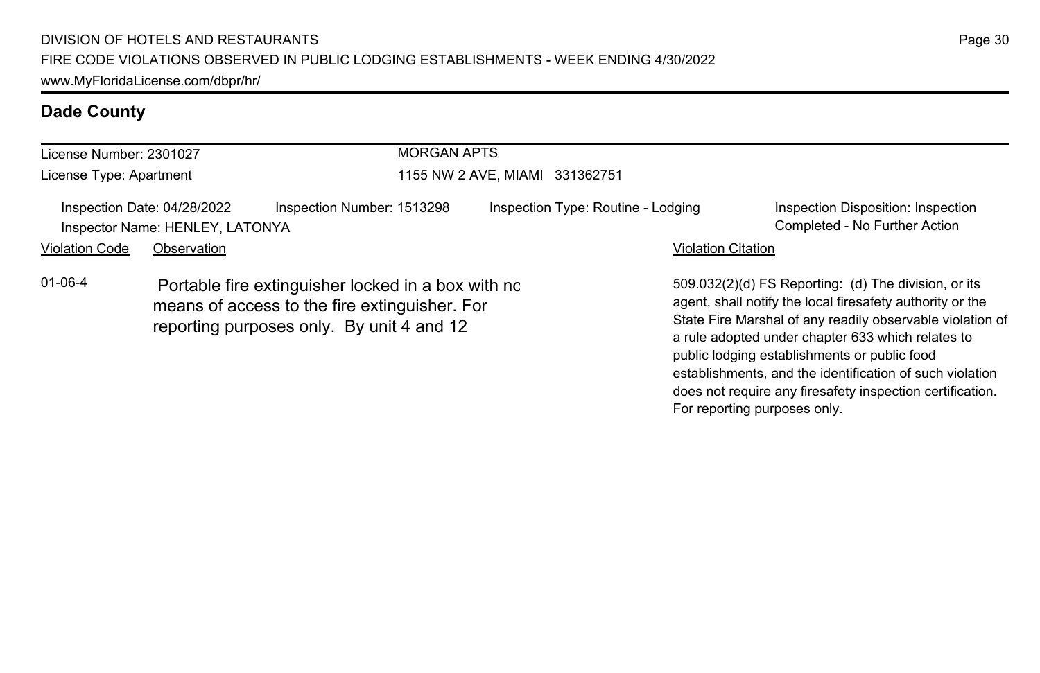## Dade County

License Number: 2301027
License Type: Apartment

MORGAN APTS
1155 NW 2 AVE, MIAMI 331362751

Inspection Date: 04/28/2022
Inspector Name: HENLEY, LATONYA

Inspection Number: 1513298

Inspection Type: Routine - Lodging

Inspection Disposition: Inspection Completed - No Further Action

| Violation Code | Observation | Violation Citation |
| --- | --- | --- |
| 01-06-4 | Portable fire extinguisher locked in a box with no means of access to the fire extinguisher. For reporting purposes only. By unit 4 and 12 | 509.032(2)(d) FS Reporting: (d) The division, or its agent, shall notify the local firesafety authority or the State Fire Marshal of any readily observable violation of a rule adopted under chapter 633 which relates to public lodging establishments or public food establishments, and the identification of such violation does not require any firesafety inspection certification. For reporting purposes only. |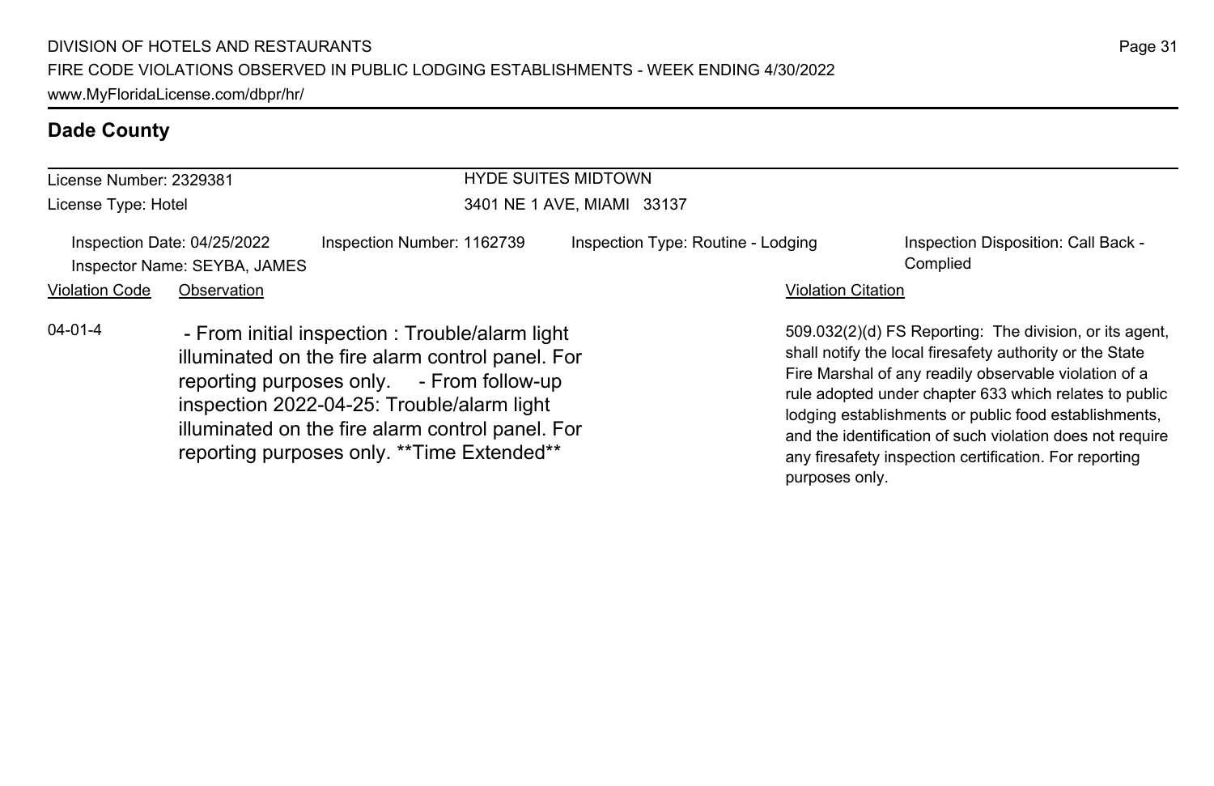## Dade County

| License Number: 2329381 | HYDE SUITES MIDTOWN |
| --- | --- |
| License Type: Hotel | 3401 NE 1 AVE, MIAMI 33137 |

| Inspection Date: 04/25/2022 | Inspection Number: 1162739 | Inspection Type: Routine - Lodging | Inspection Disposition: Call Back - Complied |
| --- | --- | --- | --- |
| Inspector Name: SEYBA, JAMES | | | |

| Violation Code | Observation | Violation Citation |
| --- | --- | --- |
| 04-01-4 | - From initial inspection : Trouble/alarm light illuminated on the fire alarm control panel. For reporting purposes only. - From follow-up inspection 2022-04-25: Trouble/alarm light illuminated on the fire alarm control panel. For reporting purposes only. **Time Extended** | 509.032(2)(d) FS Reporting: The division, or its agent, shall notify the local firesafety authority or the State Fire Marshal of any readily observable violation of a rule adopted under chapter 633 which relates to public lodging establishments or public food establishments, and the identification of such violation does not require any firesafety inspection certification. For reporting purposes only. |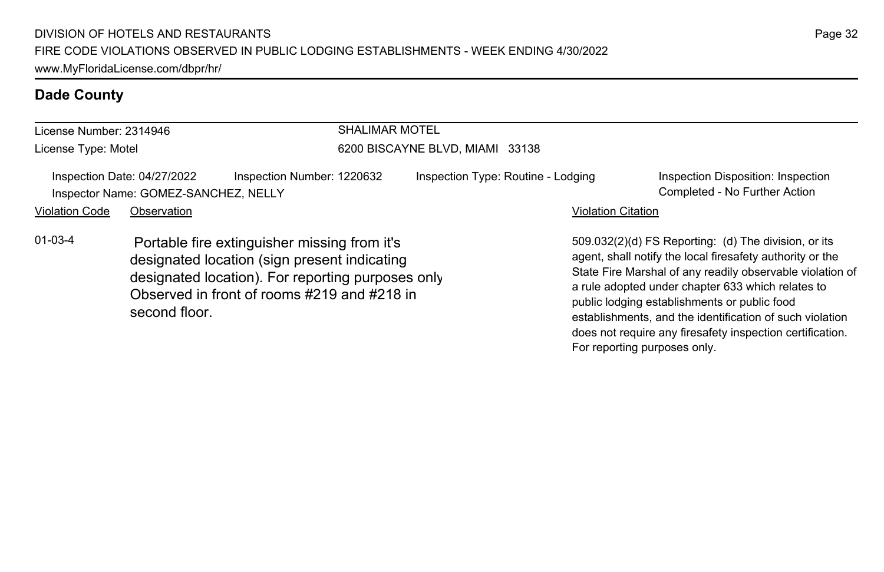## Dade County

License Number: 2314946
License Type: Motel

SHALIMAR MOTEL
6200 BISCAYNE BLVD, MIAMI 33138

Inspection Date: 04/27/2022 | Inspection Number: 1220632 | Inspection Type: Routine - Lodging | Inspection Disposition: Inspection Completed - No Further Action

Inspector Name: GOMEZ-SANCHEZ, NELLY

| Violation Code | Observation | Violation Citation |
| --- | --- | --- |
| 01-03-4 | Portable fire extinguisher missing from it's designated location (sign present indicating designated location). For reporting purposes only Observed in front of rooms #219 and #218 in second floor. | 509.032(2)(d) FS Reporting: (d) The division, or its agent, shall notify the local firesafety authority or the State Fire Marshal of any readily observable violation of a rule adopted under chapter 633 which relates to public lodging establishments or public food establishments, and the identification of such violation does not require any firesafety inspection certification. For reporting purposes only. |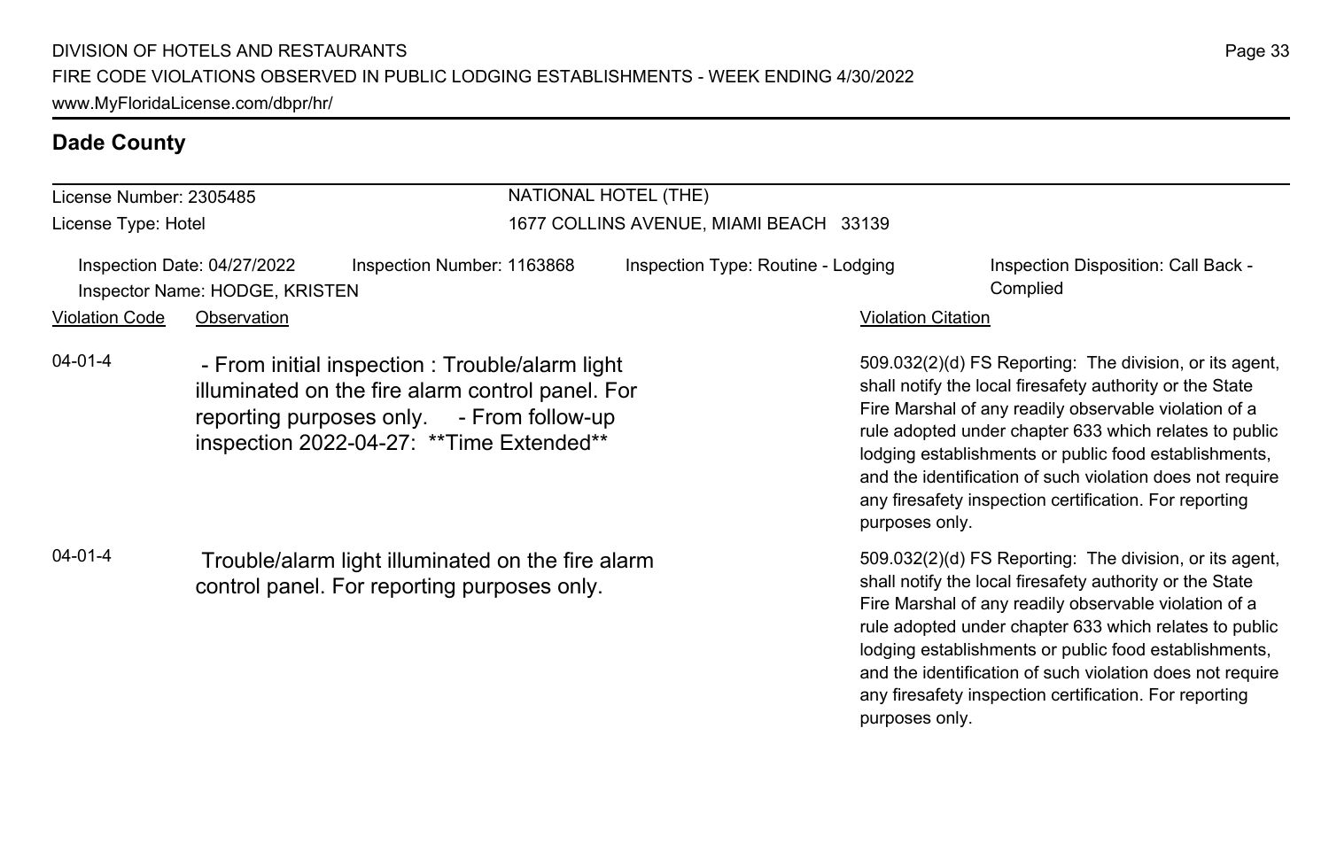## Dade County

License Number: 2305485

License Type: Hotel

NATIONAL HOTEL (THE)

1677 COLLINS AVENUE, MIAMI BEACH 33139

Inspection Date: 04/27/2022

Inspector Name: HODGE, KRISTEN

Inspection Number: 1163868

Inspection Type: Routine - Lodging

Inspection Disposition: Call Back - Complied

| Violation Code | Observation | Violation Citation |
|---|---|---|
| 04-01-4 | - From initial inspection : Trouble/alarm light illuminated on the fire alarm control panel. For reporting purposes only. - From follow-up inspection 2022-04-27: **Time Extended** | 509.032(2)(d) FS Reporting: The division, or its agent, shall notify the local firesafety authority or the State Fire Marshal of any readily observable violation of a rule adopted under chapter 633 which relates to public lodging establishments or public food establishments, and the identification of such violation does not require any firesafety inspection certification. For reporting purposes only. |
| 04-01-4 | Trouble/alarm light illuminated on the fire alarm control panel. For reporting purposes only. | 509.032(2)(d) FS Reporting: The division, or its agent, shall notify the local firesafety authority or the State Fire Marshal of any readily observable violation of a rule adopted under chapter 633 which relates to public lodging establishments or public food establishments, and the identification of such violation does not require any firesafety inspection certification. For reporting purposes only. |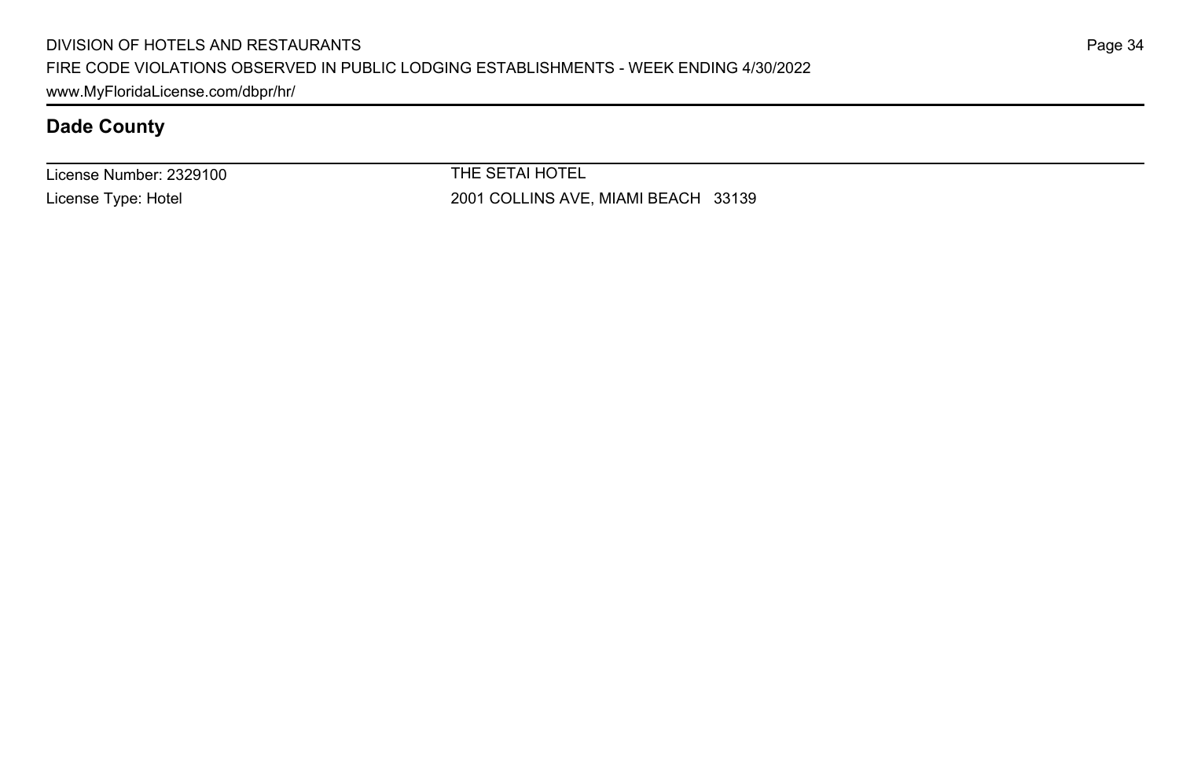## Dade County

| License Number: 2329100 | THE SETAI HOTEL |
|---|---|
| License Type: Hotel | 2001 COLLINS AVE, MIAMI BEACH 33139 |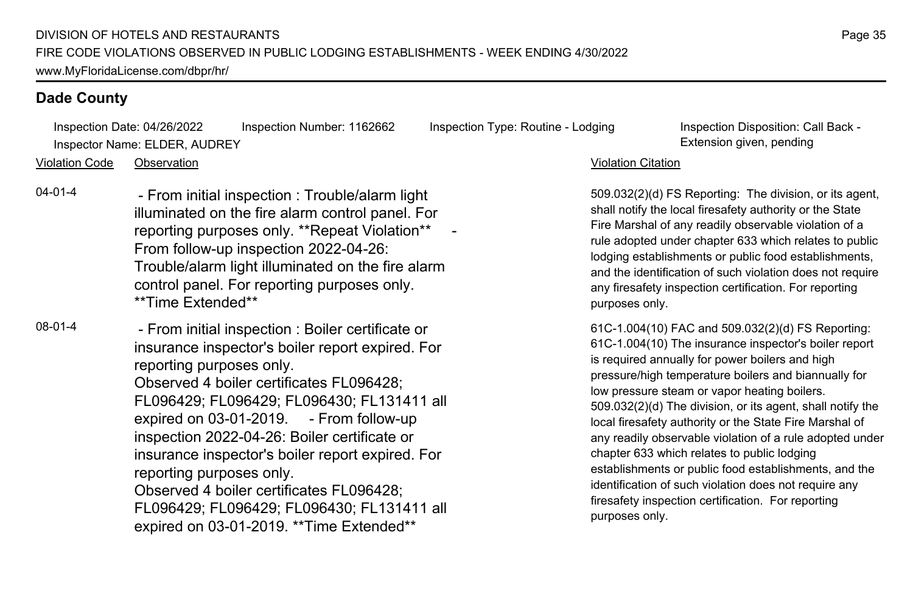## Dade County

Inspection Date: 04/26/2022 | Inspection Number: 1162662 | Inspection Type: Routine - Lodging | Inspection Disposition: Call Back - Extension given, pending

Inspector Name: ELDER, AUDREY

| Violation Code | Observation | Violation Citation |
| --- | --- | --- |
| 04-01-4 | - From initial inspection : Trouble/alarm light illuminated on the fire alarm control panel. For reporting purposes only. **Repeat Violation** - From follow-up inspection 2022-04-26: Trouble/alarm light illuminated on the fire alarm control panel. For reporting purposes only. **Time Extended** | 509.032(2)(d) FS Reporting: The division, or its agent, shall notify the local firesafety authority or the State Fire Marshal of any readily observable violation of a rule adopted under chapter 633 which relates to public lodging establishments or public food establishments, and the identification of such violation does not require any firesafety inspection certification. For reporting purposes only. |
| 08-01-4 | - From initial inspection : Boiler certificate or insurance inspector's boiler report expired. For reporting purposes only. Observed 4 boiler certificates FL096428; FL096429; FL096429; FL096430; FL131411 all expired on 03-01-2019. - From follow-up inspection 2022-04-26: Boiler certificate or insurance inspector's boiler report expired. For reporting purposes only. Observed 4 boiler certificates FL096428; FL096429; FL096429; FL096430; FL131411 all expired on 03-01-2019. **Time Extended** | 61C-1.004(10) FAC and 509.032(2)(d) FS Reporting: 61C-1.004(10) The insurance inspector's boiler report is required annually for power boilers and high pressure/high temperature boilers and biannually for low pressure steam or vapor heating boilers. 509.032(2)(d) The division, or its agent, shall notify the local firesafety authority or the State Fire Marshal of any readily observable violation of a rule adopted under chapter 633 which relates to public lodging establishments or public food establishments, and the identification of such violation does not require any firesafety inspection certification. For reporting purposes only. |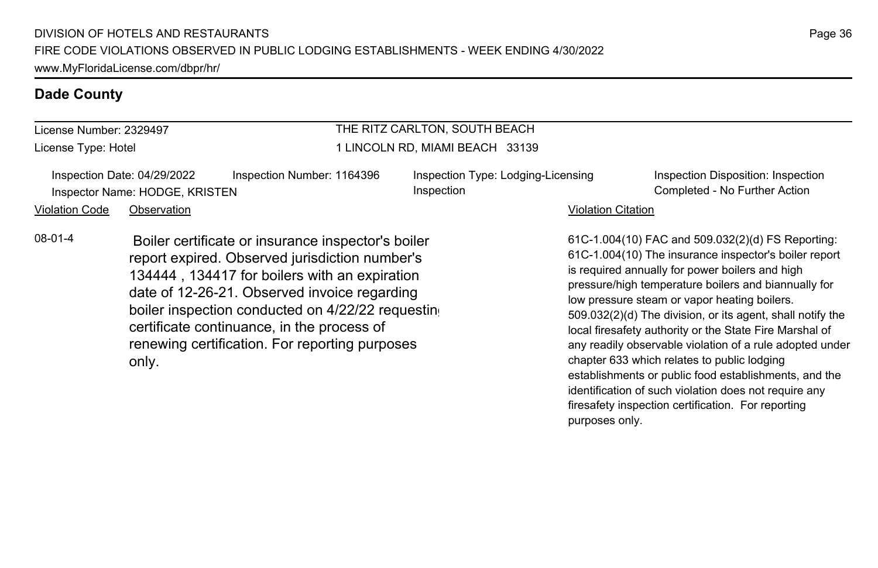## Dade County

License Number: 2329497
License Type: Hotel

THE RITZ CARLTON, SOUTH BEACH
1 LINCOLN RD, MIAMI BEACH 33139

Inspection Date: 04/29/2022
Inspector Name: HODGE, KRISTEN
Inspection Number: 1164396
Inspection Type: Lodging-Licensing Inspection
Inspection Disposition: Inspection Completed - No Further Action

| Violation Code | Observation | Violation Citation |
| --- | --- | --- |
| 08-01-4 | Boiler certificate or insurance inspector's boiler report expired. Observed jurisdiction number's 134444 , 134417 for boilers with an expiration date of 12-26-21. Observed invoice regarding boiler inspection conducted on 4/22/22 requesting certificate continuance, in the process of renewing certification. For reporting purposes only. | 61C-1.004(10) FAC and 509.032(2)(d) FS Reporting: 61C-1.004(10) The insurance inspector's boiler report is required annually for power boilers and high pressure/high temperature boilers and biannually for low pressure steam or vapor heating boilers. 509.032(2)(d) The division, or its agent, shall notify the local firesafety authority or the State Fire Marshal of any readily observable violation of a rule adopted under chapter 633 which relates to public lodging establishments or public food establishments, and the identification of such violation does not require any firesafety inspection certification. For reporting purposes only. |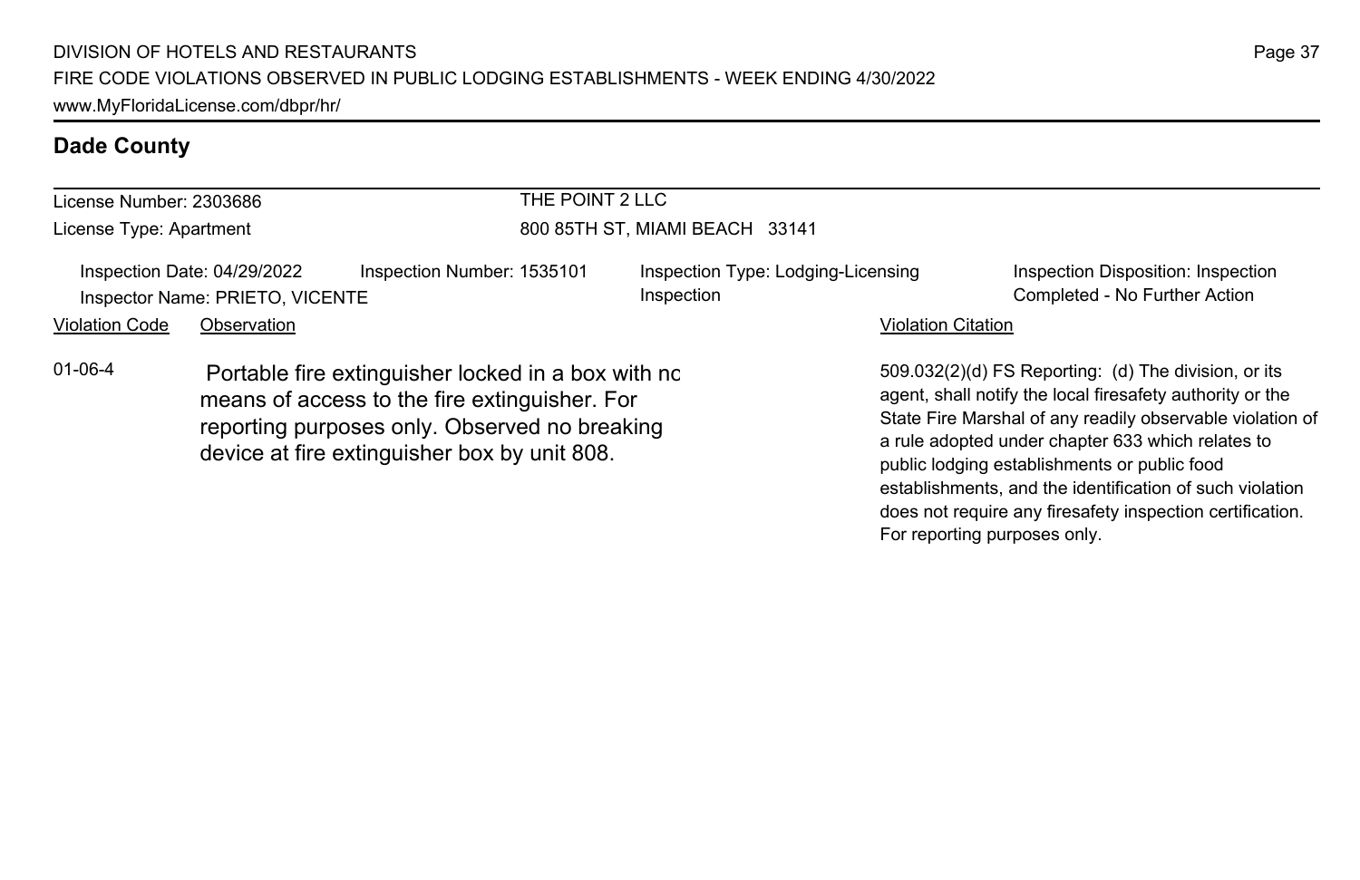## Dade County

License Number: 2303686
License Type: Apartment

THE POINT 2 LLC
800 85TH ST, MIAMI BEACH 33141

Inspection Date: 04/29/2022
Inspector Name: PRIETO, VICENTE
Inspection Number: 1535101
Inspection Type: Lodging-Licensing Inspection
Inspection Disposition: Inspection Completed - No Further Action

| Violation Code | Observation | Violation Citation |
| --- | --- | --- |
| 01-06-4 | Portable fire extinguisher locked in a box with no means of access to the fire extinguisher. For reporting purposes only. Observed no breaking device at fire extinguisher box by unit 808. | 509.032(2)(d) FS Reporting: (d) The division, or its agent, shall notify the local firesafety authority or the State Fire Marshal of any readily observable violation of a rule adopted under chapter 633 which relates to public lodging establishments or public food establishments, and the identification of such violation does not require any firesafety inspection certification. For reporting purposes only. |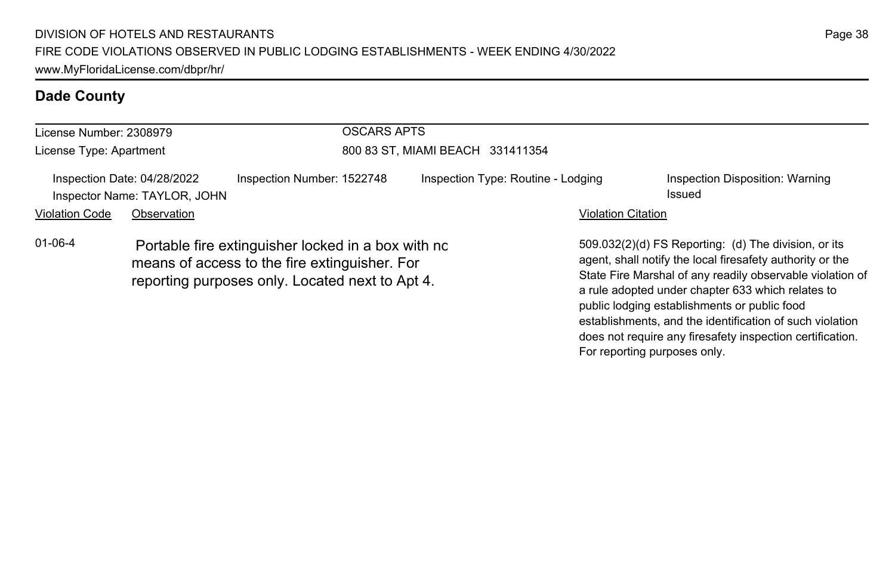## Dade County

License Number: 2308979
License Type: Apartment

OSCARS APTS
800 83 ST, MIAMI BEACH 331411354

Inspection Date: 04/28/2022
Inspector Name: TAYLOR, JOHN
Inspection Number: 1522748
Inspection Type: Routine - Lodging
Inspection Disposition: Warning Issued

| Violation Code | Observation | Violation Citation |
| --- | --- | --- |
| 01-06-4 | Portable fire extinguisher locked in a box with nc means of access to the fire extinguisher. For reporting purposes only. Located next to Apt 4. | 509.032(2)(d) FS Reporting: (d) The division, or its agent, shall notify the local firesafety authority or the State Fire Marshal of any readily observable violation of a rule adopted under chapter 633 which relates to public lodging establishments or public food establishments, and the identification of such violation does not require any firesafety inspection certification. For reporting purposes only. |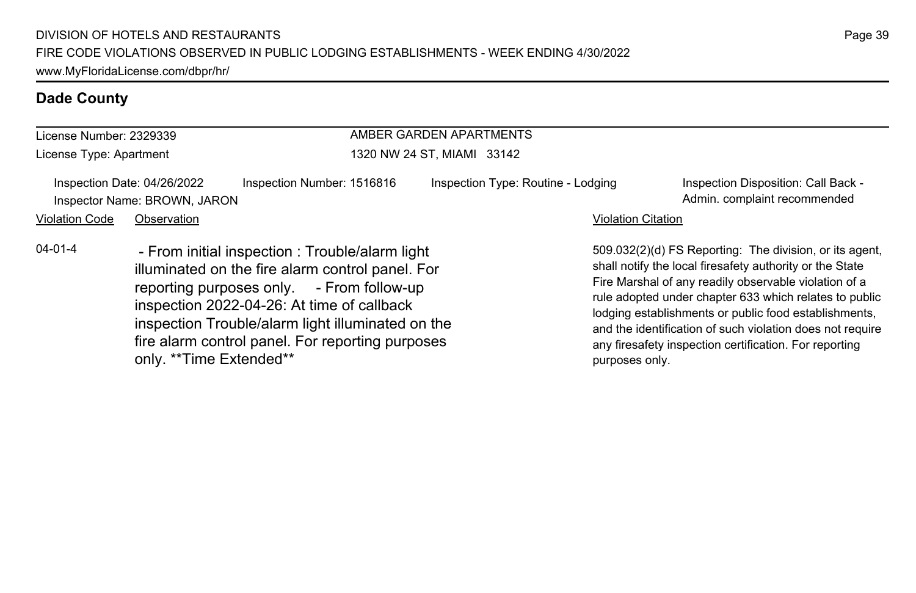## Dade County

License Number: 2329339

License Type: Apartment

AMBER GARDEN APARTMENTS

1320 NW 24 ST, MIAMI 33142

Inspection Date: 04/26/2022

Inspector Name: BROWN, JARON

Inspection Number: 1516816

Inspection Type: Routine - Lodging

Inspection Disposition: Call Back - Admin. complaint recommended

| Violation Code | Observation | Violation Citation |
| --- | --- | --- |
| 04-01-4 | - From initial inspection : Trouble/alarm light illuminated on the fire alarm control panel. For reporting purposes only. - From follow-up inspection 2022-04-26: At time of callback inspection Trouble/alarm light illuminated on the fire alarm control panel. For reporting purposes only. **Time Extended** | 509.032(2)(d) FS Reporting: The division, or its agent, shall notify the local firesafety authority or the State Fire Marshal of any readily observable violation of a rule adopted under chapter 633 which relates to public lodging establishments or public food establishments, and the identification of such violation does not require any firesafety inspection certification. For reporting purposes only. |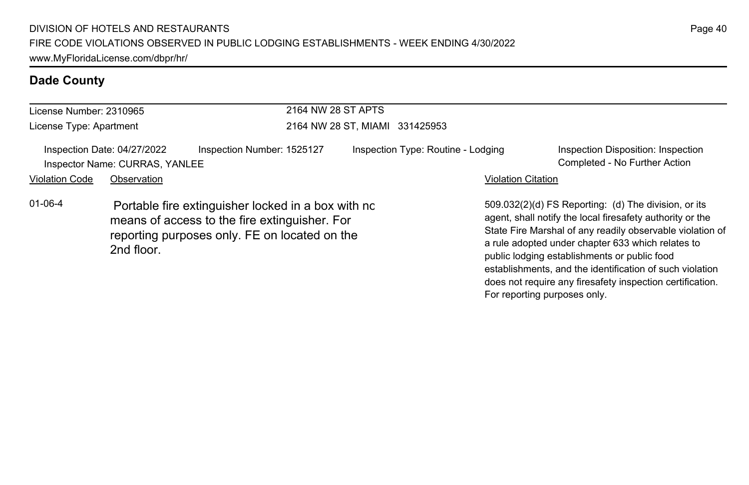## Dade County

| License Number: 2310965 | 2164 NW 28 ST APTS |
| --- | --- |
| License Type: Apartment | 2164 NW 28 ST, MIAMI 331425953 |

| Inspection Date: 04/27/2022 | Inspection Number: 1525127 | Inspection Type: Routine - Lodging | Inspection Disposition: Inspection Completed - No Further Action |
| --- | --- | --- | --- |
| Inspector Name: CURRAS, YANLEE | | | |

| Violation Code | Observation | Violation Citation |
| --- | --- | --- |
| 01-06-4 | Portable fire extinguisher locked in a box with nc means of access to the fire extinguisher. For reporting purposes only. FE on located on the 2nd floor. | 509.032(2)(d) FS Reporting: (d) The division, or its agent, shall notify the local firesafety authority or the State Fire Marshal of any readily observable violation of a rule adopted under chapter 633 which relates to public lodging establishments or public food establishments, and the identification of such violation does not require any firesafety inspection certification. For reporting purposes only. |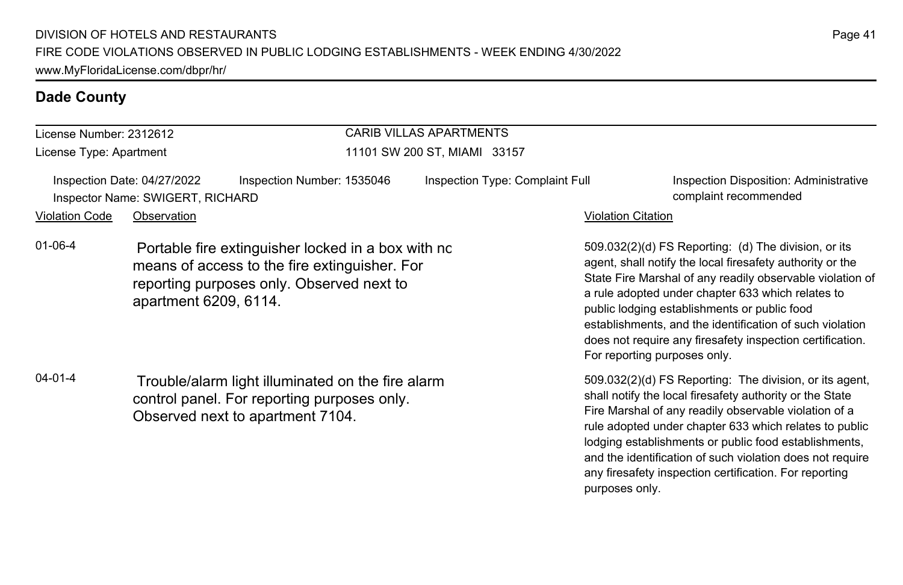## Dade County

| License Number: 2312612 | CARIB VILLAS APARTMENTS |
| --- | --- |
| License Type: Apartment | 11101 SW 200 ST, MIAMI 33157 |

Inspection Date: 04/27/2022 | Inspection Number: 1535046 | Inspection Type: Complaint Full | Inspection Disposition: Administrative complaint recommended

Inspector Name: SWIGERT, RICHARD

| Violation Code | Observation | Violation Citation |
| --- | --- | --- |
| 01-06-4 | Portable fire extinguisher locked in a box with nc means of access to the fire extinguisher. For reporting purposes only. Observed next to apartment 6209, 6114. | 509.032(2)(d) FS Reporting: (d) The division, or its agent, shall notify the local firesafety authority or the State Fire Marshal of any readily observable violation of a rule adopted under chapter 633 which relates to public lodging establishments or public food establishments, and the identification of such violation does not require any firesafety inspection certification. For reporting purposes only. |
| 04-01-4 | Trouble/alarm light illuminated on the fire alarm control panel. For reporting purposes only. Observed next to apartment 7104. | 509.032(2)(d) FS Reporting: The division, or its agent, shall notify the local firesafety authority or the State Fire Marshal of any readily observable violation of a rule adopted under chapter 633 which relates to public lodging establishments or public food establishments, and the identification of such violation does not require any firesafety inspection certification. For reporting purposes only. |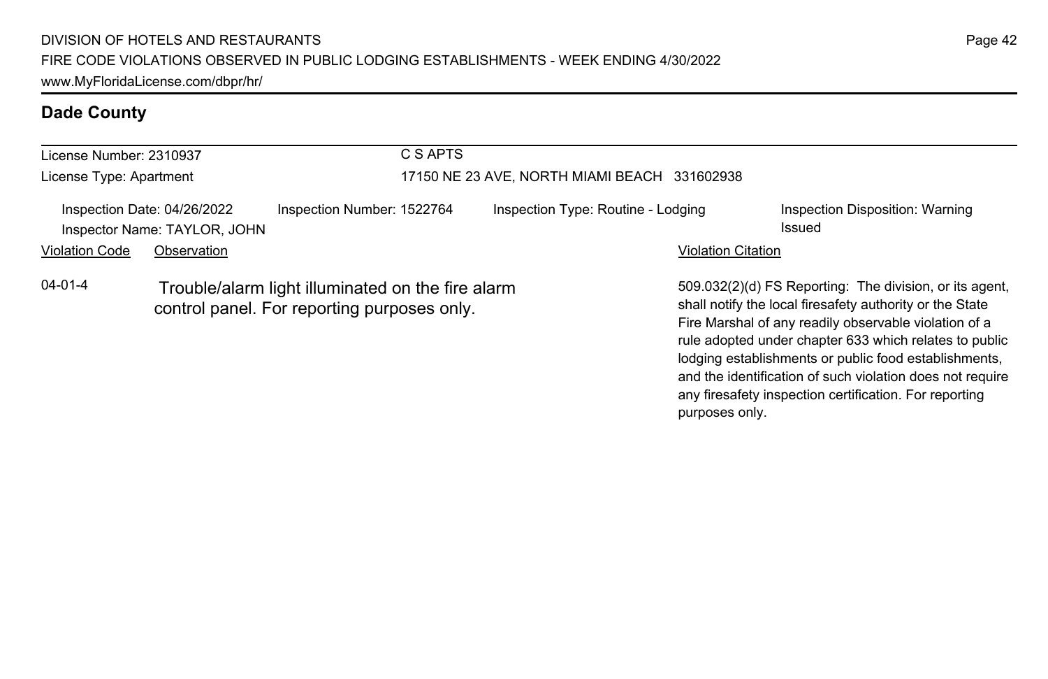## Dade County

| License Number: 2310937 | C S APTS |
|---|---|
| License Type: Apartment | 17150 NE 23 AVE, NORTH MIAMI BEACH 331602938 |

| Inspection Date: 04/26/2022 | Inspection Number: 1522764 | Inspection Type: Routine - Lodging | Inspection Disposition: Warning Issued |
|---|---|---|---|
| Inspector Name: TAYLOR, JOHN | | | |

| Violation Code | Observation | Violation Citation |
|---|---|---|
| 04-01-4 | Trouble/alarm light illuminated on the fire alarm control panel. For reporting purposes only. | 509.032(2)(d) FS Reporting: The division, or its agent, shall notify the local firesafety authority or the State Fire Marshal of any readily observable violation of a rule adopted under chapter 633 which relates to public lodging establishments or public food establishments, and the identification of such violation does not require any firesafety inspection certification. For reporting purposes only. |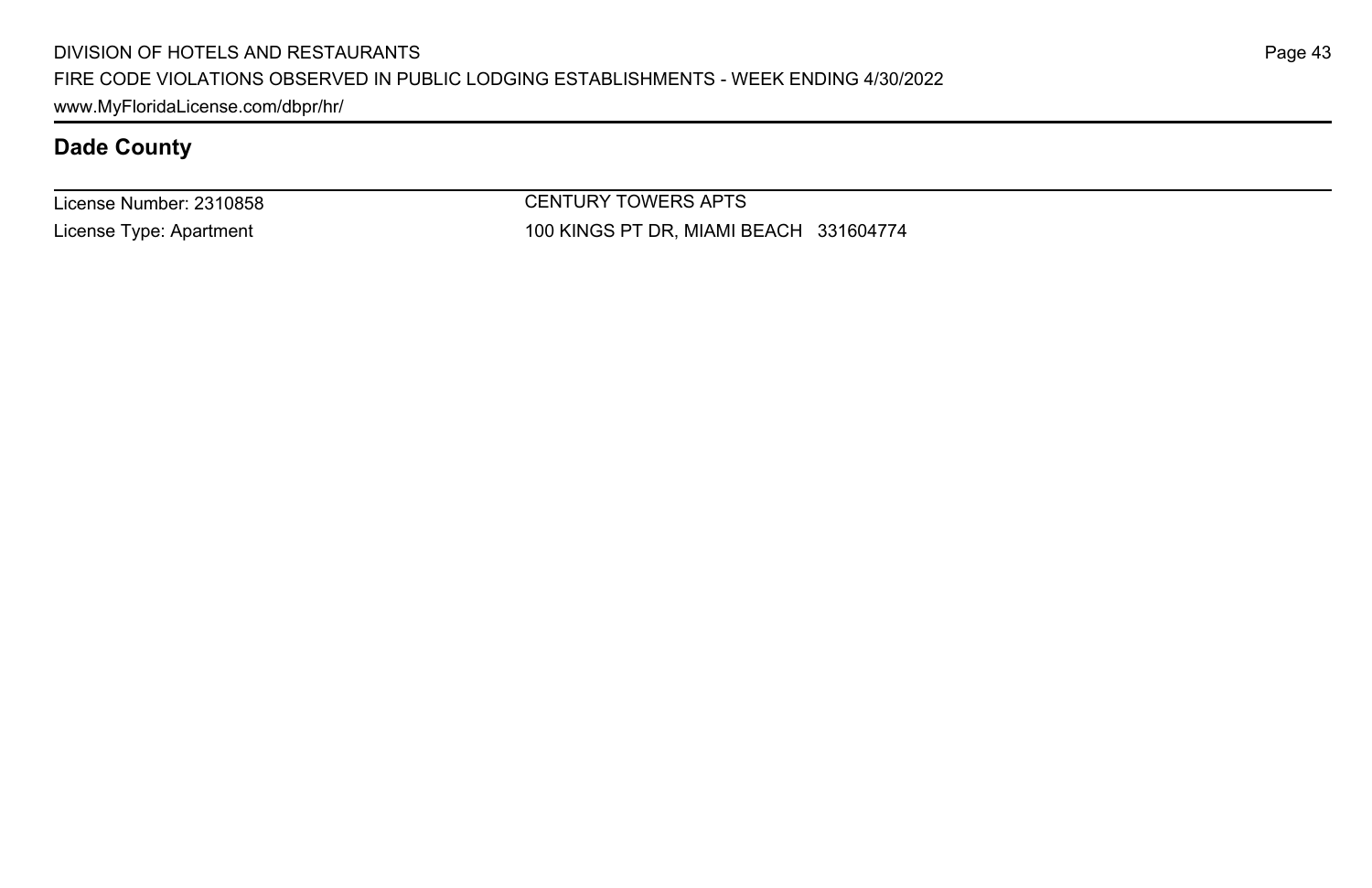## Dade County

| License Number: 2310858 | CENTURY TOWERS APTS |
| --- | --- |
| License Type: Apartment | 100 KINGS PT DR, MIAMI BEACH 331604774 |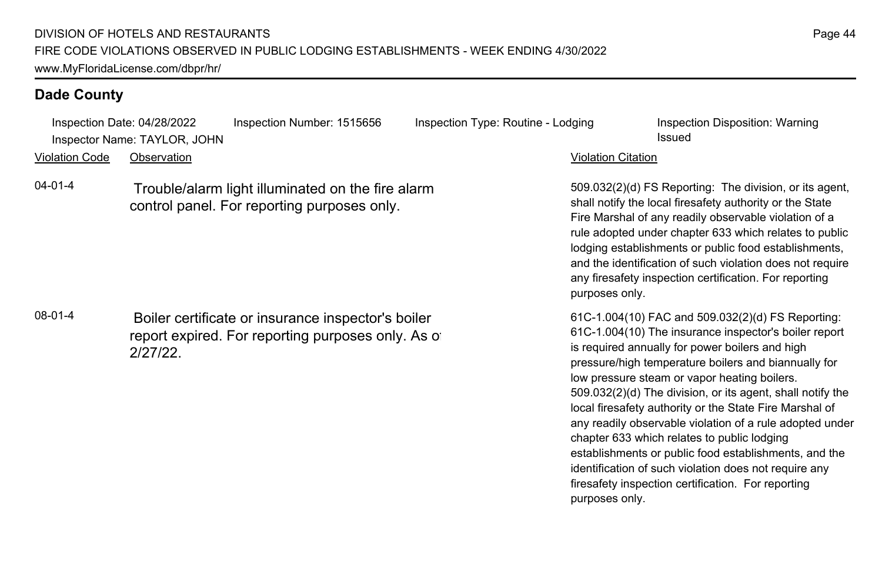## Dade County

Inspection Date: 04/28/2022 Inspection Number: 1515656 Inspection Type: Routine - Lodging Inspection Disposition: Warning Issued
Inspector Name: TAYLOR, JOHN

| Violation Code | Observation | Violation Citation |
| --- | --- | --- |
| 04-01-4 | Trouble/alarm light illuminated on the fire alarm control panel. For reporting purposes only. | 509.032(2)(d) FS Reporting: The division, or its agent, shall notify the local firesafety authority or the State Fire Marshal of any readily observable violation of a rule adopted under chapter 633 which relates to public lodging establishments or public food establishments, and the identification of such violation does not require any firesafety inspection certification. For reporting purposes only. |
| 08-01-4 | Boiler certificate or insurance inspector's boiler report expired. For reporting purposes only. As of 2/27/22. | 61C-1.004(10) FAC and 509.032(2)(d) FS Reporting: 61C-1.004(10) The insurance inspector's boiler report is required annually for power boilers and high pressure/high temperature boilers and biannually for low pressure steam or vapor heating boilers. 509.032(2)(d) The division, or its agent, shall notify the local firesafety authority or the State Fire Marshal of any readily observable violation of a rule adopted under chapter 633 which relates to public lodging establishments or public food establishments, and the identification of such violation does not require any firesafety inspection certification. For reporting purposes only. |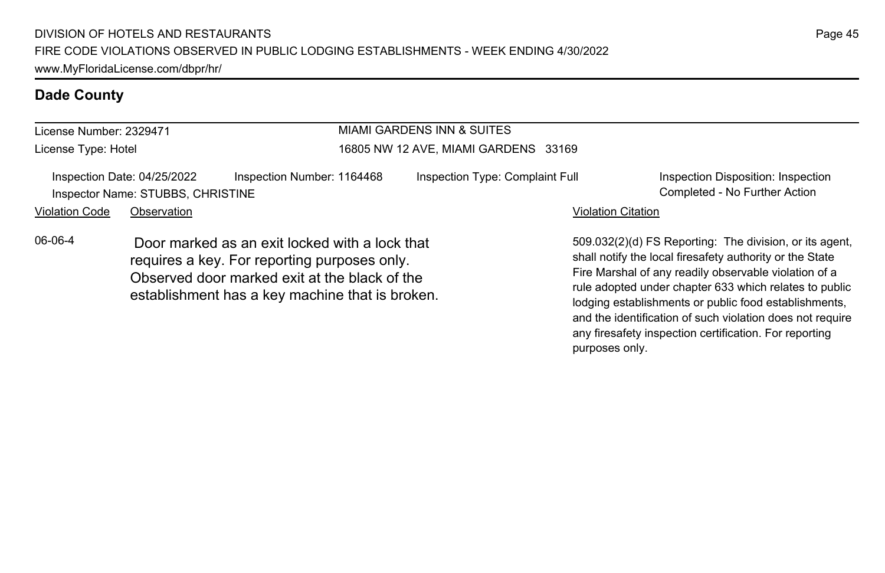## Dade County

License Number: 2329471
License Type: Hotel

MIAMI GARDENS INN & SUITES
16805 NW 12 AVE, MIAMI GARDENS 33169

Inspection Date: 04/25/2022
Inspector Name: STUBBS, CHRISTINE
Inspection Number: 1164468
Inspection Type: Complaint Full
Inspection Disposition: Inspection Completed - No Further Action

| Violation Code | Observation | Violation Citation |
| --- | --- | --- |
| 06-06-4 | Door marked as an exit locked with a lock that requires a key. For reporting purposes only. Observed door marked exit at the black of the establishment has a key machine that is broken. | 509.032(2)(d) FS Reporting: The division, or its agent, shall notify the local firesafety authority or the State Fire Marshal of any readily observable violation of a rule adopted under chapter 633 which relates to public lodging establishments or public food establishments, and the identification of such violation does not require any firesafety inspection certification. For reporting purposes only. |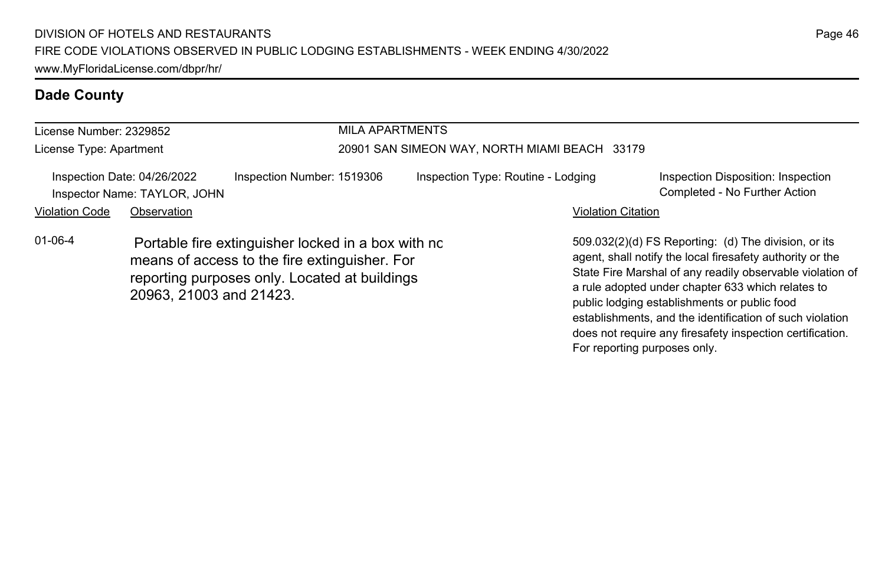## Dade County

License Number: 2329852

License Type: Apartment

MILA APARTMENTS

20901 SAN SIMEON WAY, NORTH MIAMI BEACH 33179

Inspection Date: 04/26/2022

Inspector Name: TAYLOR, JOHN

Inspection Number: 1519306

Inspection Type: Routine - Lodging

Inspection Disposition: Inspection Completed - No Further Action

| Violation Code | Observation | Violation Citation |
|---|---|---|
| 01-06-4 | Portable fire extinguisher locked in a box with no means of access to the fire extinguisher. For reporting purposes only. Located at buildings 20963, 21003 and 21423. | 509.032(2)(d) FS Reporting: (d) The division, or its agent, shall notify the local firesafety authority or the State Fire Marshal of any readily observable violation of a rule adopted under chapter 633 which relates to public lodging establishments or public food establishments, and the identification of such violation does not require any firesafety inspection certification. For reporting purposes only. |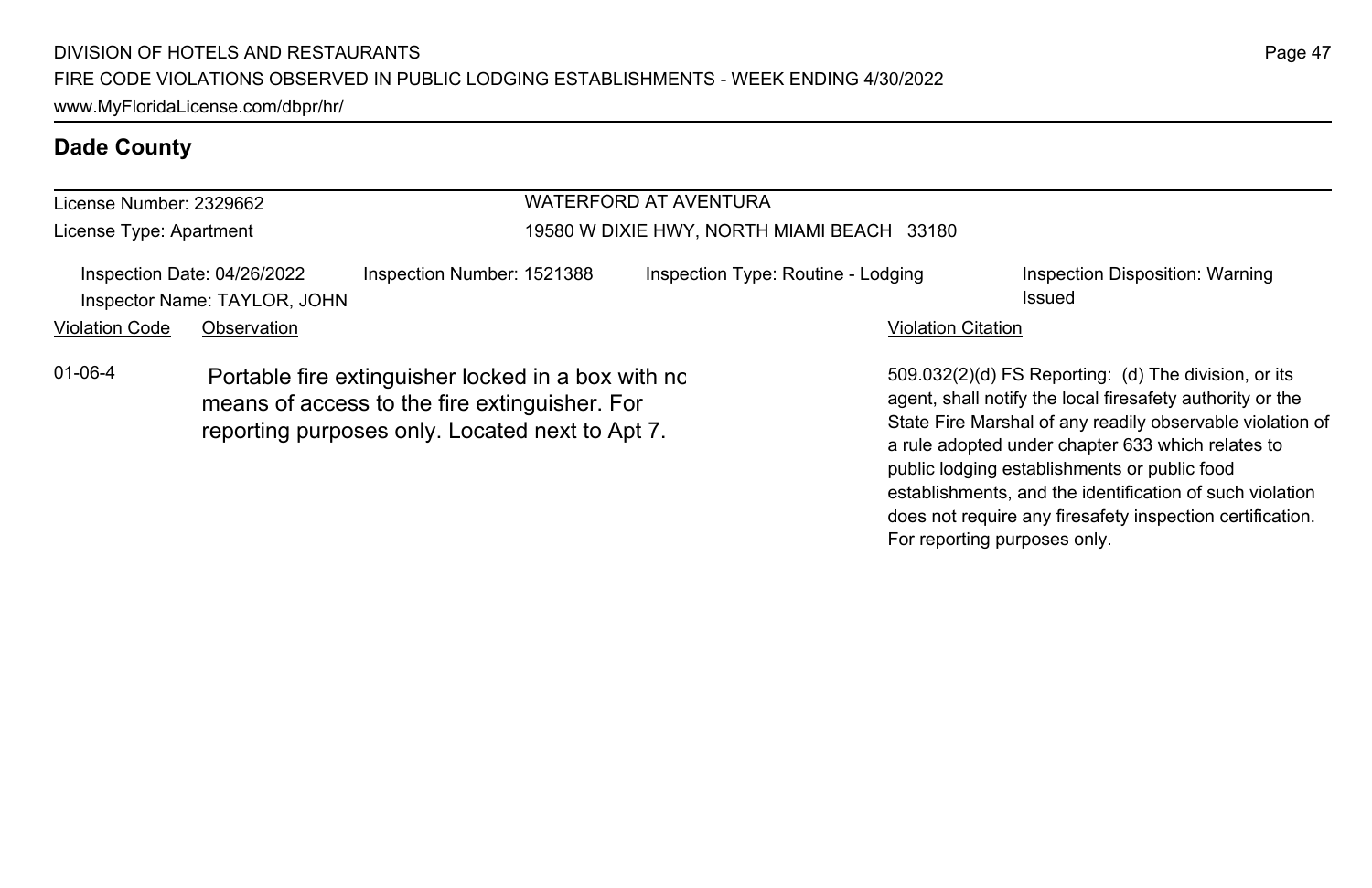## Dade County

License Number: 2329662

License Type: Apartment

WATERFORD AT AVENTURA

19580 W DIXIE HWY, NORTH MIAMI BEACH 33180

Inspection Date: 04/26/2022 | Inspection Number: 1521388 | Inspection Type: Routine - Lodging | Inspection Disposition: Warning Issued

Inspector Name: TAYLOR, JOHN

| Violation Code | Observation | Violation Citation |
|---|---|---|
| 01-06-4 | Portable fire extinguisher locked in a box with no means of access to the fire extinguisher. For reporting purposes only. Located next to Apt 7. | 509.032(2)(d) FS Reporting: (d) The division, or its agent, shall notify the local firesafety authority or the State Fire Marshal of any readily observable violation of a rule adopted under chapter 633 which relates to public lodging establishments or public food establishments, and the identification of such violation does not require any firesafety inspection certification. For reporting purposes only. |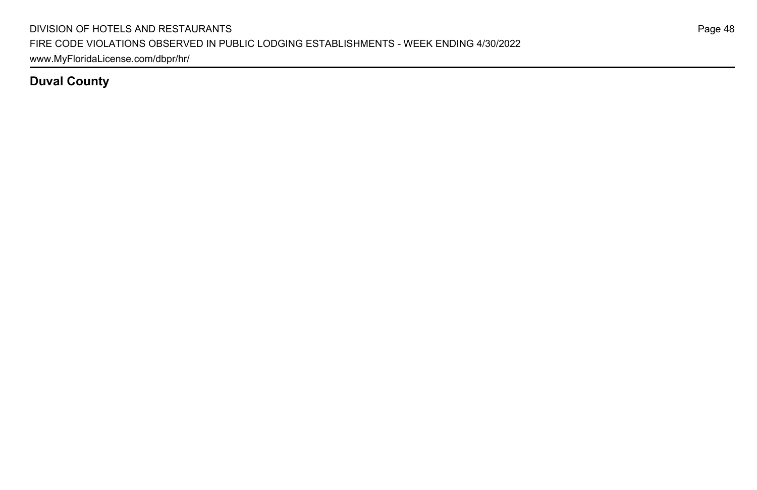## Duval County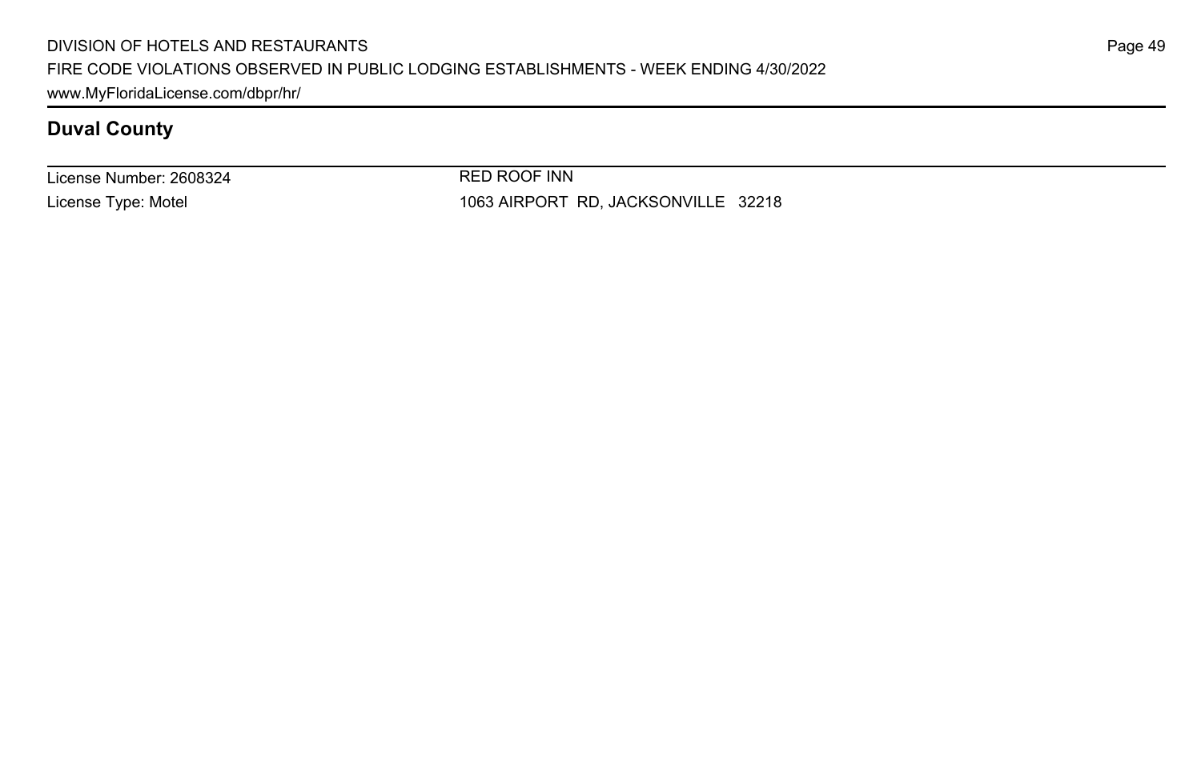## Duval County

| License Number: 2608324 | RED ROOF INN |
|---|---|
| License Type: Motel | 1063 AIRPORT RD, JACKSONVILLE 32218 |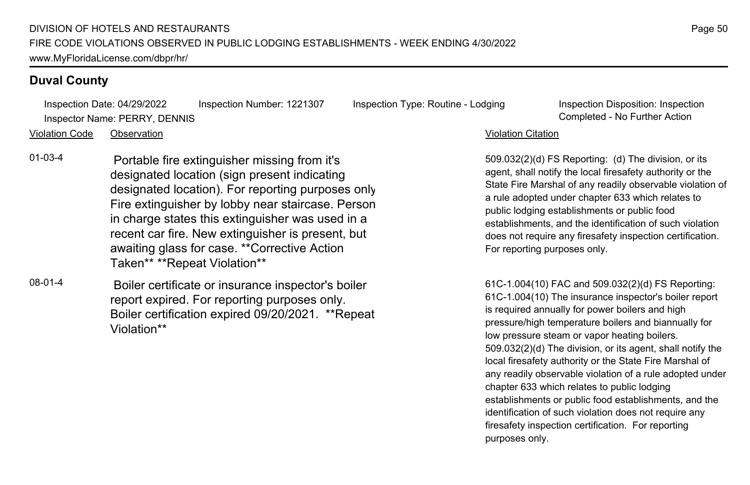## Duval County

Inspection Date: 04/29/2022 | Inspection Number: 1221307 | Inspection Type: Routine - Lodging | Inspection Disposition: Inspection Completed - No Further Action

Inspector Name: PERRY, DENNIS

| Violation Code | Observation | Violation Citation |
| --- | --- | --- |
| 01-03-4 | Portable fire extinguisher missing from it's designated location (sign present indicating designated location). For reporting purposes only Fire extinguisher by lobby near staircase. Person in charge states this extinguisher was used in a recent car fire. New extinguisher is present, but awaiting glass for case. **Corrective Action Taken** **Repeat Violation** | 509.032(2)(d) FS Reporting: (d) The division, or its agent, shall notify the local firesafety authority or the State Fire Marshal of any readily observable violation of a rule adopted under chapter 633 which relates to public lodging establishments or public food establishments, and the identification of such violation does not require any firesafety inspection certification. For reporting purposes only. |
| 08-01-4 | Boiler certificate or insurance inspector's boiler report expired. For reporting purposes only. Boiler certification expired 09/20/2021. **Repeat Violation** | 61C-1.004(10) FAC and 509.032(2)(d) FS Reporting: 61C-1.004(10) The insurance inspector's boiler report is required annually for power boilers and high pressure/high temperature boilers and biannually for low pressure steam or vapor heating boilers. 509.032(2)(d) The division, or its agent, shall notify the local firesafety authority or the State Fire Marshal of any readily observable violation of a rule adopted under chapter 633 which relates to public lodging establishments or public food establishments, and the identification of such violation does not require any firesafety inspection certification. For reporting purposes only. |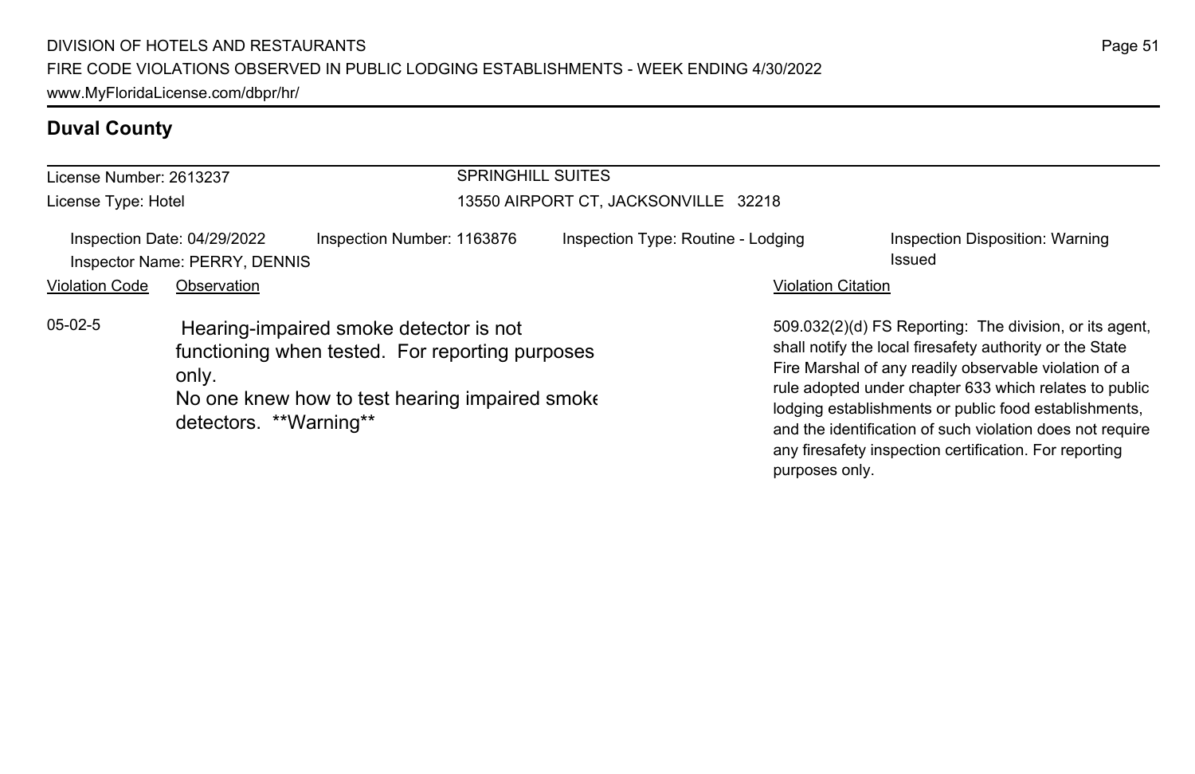## Duval County

License Number: 2613237
License Type: Hotel

**SPRINGHILL SUITES**
13550 AIRPORT CT, JACKSONVILLE 32218

Inspection Date: 04/29/2022 | Inspection Number: 1163876 | Inspection Type: Routine - Lodging | Inspection Disposition: Warning Issued
Inspector Name: PERRY, DENNIS

| Violation Code | Observation | Violation Citation |
|---|---|---|
| 05-02-5 | Hearing-impaired smoke detector is not functioning when tested. For reporting purposes only. No one knew how to test hearing impaired smoke detectors. **Warning** | 509.032(2)(d) FS Reporting: The division, or its agent, shall notify the local firesafety authority or the State Fire Marshal of any readily observable violation of a rule adopted under chapter 633 which relates to public lodging establishments or public food establishments, and the identification of such violation does not require any firesafety inspection certification. For reporting purposes only. |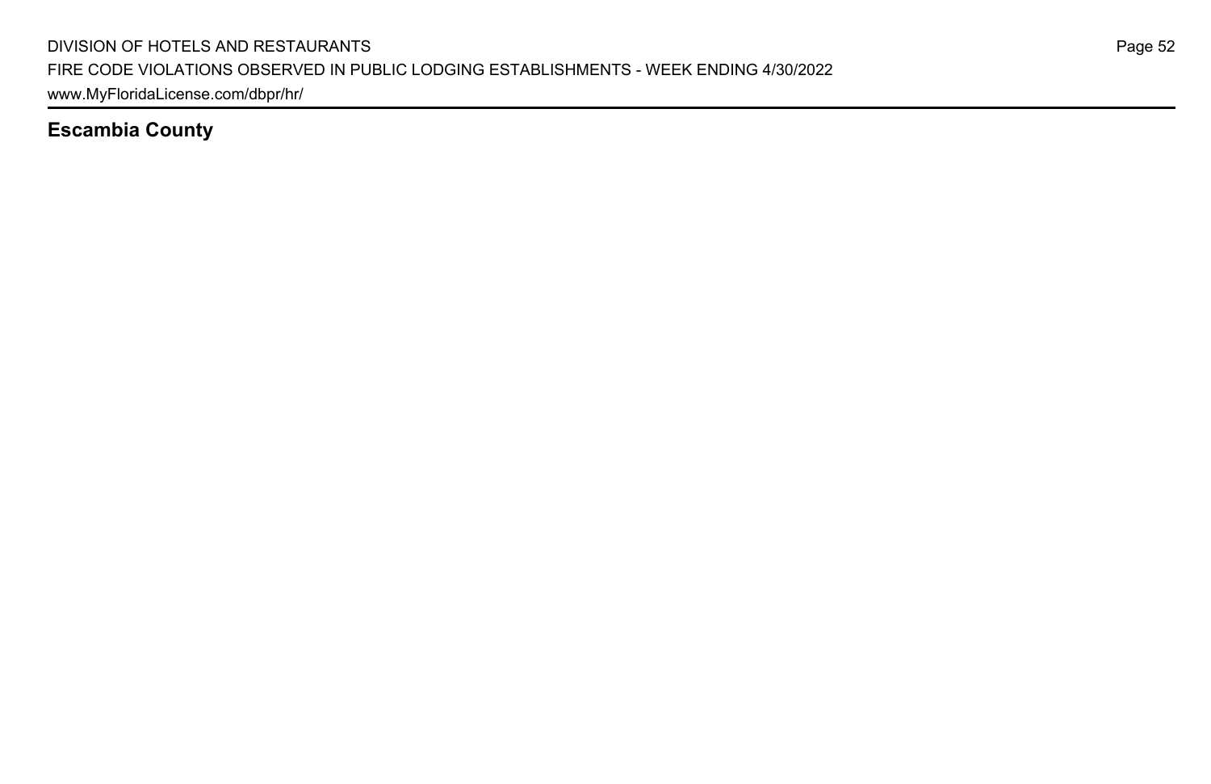## Escambia County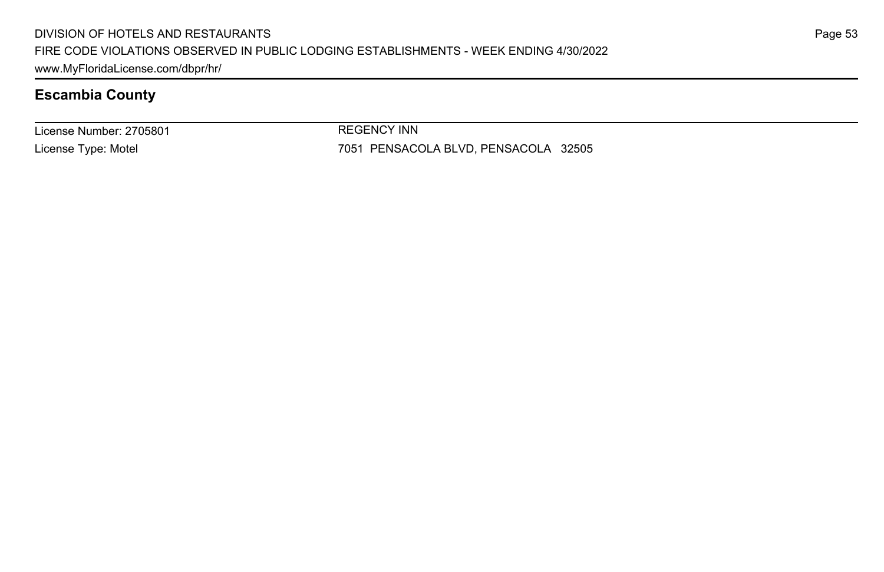## Escambia County

| License Number: 2705801 | REGENCY INN |
| --- | --- |
| License Type: Motel | 7051 PENSACOLA BLVD, PENSACOLA 32505 |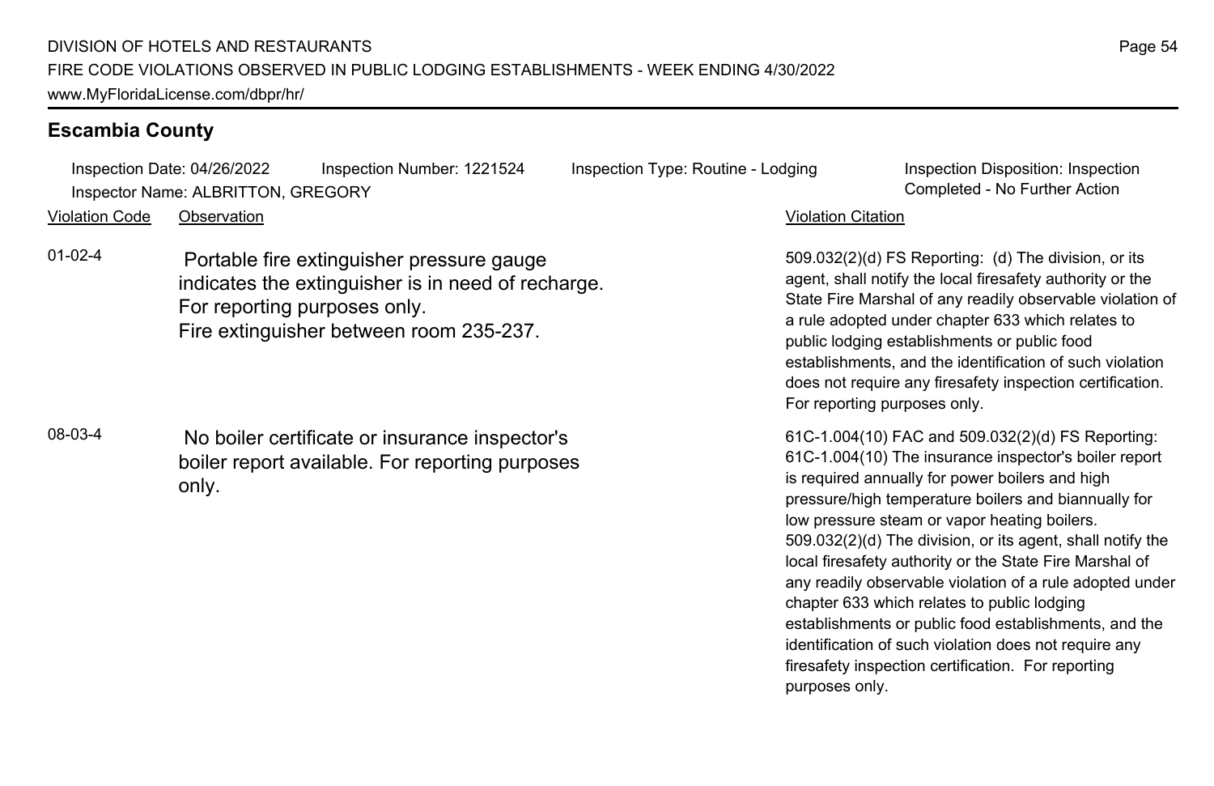## Escambia County

Inspection Date: 04/26/2022 Inspection Number: 1221524 Inspection Type: Routine - Lodging Inspection Disposition: Inspection Completed - No Further Action
Inspector Name: ALBRITTON, GREGORY

| Violation Code | Observation | Violation Citation |
| --- | --- | --- |
| 01-02-4 | Portable fire extinguisher pressure gauge indicates the extinguisher is in need of recharge. For reporting purposes only. Fire extinguisher between room 235-237. | 509.032(2)(d) FS Reporting: (d) The division, or its agent, shall notify the local firesafety authority or the State Fire Marshal of any readily observable violation of a rule adopted under chapter 633 which relates to public lodging establishments or public food establishments, and the identification of such violation does not require any firesafety inspection certification. For reporting purposes only. |
| 08-03-4 | No boiler certificate or insurance inspector's boiler report available. For reporting purposes only. | 61C-1.004(10) FAC and 509.032(2)(d) FS Reporting: 61C-1.004(10) The insurance inspector's boiler report is required annually for power boilers and high pressure/high temperature boilers and biannually for low pressure steam or vapor heating boilers. 509.032(2)(d) The division, or its agent, shall notify the local firesafety authority or the State Fire Marshal of any readily observable violation of a rule adopted under chapter 633 which relates to public lodging establishments or public food establishments, and the identification of such violation does not require any firesafety inspection certification. For reporting purposes only. |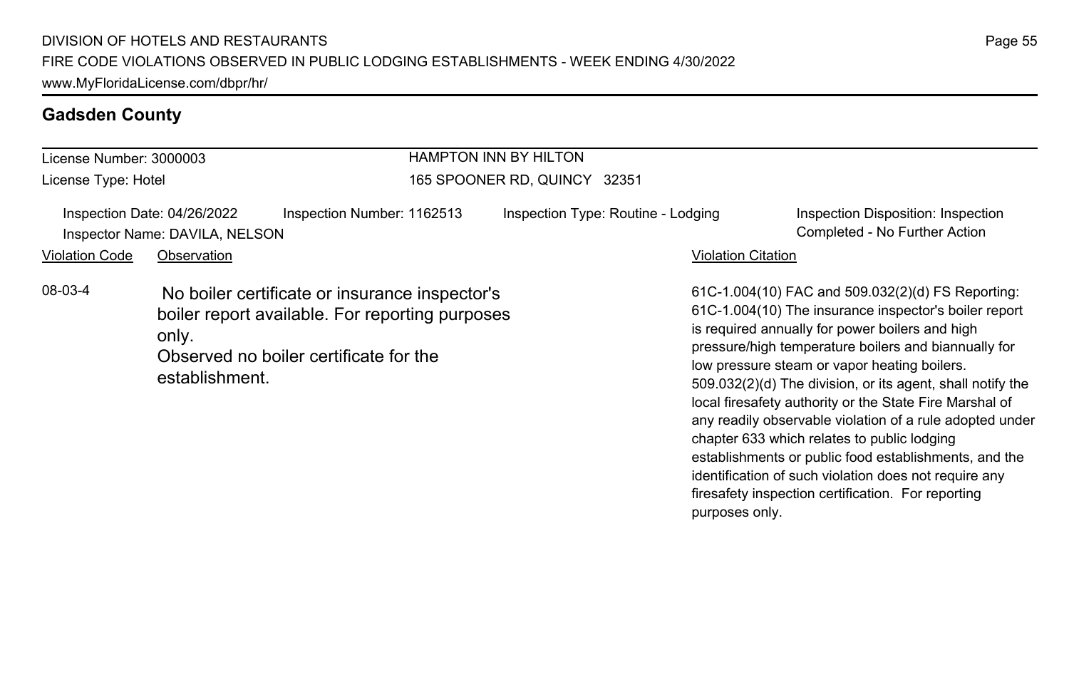## Gadsden County

License Number: 3000003
License Type: Hotel

HAMPTON INN BY HILTON
165 SPOONER RD, QUINCY 32351

Inspection Date: 04/26/2022
Inspector Name: DAVILA, NELSON
Inspection Number: 1162513
Inspection Type: Routine - Lodging
Inspection Disposition: Inspection Completed - No Further Action

| Violation Code | Observation | Violation Citation |
| --- | --- | --- |
| 08-03-4 | No boiler certificate or insurance inspector's boiler report available. For reporting purposes only. Observed no boiler certificate for the establishment. | 61C-1.004(10) FAC and 509.032(2)(d) FS Reporting: 61C-1.004(10) The insurance inspector's boiler report is required annually for power boilers and high pressure/high temperature boilers and biannually for low pressure steam or vapor heating boilers. 509.032(2)(d) The division, or its agent, shall notify the local firesafety authority or the State Fire Marshal of any readily observable violation of a rule adopted under chapter 633 which relates to public lodging establishments or public food establishments, and the identification of such violation does not require any firesafety inspection certification. For reporting purposes only. |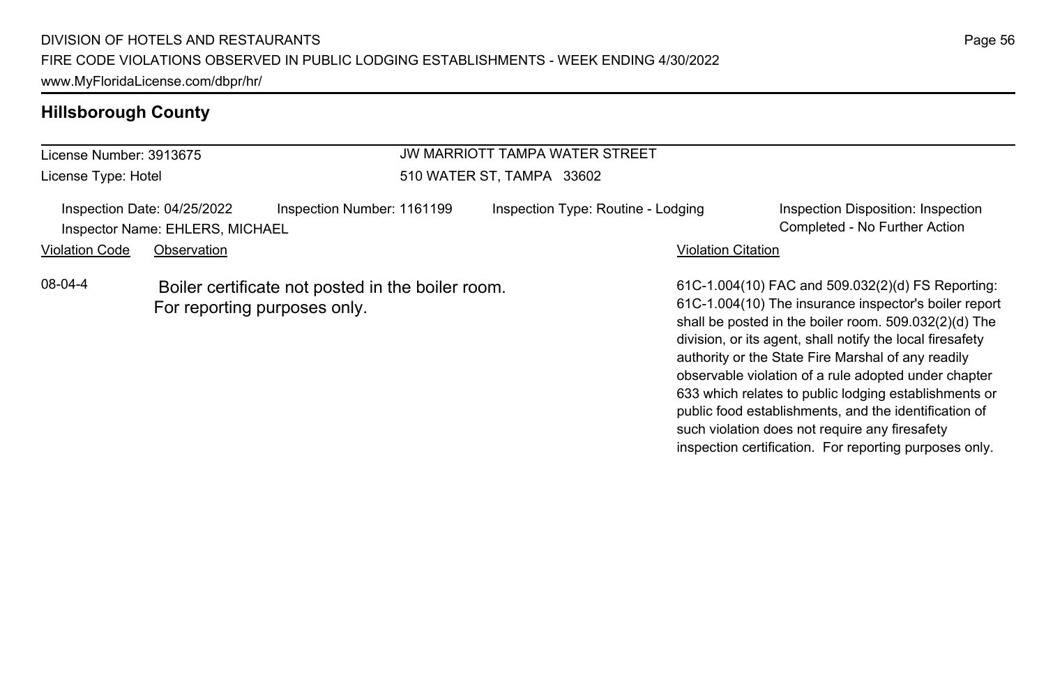## Hillsborough County

License Number: 3913675

License Type: Hotel

JW MARRIOTT TAMPA WATER STREET

510 WATER ST, TAMPA 33602

Inspection Date: 04/25/2022 | Inspection Number: 1161199 | Inspection Type: Routine - Lodging | Inspection Disposition: Inspection Completed - No Further Action

Inspector Name: EHLERS, MICHAEL

| Violation Code | Observation | Violation Citation |
|---|---|---|
| 08-04-4 | Boiler certificate not posted in the boiler room. For reporting purposes only. | 61C-1.004(10) FAC and 509.032(2)(d) FS Reporting: 61C-1.004(10) The insurance inspector's boiler report shall be posted in the boiler room. 509.032(2)(d) The division, or its agent, shall notify the local firesafety authority or the State Fire Marshal of any readily observable violation of a rule adopted under chapter 633 which relates to public lodging establishments or public food establishments, and the identification of such violation does not require any firesafety inspection certification. For reporting purposes only. |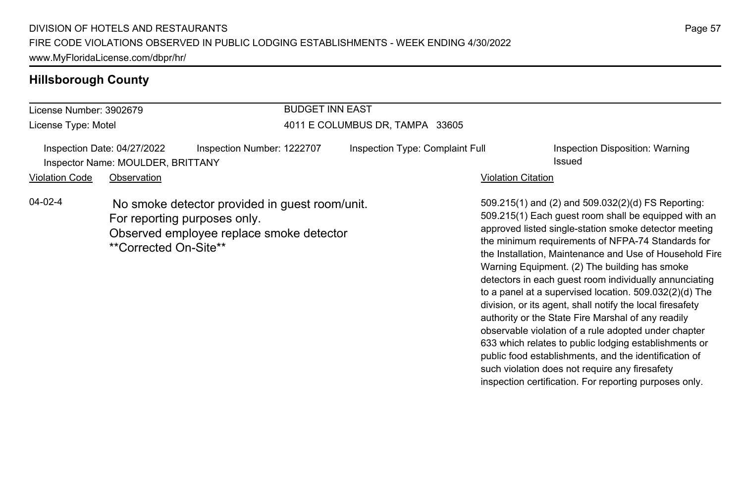## Hillsborough County

License Number: 3902679

License Type: Motel

BUDGET INN EAST

4011 E COLUMBUS DR, TAMPA 33605

Inspection Date: 04/27/2022

Inspector Name: MOULDER, BRITTANY

Inspection Number: 1222707

Inspection Type: Complaint Full

Inspection Disposition: Warning Issued

| Violation Code | Observation | Violation Citation |
| --- | --- | --- |
| 04-02-4 | No smoke detector provided in guest room/unit. For reporting purposes only. Observed employee replace smoke detector **Corrected On-Site** | 509.215(1) and (2) and 509.032(2)(d) FS Reporting: 509.215(1) Each guest room shall be equipped with an approved listed single-station smoke detector meeting the minimum requirements of NFPA-74 Standards for the Installation, Maintenance and Use of Household Fire Warning Equipment. (2) The building has smoke detectors in each guest room individually annunciating to a panel at a supervised location. 509.032(2)(d) The division, or its agent, shall notify the local firesafety authority or the State Fire Marshal of any readily observable violation of a rule adopted under chapter 633 which relates to public lodging establishments or public food establishments, and the identification of such violation does not require any firesafety inspection certification. For reporting purposes only. |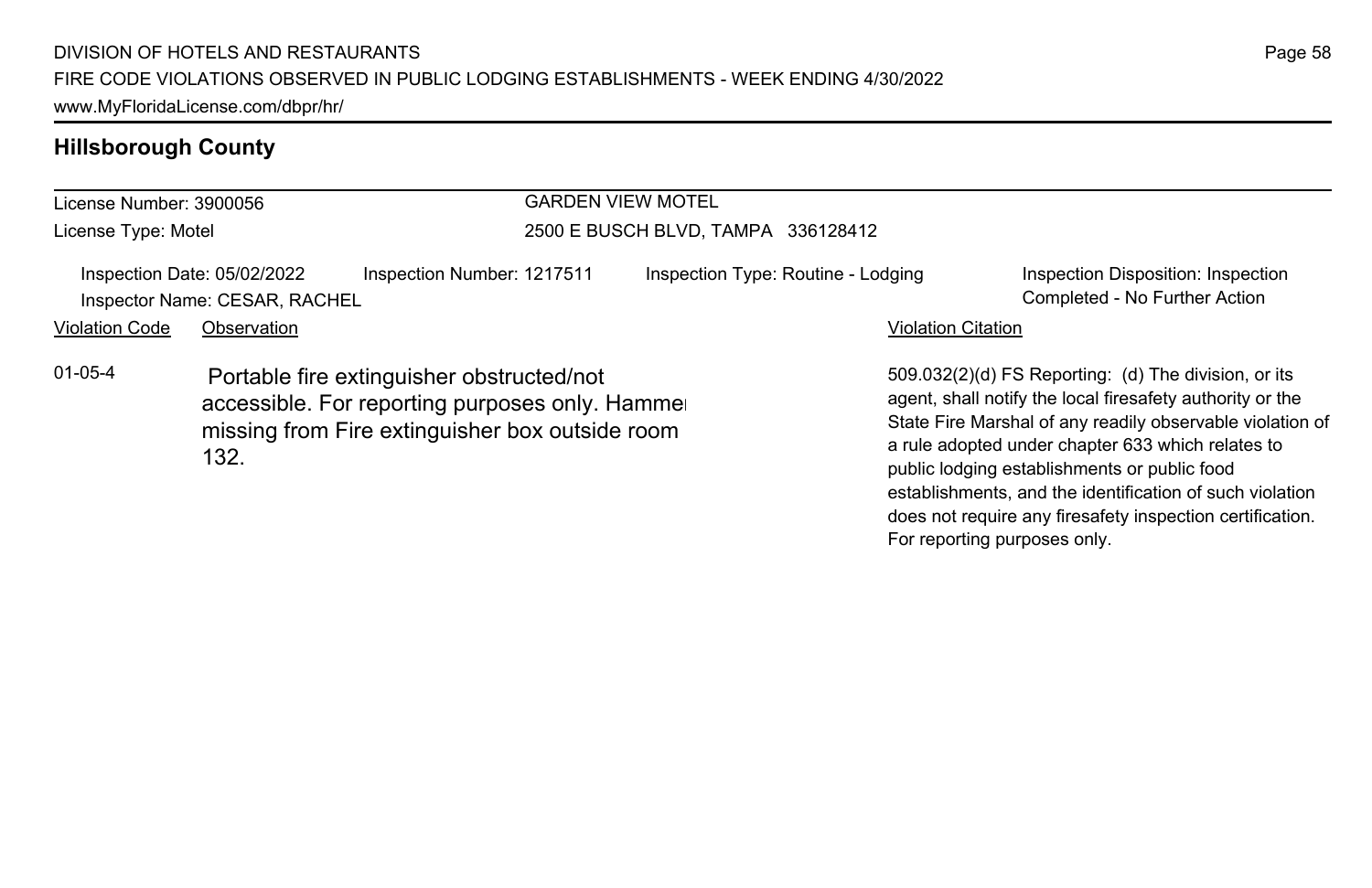## Hillsborough County

License Number: 3900056
License Type: Motel

GARDEN VIEW MOTEL
2500 E BUSCH BLVD, TAMPA 336128412

Inspection Date: 05/02/2022
Inspector Name: CESAR, RACHEL
Inspection Number: 1217511
Inspection Type: Routine - Lodging
Inspection Disposition: Inspection Completed - No Further Action

| Violation Code | Observation | Violation Citation |
|---|---|---|
| 01-05-4 | Portable fire extinguisher obstructed/not accessible. For reporting purposes only. Hammer missing from Fire extinguisher box outside room 132. | 509.032(2)(d) FS Reporting: (d) The division, or its agent, shall notify the local firesafety authority or the State Fire Marshal of any readily observable violation of a rule adopted under chapter 633 which relates to public lodging establishments or public food establishments, and the identification of such violation does not require any firesafety inspection certification. For reporting purposes only. |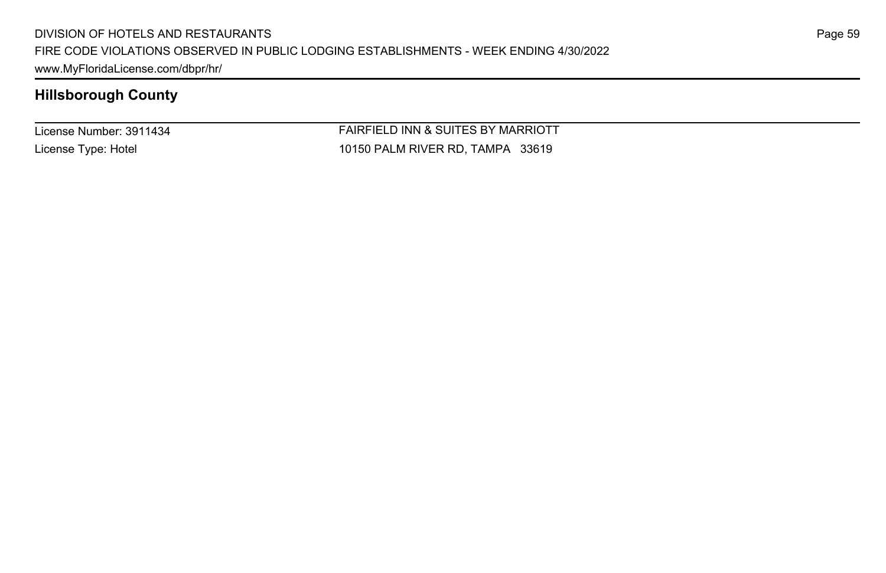## Hillsborough County

License Number: 3911434
License Type: Hotel

FAIRFIELD INN & SUITES BY MARRIOTT
10150 PALM RIVER RD, TAMPA 33619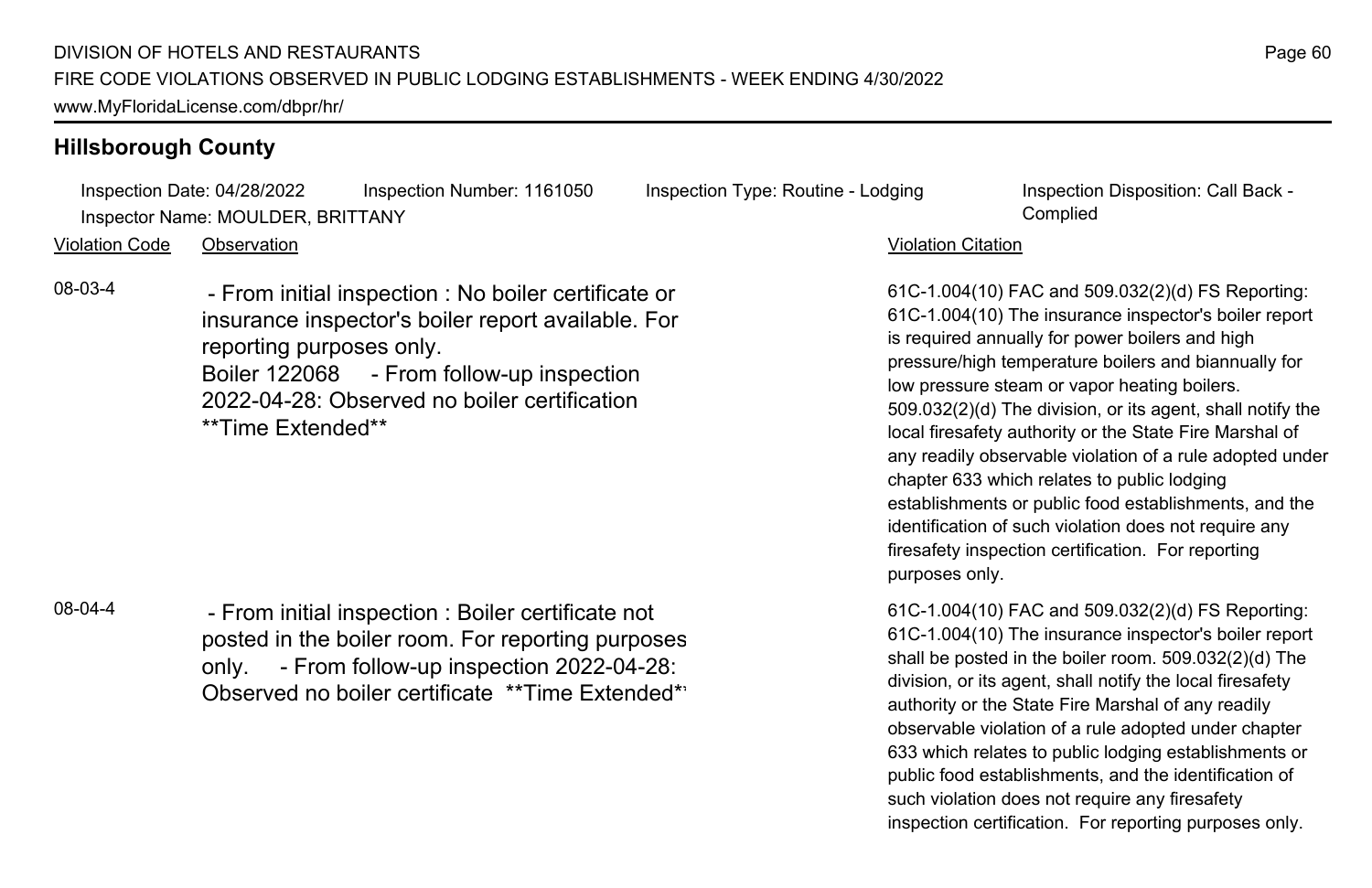## Hillsborough County

Inspection Date: 04/28/2022 Inspection Number: 1161050 Inspection Type: Routine - Lodging Inspection Disposition: Call Back - Complied
Inspector Name: MOULDER, BRITTANY

| Violation Code | Observation | Violation Citation |
| --- | --- | --- |
| 08-03-4 | - From initial inspection : No boiler certificate or insurance inspector's boiler report available. For reporting purposes only. Boiler 122068 - From follow-up inspection 2022-04-28: Observed no boiler certification **Time Extended** | 61C-1.004(10) FAC and 509.032(2)(d) FS Reporting: 61C-1.004(10) The insurance inspector's boiler report is required annually for power boilers and high pressure/high temperature boilers and biannually for low pressure steam or vapor heating boilers. 509.032(2)(d) The division, or its agent, shall notify the local firesafety authority or the State Fire Marshal of any readily observable violation of a rule adopted under chapter 633 which relates to public lodging establishments or public food establishments, and the identification of such violation does not require any firesafety inspection certification. For reporting purposes only. |
| 08-04-4 | - From initial inspection : Boiler certificate not posted in the boiler room. For reporting purposes only. - From follow-up inspection 2022-04-28: Observed no boiler certificate **Time Extended** | 61C-1.004(10) FAC and 509.032(2)(d) FS Reporting: 61C-1.004(10) The insurance inspector's boiler report shall be posted in the boiler room. 509.032(2)(d) The division, or its agent, shall notify the local firesafety authority or the State Fire Marshal of any readily observable violation of a rule adopted under chapter 633 which relates to public lodging establishments or public food establishments, and the identification of such violation does not require any firesafety inspection certification. For reporting purposes only. |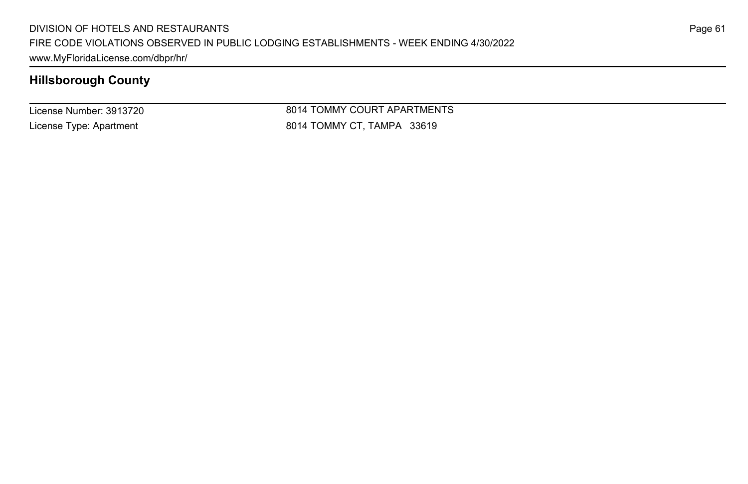## Hillsborough County

| License Number: 3913720 | 8014 TOMMY COURT APARTMENTS |
| --- | --- |
| License Type: Apartment | 8014 TOMMY CT, TAMPA 33619 |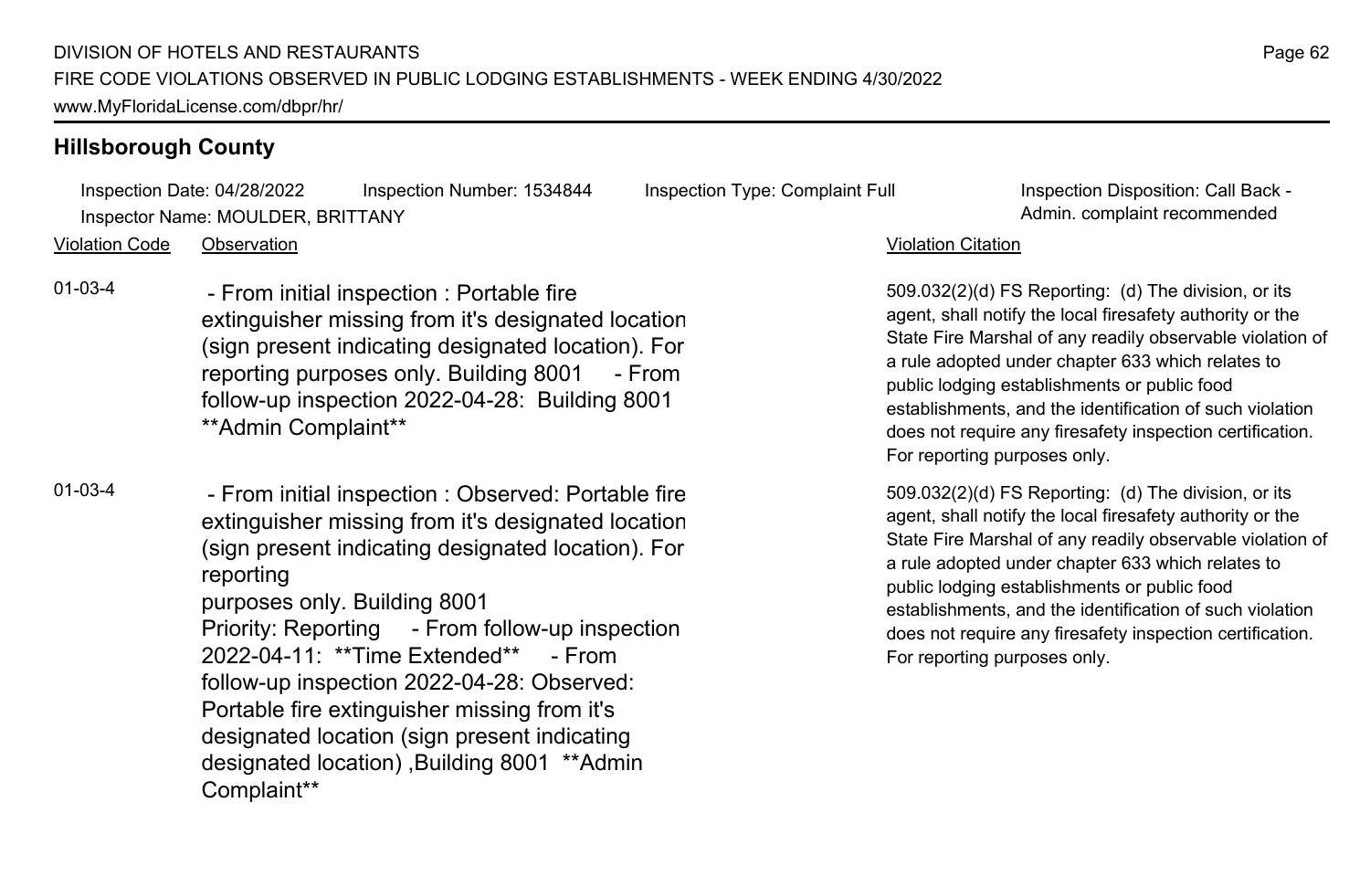## Hillsborough County

Inspection Date: 04/28/2022 Inspection Number: 1534844 Inspection Type: Complaint Full Inspection Disposition: Call Back - Admin. complaint recommended

Inspector Name: MOULDER, BRITTANY

| Violation Code | Observation | Violation Citation |
|---|---|---|
| 01-03-4 | - From initial inspection : Portable fire extinguisher missing from it's designated location (sign present indicating designated location). For reporting purposes only. Building 8001 - From follow-up inspection 2022-04-28: Building 8001 **Admin Complaint** | 509.032(2)(d) FS Reporting: (d) The division, or its agent, shall notify the local firesafety authority or the State Fire Marshal of any readily observable violation of a rule adopted under chapter 633 which relates to public lodging establishments or public food establishments, and the identification of such violation does not require any firesafety inspection certification. For reporting purposes only. |
| 01-03-4 | - From initial inspection : Observed: Portable fire extinguisher missing from it's designated location (sign present indicating designated location). For reporting purposes only. Building 8001 Priority: Reporting - From follow-up inspection 2022-04-11: **Time Extended** - From follow-up inspection 2022-04-28: Observed: Portable fire extinguisher missing from it's designated location (sign present indicating designated location) ,Building 8001 **Admin Complaint** | 509.032(2)(d) FS Reporting: (d) The division, or its agent, shall notify the local firesafety authority or the State Fire Marshal of any readily observable violation of a rule adopted under chapter 633 which relates to public lodging establishments or public food establishments, and the identification of such violation does not require any firesafety inspection certification. For reporting purposes only. |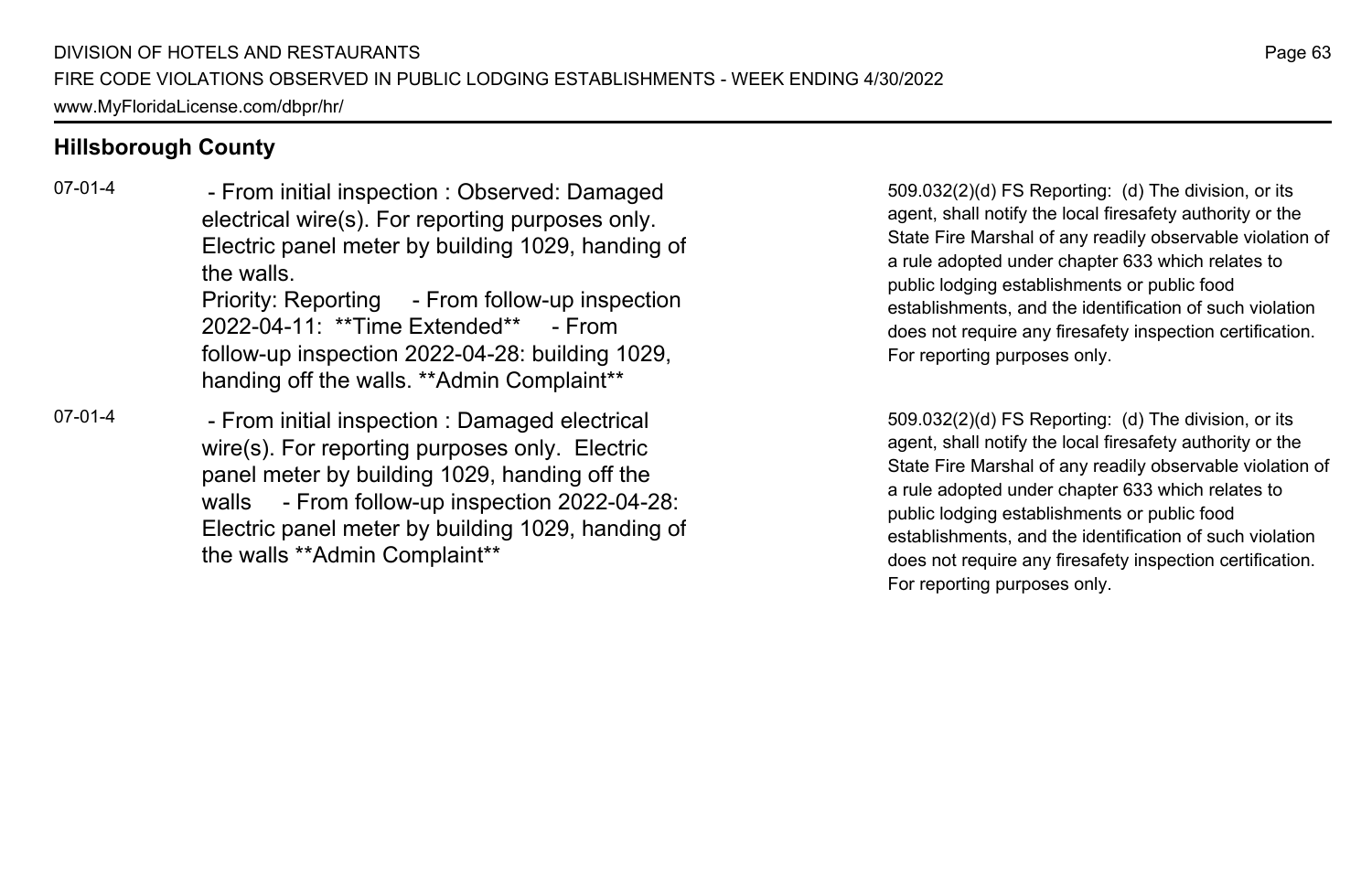## Hillsborough County

| | | |
|---|---|---|
| 07-01-4 | - From initial inspection : Observed: Damaged electrical wire(s). For reporting purposes only. Electric panel meter by building 1029, handing of the walls. Priority: Reporting - From follow-up inspection 2022-04-11: **Time Extended** - From follow-up inspection 2022-04-28: building 1029, handing off the walls. **Admin Complaint** | 509.032(2)(d) FS Reporting: (d) The division, or its agent, shall notify the local firesafety authority or the State Fire Marshal of any readily observable violation of a rule adopted under chapter 633 which relates to public lodging establishments or public food establishments, and the identification of such violation does not require any firesafety inspection certification. For reporting purposes only. |
| 07-01-4 | - From initial inspection : Damaged electrical wire(s). For reporting purposes only. Electric panel meter by building 1029, handing off the walls - From follow-up inspection 2022-04-28: Electric panel meter by building 1029, handing of the walls **Admin Complaint** | 509.032(2)(d) FS Reporting: (d) The division, or its agent, shall notify the local firesafety authority or the State Fire Marshal of any readily observable violation of a rule adopted under chapter 633 which relates to public lodging establishments or public food establishments, and the identification of such violation does not require any firesafety inspection certification. For reporting purposes only. |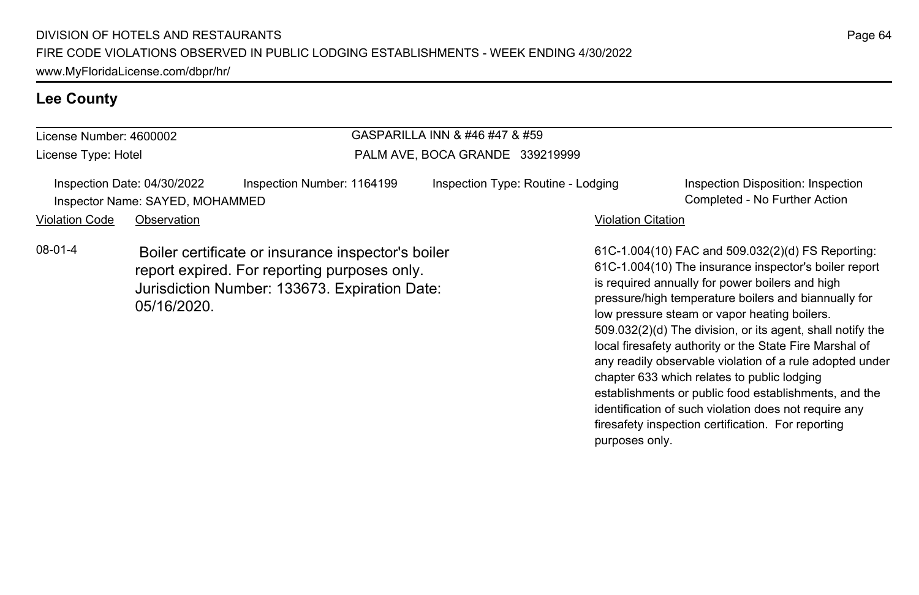## Lee County

License Number: 4600002
License Type: Hotel

GASPARILLA INN & #46 #47 & #59
PALM AVE, BOCA GRANDE 339219999

Inspection Date: 04/30/2022
Inspection Number: 1164199
Inspection Type: Routine - Lodging
Inspection Disposition: Inspection Completed - No Further Action
Inspector Name: SAYED, MOHAMMED

| Violation Code | Observation | Violation Citation |
|---|---|---|
| 08-01-4 | Boiler certificate or insurance inspector's boiler report expired. For reporting purposes only. Jurisdiction Number: 133673. Expiration Date: 05/16/2020. | 61C-1.004(10) FAC and 509.032(2)(d) FS Reporting: 61C-1.004(10) The insurance inspector's boiler report is required annually for power boilers and high pressure/high temperature boilers and biannually for low pressure steam or vapor heating boilers. 509.032(2)(d) The division, or its agent, shall notify the local firesafety authority or the State Fire Marshal of any readily observable violation of a rule adopted under chapter 633 which relates to public lodging establishments or public food establishments, and the identification of such violation does not require any firesafety inspection certification. For reporting purposes only. |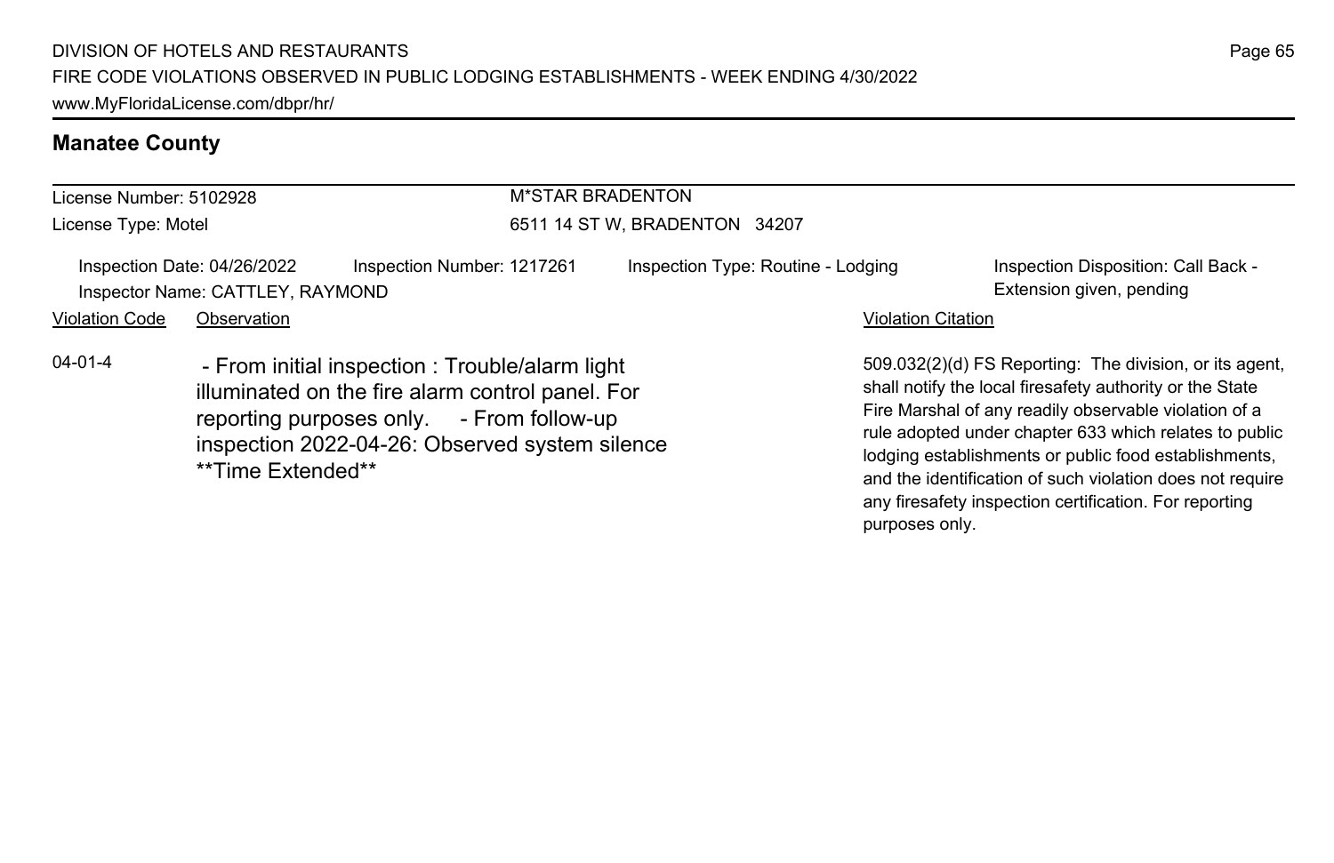## Manatee County

License Number: 5102928
License Type: Motel

M*STAR BRADENTON
6511 14 ST W, BRADENTON 34207

Inspection Date: 04/26/2022
Inspector Name: CATTLEY, RAYMOND
Inspection Number: 1217261
Inspection Type: Routine - Lodging
Inspection Disposition: Call Back - Extension given, pending

| Violation Code | Observation | Violation Citation |
| --- | --- | --- |
| 04-01-4 | - From initial inspection : Trouble/alarm light illuminated on the fire alarm control panel. For reporting purposes only. - From follow-up inspection 2022-04-26: Observed system silence **Time Extended** | 509.032(2)(d) FS Reporting: The division, or its agent, shall notify the local firesafety authority or the State Fire Marshal of any readily observable violation of a rule adopted under chapter 633 which relates to public lodging establishments or public food establishments, and the identification of such violation does not require any firesafety inspection certification. For reporting purposes only. |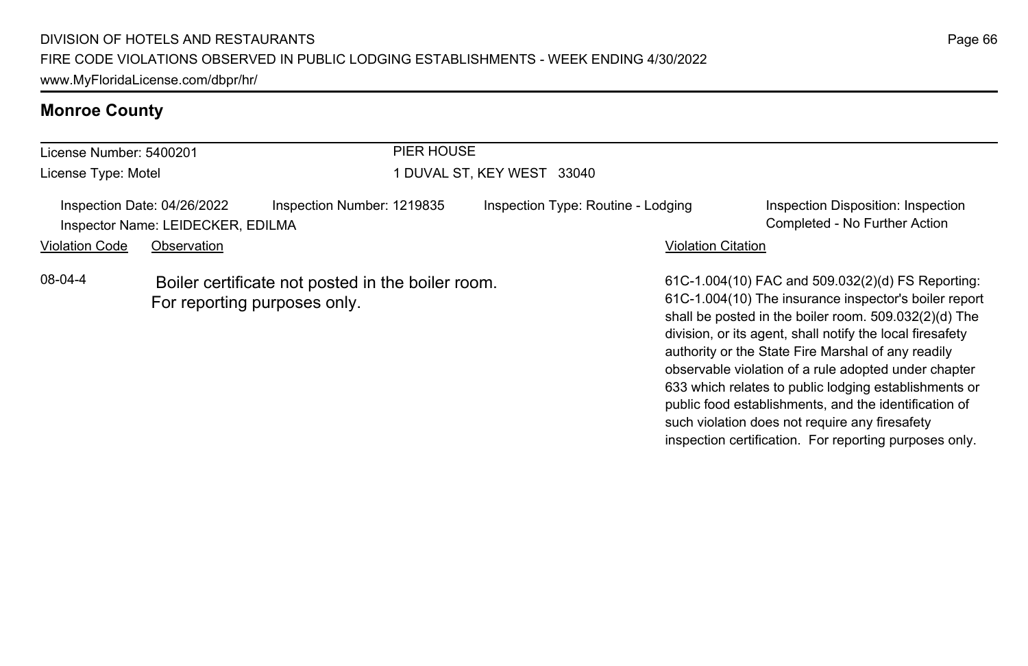## Monroe County

License Number: 5400201
License Type: Motel

PIER HOUSE
1 DUVAL ST, KEY WEST 33040

Inspection Date: 04/26/2022 | Inspection Number: 1219835 | Inspection Type: Routine - Lodging | Inspection Disposition: Inspection Completed - No Further Action

Inspector Name: LEIDECKER, EDILMA

| Violation Code | Observation | Violation Citation |
| --- | --- | --- |
| 08-04-4 | Boiler certificate not posted in the boiler room. For reporting purposes only. | 61C-1.004(10) FAC and 509.032(2)(d) FS Reporting: 61C-1.004(10) The insurance inspector's boiler report shall be posted in the boiler room. 509.032(2)(d) The division, or its agent, shall notify the local firesafety authority or the State Fire Marshal of any readily observable violation of a rule adopted under chapter 633 which relates to public lodging establishments or public food establishments, and the identification of such violation does not require any firesafety inspection certification. For reporting purposes only. |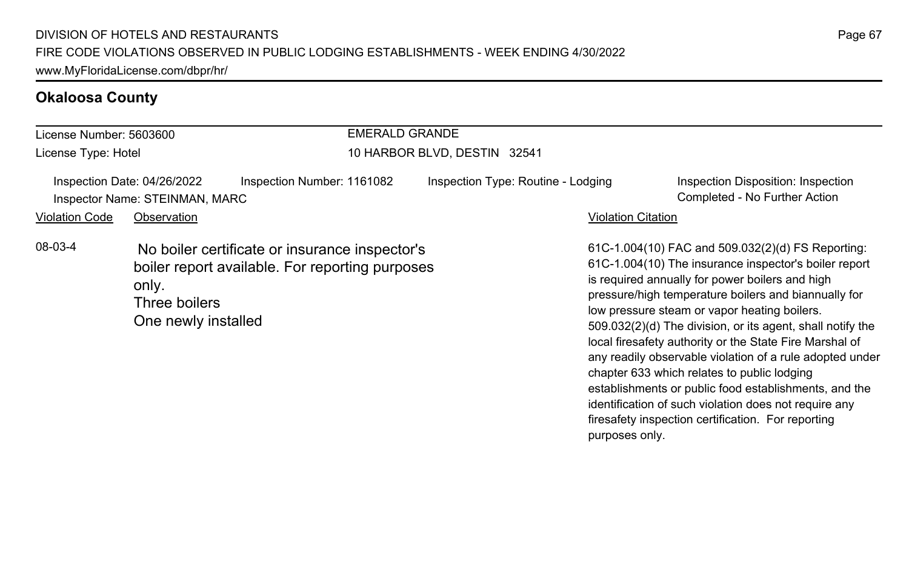## Okaloosa County

License Number: 5603600
License Type: Hotel

EMERALD GRANDE
10 HARBOR BLVD, DESTIN 32541

Inspection Date: 04/26/2022
Inspector Name: STEINMAN, MARC
Inspection Number: 1161082
Inspection Type: Routine - Lodging
Inspection Disposition: Inspection Completed - No Further Action

| Violation Code | Observation | Violation Citation |
|---|---|---|
| 08-03-4 | No boiler certificate or insurance inspector's boiler report available. For reporting purposes only. Three boilers One newly installed | 61C-1.004(10) FAC and 509.032(2)(d) FS Reporting: 61C-1.004(10) The insurance inspector's boiler report is required annually for power boilers and high pressure/high temperature boilers and biannually for low pressure steam or vapor heating boilers. 509.032(2)(d) The division, or its agent, shall notify the local firesafety authority or the State Fire Marshal of any readily observable violation of a rule adopted under chapter 633 which relates to public lodging establishments or public food establishments, and the identification of such violation does not require any firesafety inspection certification. For reporting purposes only. |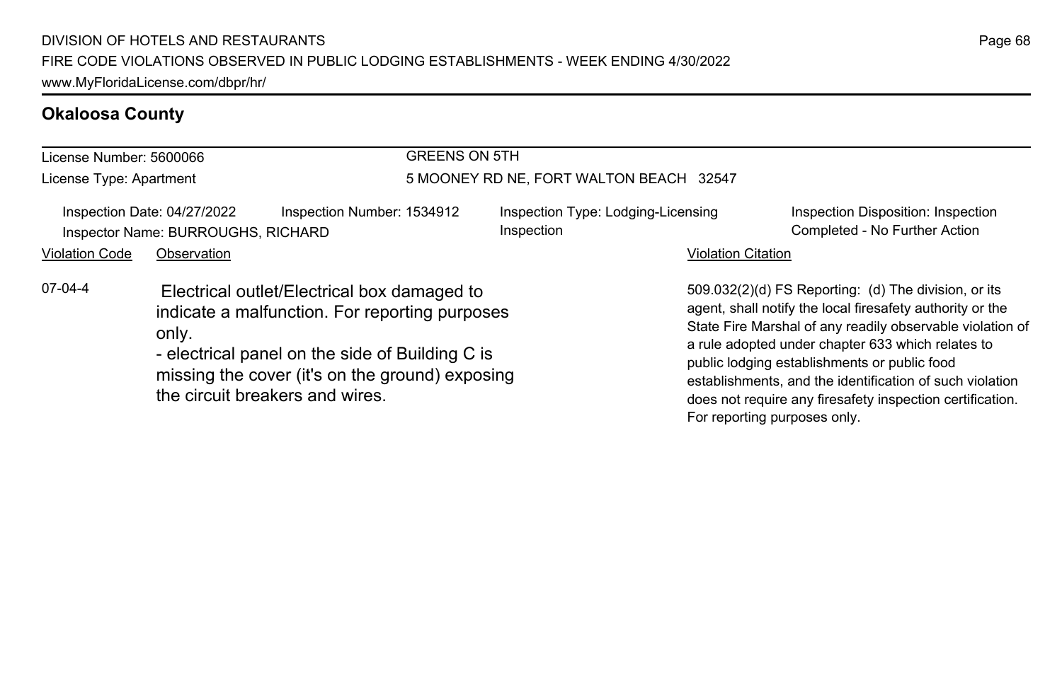## Okaloosa County

License Number: 5600066
License Type: Apartment

GREENS ON 5TH
5 MOONEY RD NE, FORT WALTON BEACH 32547

Inspection Date: 04/27/2022
Inspector Name: BURROUGHS, RICHARD
Inspection Number: 1534912
Inspection Type: Lodging-Licensing Inspection
Inspection Disposition: Inspection Completed - No Further Action

| Violation Code | Observation | Violation Citation |
| --- | --- | --- |
| 07-04-4 | Electrical outlet/Electrical box damaged to indicate a malfunction. For reporting purposes only.<br>- electrical panel on the side of Building C is missing the cover (it's on the ground) exposing the circuit breakers and wires. | 509.032(2)(d) FS Reporting: (d) The division, or its agent, shall notify the local firesafety authority or the State Fire Marshal of any readily observable violation of a rule adopted under chapter 633 which relates to public lodging establishments or public food establishments, and the identification of such violation does not require any firesafety inspection certification. For reporting purposes only. |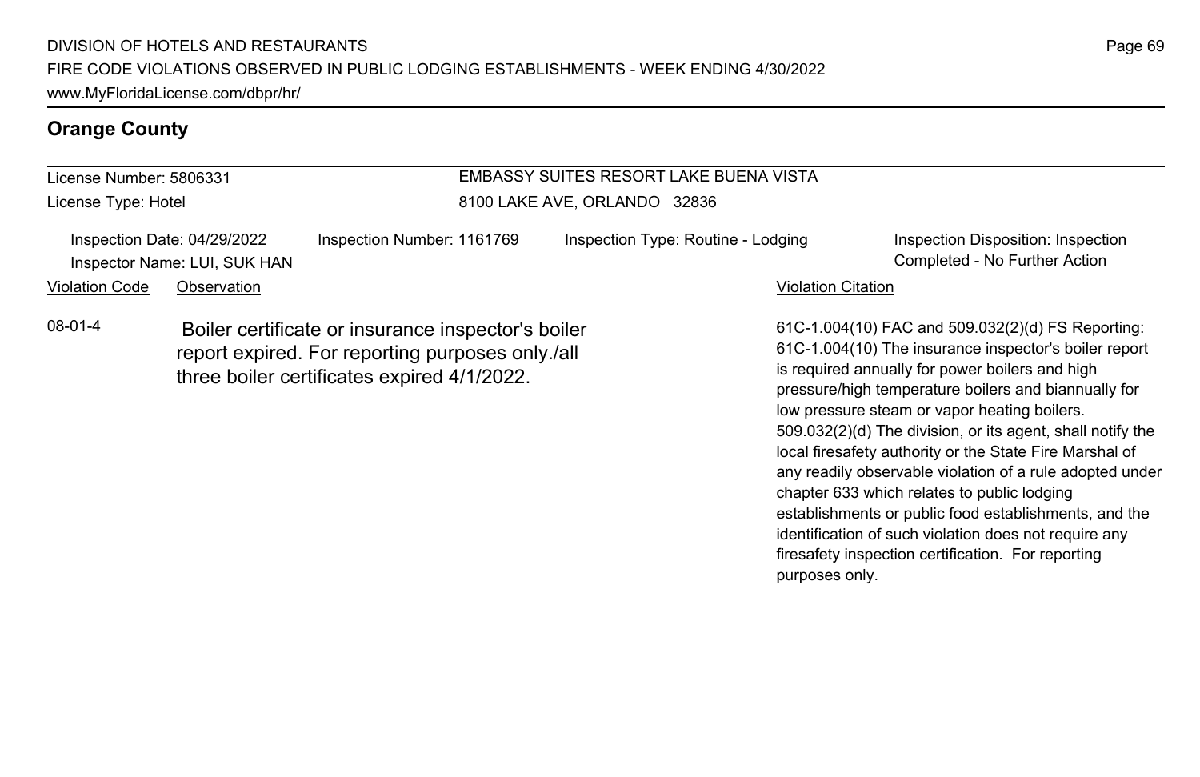## Orange County

**License Number:** 5806331
**License Type:** Hotel

**EMBASSY SUITES RESORT LAKE BUENA VISTA**
8100 LAKE AVE, ORLANDO 32836

Inspection Date: 04/29/2022
Inspector Name: LUI, SUK HAN
Inspection Number: 1161769
Inspection Type: Routine - Lodging
Inspection Disposition: Inspection Completed - No Further Action

| Violation Code | Observation | Violation Citation |
| --- | --- | --- |
| 08-01-4 | Boiler certificate or insurance inspector's boiler report expired. For reporting purposes only./all three boiler certificates expired 4/1/2022. | 61C-1.004(10) FAC and 509.032(2)(d) FS Reporting: 61C-1.004(10) The insurance inspector's boiler report is required annually for power boilers and high pressure/high temperature boilers and biannually for low pressure steam or vapor heating boilers. 509.032(2)(d) The division, or its agent, shall notify the local firesafety authority or the State Fire Marshal of any readily observable violation of a rule adopted under chapter 633 which relates to public lodging establishments or public food establishments, and the identification of such violation does not require any firesafety inspection certification. For reporting purposes only. |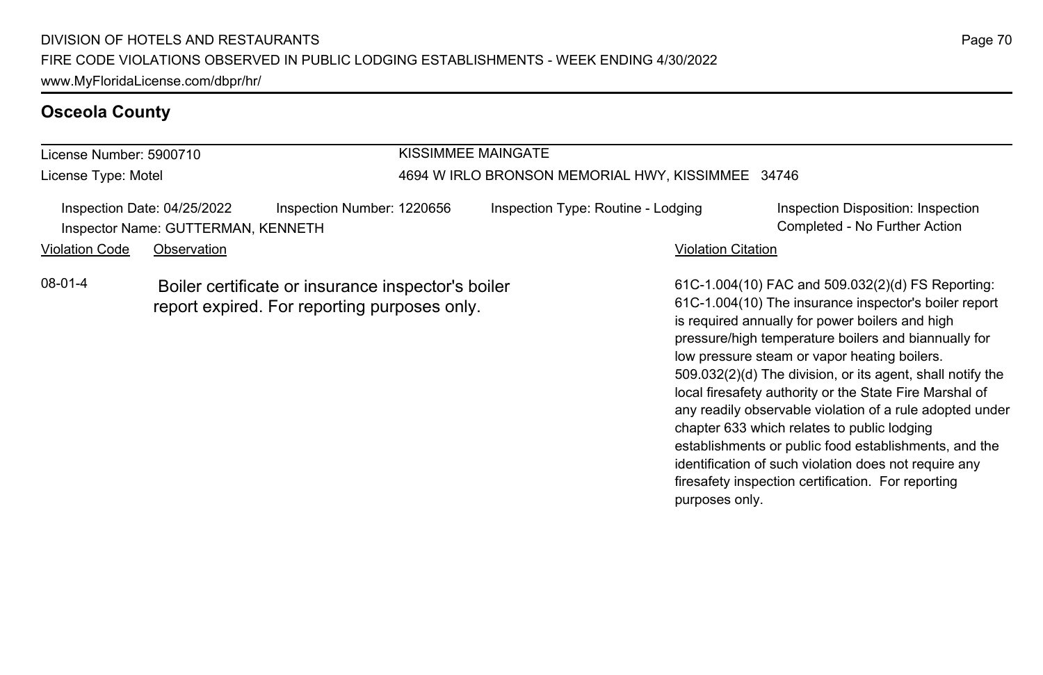## Osceola County

License Number: 5900710

License Type: Motel

KISSIMMEE MAINGATE

4694 W IRLO BRONSON MEMORIAL HWY, KISSIMMEE 34746

Inspection Date: 04/25/2022 Inspection Number: 1220656 Inspection Type: Routine - Lodging Inspection Disposition: Inspection Completed - No Further Action

Inspector Name: GUTTERMAN, KENNETH

| Violation Code | Observation | Violation Citation |
|---|---|---|
| 08-01-4 | Boiler certificate or insurance inspector's boiler report expired. For reporting purposes only. | 61C-1.004(10) FAC and 509.032(2)(d) FS Reporting: 61C-1.004(10) The insurance inspector's boiler report is required annually for power boilers and high pressure/high temperature boilers and biannually for low pressure steam or vapor heating boilers. 509.032(2)(d) The division, or its agent, shall notify the local firesafety authority or the State Fire Marshal of any readily observable violation of a rule adopted under chapter 633 which relates to public lodging establishments or public food establishments, and the identification of such violation does not require any firesafety inspection certification. For reporting purposes only. |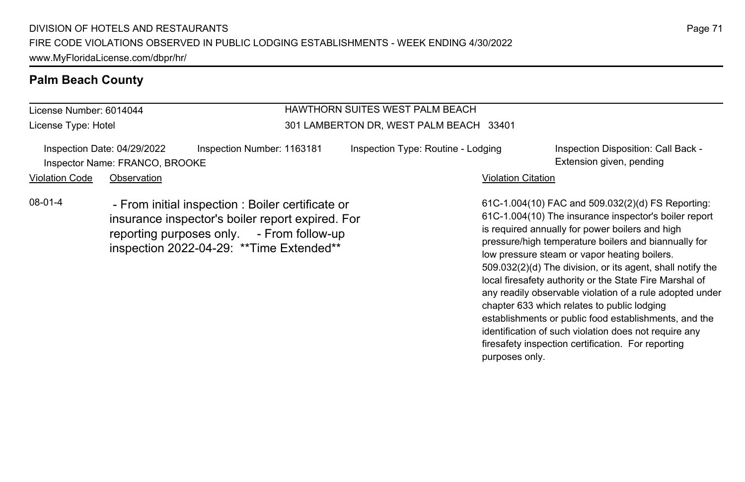## Palm Beach County

License Number: 6014044
License Type: Hotel

HAWTHORN SUITES WEST PALM BEACH
301 LAMBERTON DR, WEST PALM BEACH 33401

Inspection Date: 04/29/2022
Inspector Name: FRANCO, BROOKE
Inspection Number: 1163181
Inspection Type: Routine - Lodging
Inspection Disposition: Call Back - Extension given, pending

| Violation Code | Observation | Violation Citation |
| --- | --- | --- |
| 08-01-4 | - From initial inspection : Boiler certificate or insurance inspector's boiler report expired. For reporting purposes only. - From follow-up inspection 2022-04-29: **Time Extended** | 61C-1.004(10) FAC and 509.032(2)(d) FS Reporting: 61C-1.004(10) The insurance inspector's boiler report is required annually for power boilers and high pressure/high temperature boilers and biannually for low pressure steam or vapor heating boilers. 509.032(2)(d) The division, or its agent, shall notify the local firesafety authority or the State Fire Marshal of any readily observable violation of a rule adopted under chapter 633 which relates to public lodging establishments or public food establishments, and the identification of such violation does not require any firesafety inspection certification. For reporting purposes only. |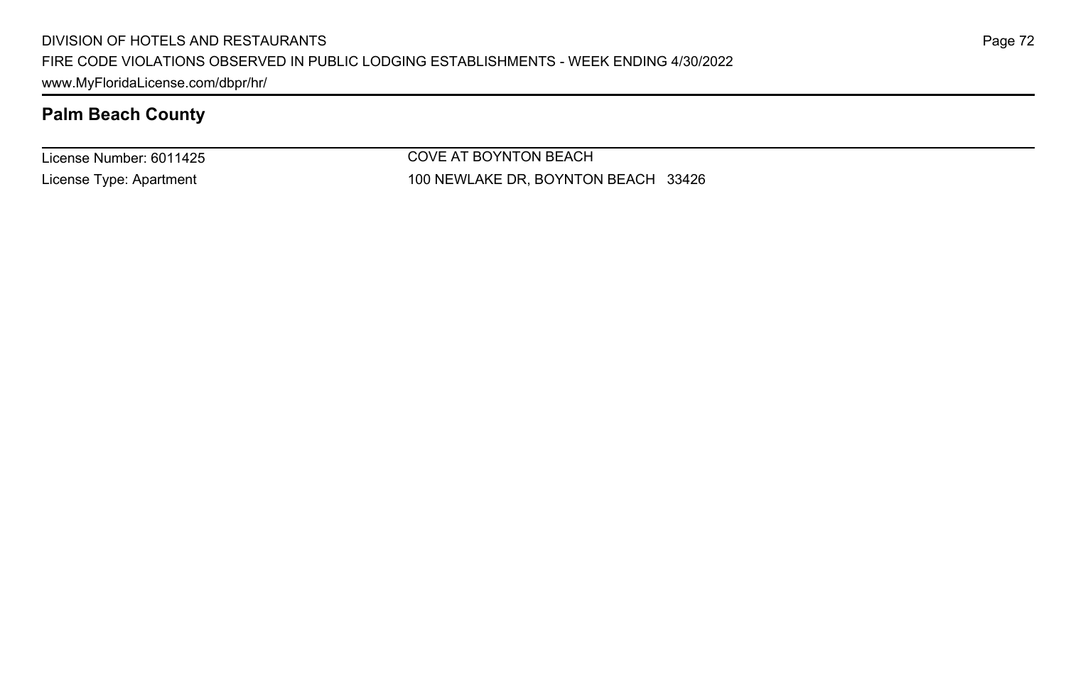## Palm Beach County

| License Number: 6011425 | COVE AT BOYNTON BEACH |
|---|---|
| License Type: Apartment | 100 NEWLAKE DR, BOYNTON BEACH 33426 |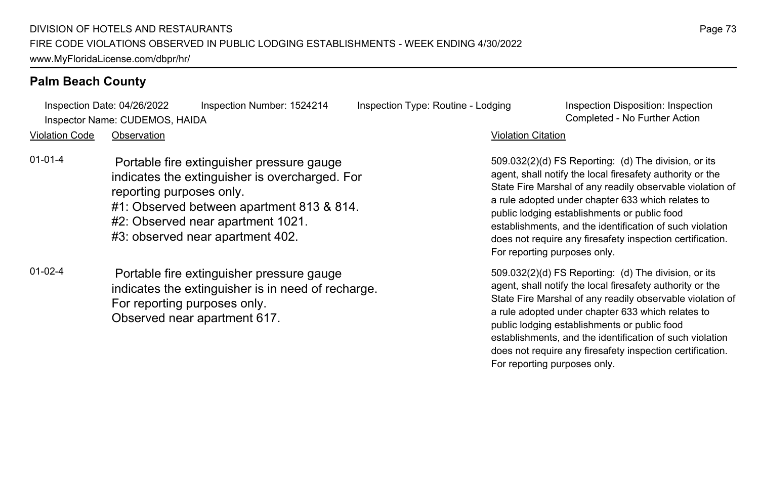## Palm Beach County

Inspection Date: 04/26/2022 Inspection Number: 1524214 Inspection Type: Routine - Lodging Inspection Disposition: Inspection Completed - No Further Action
Inspector Name: CUDEMOS, HAIDA

| Violation Code | Observation | Violation Citation |
|---|---|---|
| 01-01-4 | Portable fire extinguisher pressure gauge indicates the extinguisher is overcharged. For reporting purposes only.<br>#1: Observed between apartment 813 & 814.<br>#2: Observed near apartment 1021.<br>#3: observed near apartment 402. | 509.032(2)(d) FS Reporting: (d) The division, or its agent, shall notify the local firesafety authority or the State Fire Marshal of any readily observable violation of a rule adopted under chapter 633 which relates to public lodging establishments or public food establishments, and the identification of such violation does not require any firesafety inspection certification. For reporting purposes only. |
| 01-02-4 | Portable fire extinguisher pressure gauge indicates the extinguisher is in need of recharge. For reporting purposes only.<br>Observed near apartment 617. | 509.032(2)(d) FS Reporting: (d) The division, or its agent, shall notify the local firesafety authority or the State Fire Marshal of any readily observable violation of a rule adopted under chapter 633 which relates to public lodging establishments or public food establishments, and the identification of such violation does not require any firesafety inspection certification. For reporting purposes only. |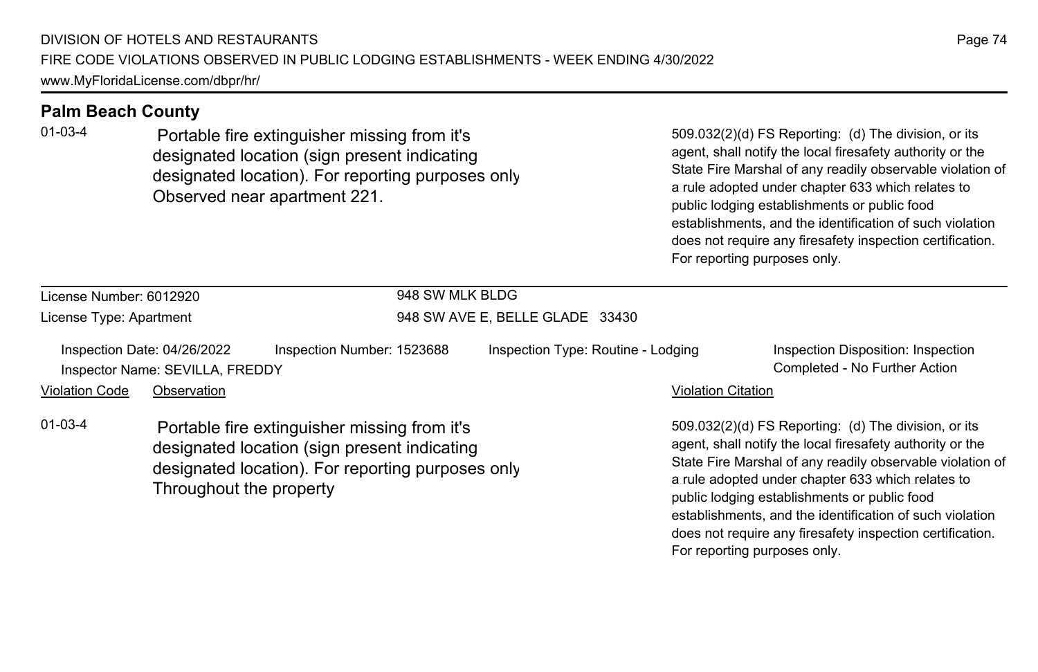## Palm Beach County

| Violation Code | Observation | Violation Citation |
| --- | --- | --- |
| 01-03-4 | Portable fire extinguisher missing from it's designated location (sign present indicating designated location). For reporting purposes only Observed near apartment 221. | 509.032(2)(d) FS Reporting: (d) The division, or its agent, shall notify the local firesafety authority or the State Fire Marshal of any readily observable violation of a rule adopted under chapter 633 which relates to public lodging establishments or public food establishments, and the identification of such violation does not require any firesafety inspection certification. For reporting purposes only. |

License Number: 6012920
License Type: Apartment

948 SW MLK BLDG
948 SW AVE E, BELLE GLADE 33430

Inspection Date: 04/26/2022
Inspection Number: 1523688
Inspection Type: Routine - Lodging
Inspection Disposition: Inspection Completed - No Further Action
Inspector Name: SEVILLA, FREDDY

| Violation Code | Observation | Violation Citation |
| --- | --- | --- |
| 01-03-4 | Portable fire extinguisher missing from it's designated location (sign present indicating designated location). For reporting purposes only Throughout the property | 509.032(2)(d) FS Reporting: (d) The division, or its agent, shall notify the local firesafety authority or the State Fire Marshal of any readily observable violation of a rule adopted under chapter 633 which relates to public lodging establishments or public food establishments, and the identification of such violation does not require any firesafety inspection certification. For reporting purposes only. |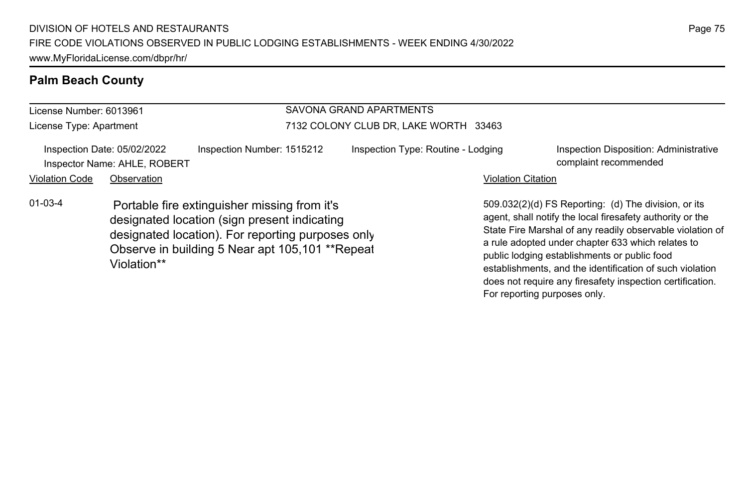## Palm Beach County

**License Number:** 6013961
**License Type:** Apartment

**SAVONA GRAND APARTMENTS**
7132 COLONY CLUB DR, LAKE WORTH 33463

Inspection Date: 05/02/2022
Inspector Name: AHLE, ROBERT
Inspection Number: 1515212
Inspection Type: Routine - Lodging
Inspection Disposition: Administrative complaint recommended

| Violation Code | Observation | Violation Citation |
| --- | --- | --- |
| 01-03-4 | Portable fire extinguisher missing from it's designated location (sign present indicating designated location). For reporting purposes only Observe in building 5 Near apt 105,101 **Repeat Violation** | 509.032(2)(d) FS Reporting: (d) The division, or its agent, shall notify the local firesafety authority or the State Fire Marshal of any readily observable violation of a rule adopted under chapter 633 which relates to public lodging establishments or public food establishments, and the identification of such violation does not require any firesafety inspection certification. For reporting purposes only. |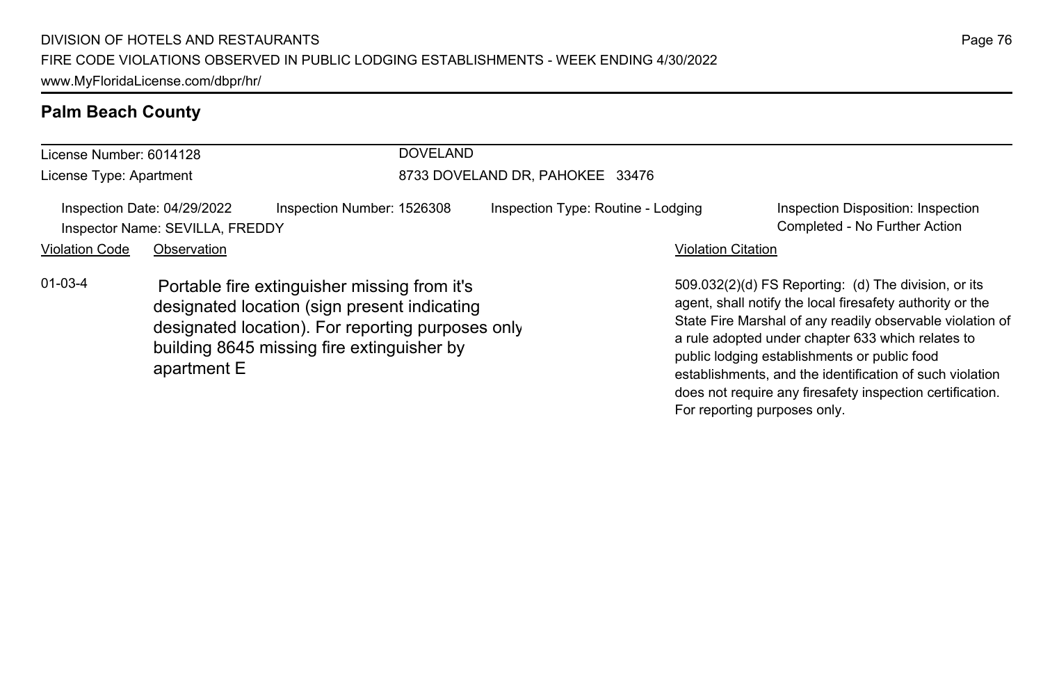## Palm Beach County

License Number: 6014128

License Type: Apartment

DOVELAND

8733 DOVELAND DR, PAHOKEE 33476

Inspection Date: 04/29/2022

Inspection Number: 1526308

Inspection Type: Routine - Lodging

Inspection Disposition: Inspection Completed - No Further Action

Inspector Name: SEVILLA, FREDDY

| Violation Code | Observation | Violation Citation |
|---|---|---|
| 01-03-4 | Portable fire extinguisher missing from it's designated location (sign present indicating designated location). For reporting purposes only building 8645 missing fire extinguisher by apartment E | 509.032(2)(d) FS Reporting: (d) The division, or its agent, shall notify the local firesafety authority or the State Fire Marshal of any readily observable violation of a rule adopted under chapter 633 which relates to public lodging establishments or public food establishments, and the identification of such violation does not require any firesafety inspection certification. For reporting purposes only. |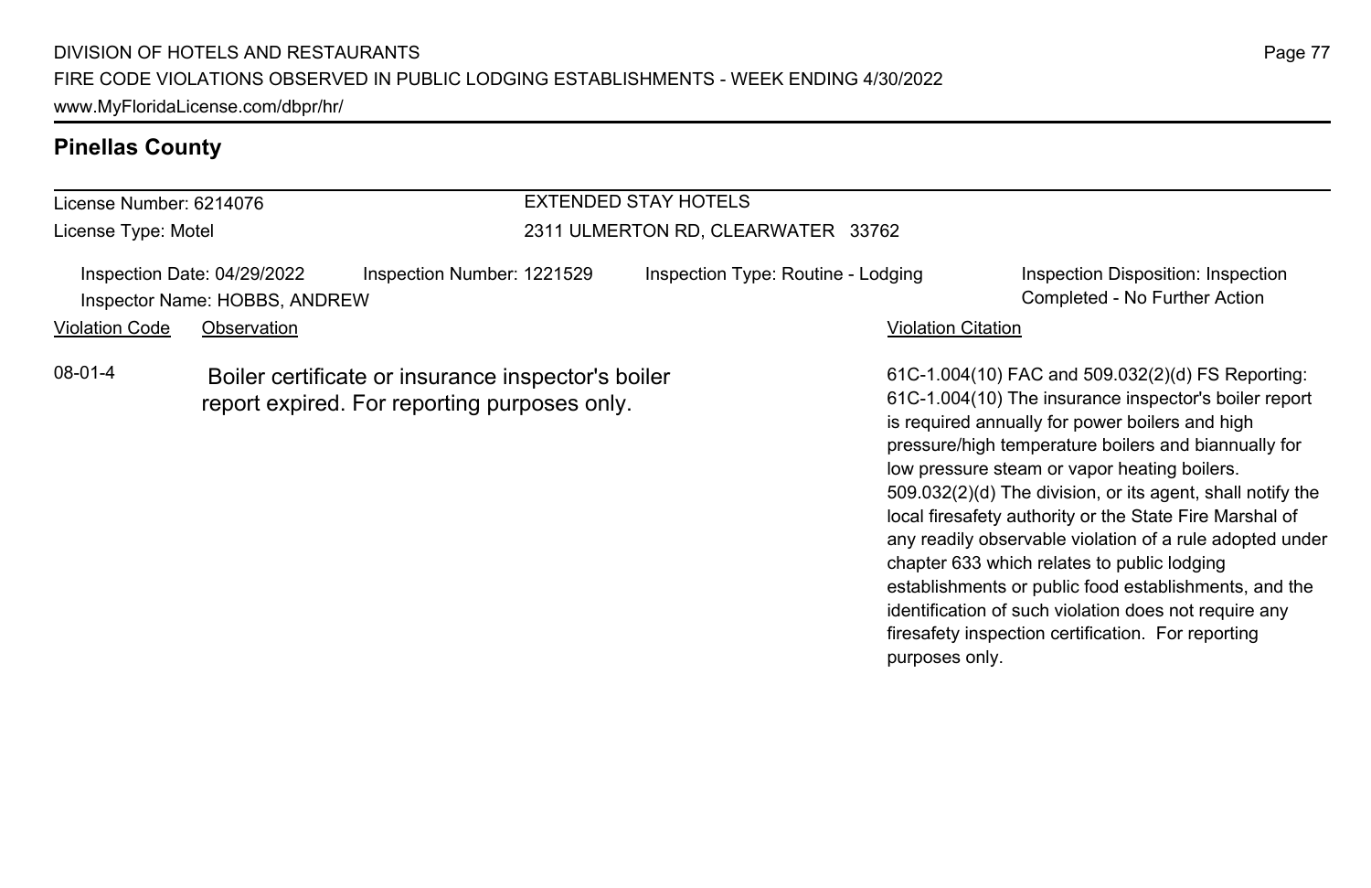## Pinellas County

License Number: 6214076
License Type: Motel

EXTENDED STAY HOTELS
2311 ULMERTON RD, CLEARWATER 33762

Inspection Date: 04/29/2022
Inspector Name: HOBBS, ANDREW
Inspection Number: 1221529
Inspection Type: Routine - Lodging
Inspection Disposition: Inspection Completed - No Further Action

| Violation Code | Observation | Violation Citation |
|---|---|---|
| 08-01-4 | Boiler certificate or insurance inspector's boiler report expired. For reporting purposes only. | 61C-1.004(10) FAC and 509.032(2)(d) FS Reporting: 61C-1.004(10) The insurance inspector's boiler report is required annually for power boilers and high pressure/high temperature boilers and biannually for low pressure steam or vapor heating boilers. 509.032(2)(d) The division, or its agent, shall notify the local firesafety authority or the State Fire Marshal of any readily observable violation of a rule adopted under chapter 633 which relates to public lodging establishments or public food establishments, and the identification of such violation does not require any firesafety inspection certification. For reporting purposes only. |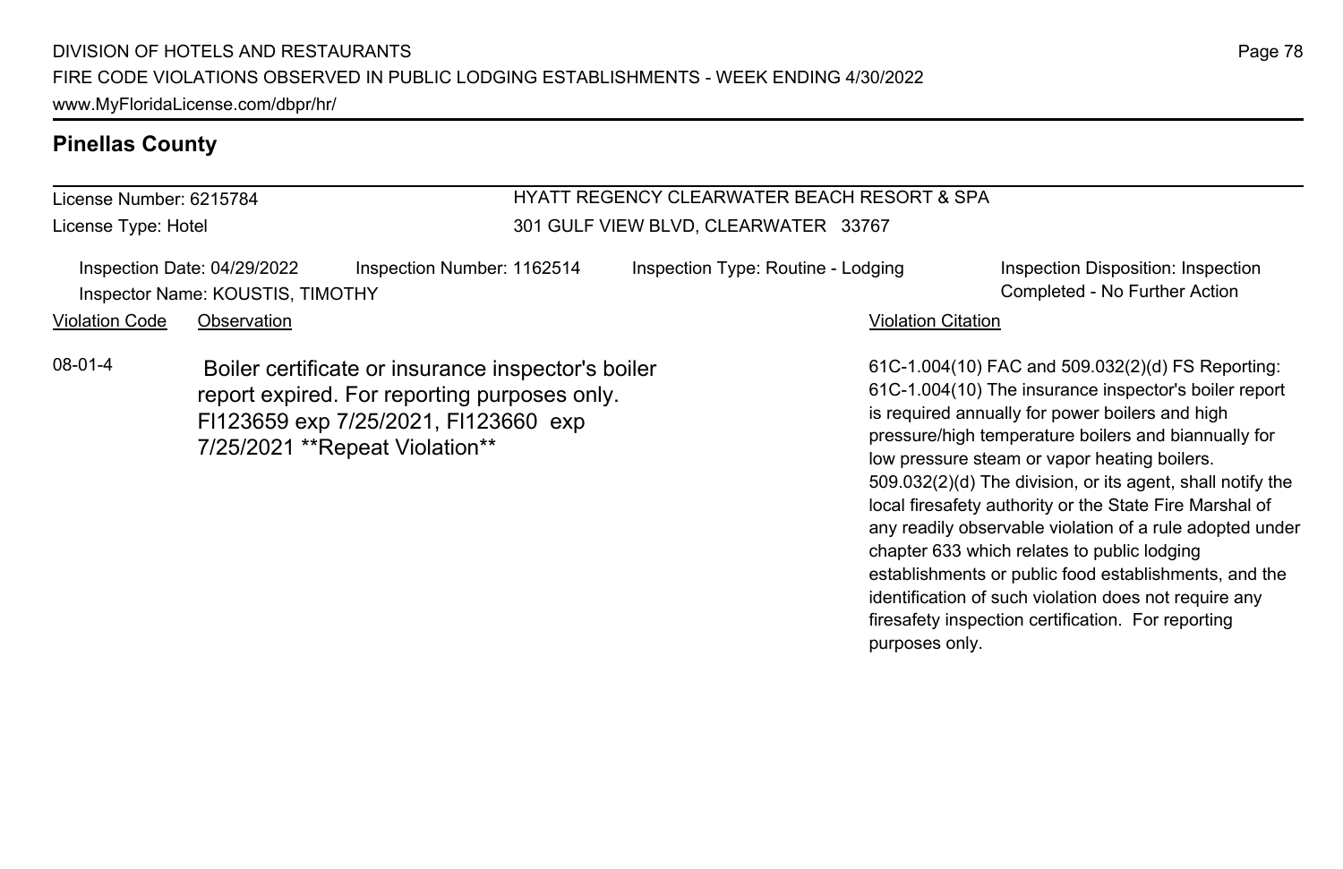## Pinellas County

License Number: 6215784
License Type: Hotel

HYATT REGENCY CLEARWATER BEACH RESORT & SPA
301 GULF VIEW BLVD, CLEARWATER 33767

Inspection Date: 04/29/2022 | Inspection Number: 1162514 | Inspection Type: Routine - Lodging | Inspection Disposition: Inspection Completed - No Further Action

Inspector Name: KOUSTIS, TIMOTHY

| Violation Code | Observation | Violation Citation |
|---|---|---|
| 08-01-4 | Boiler certificate or insurance inspector's boiler report expired. For reporting purposes only. FI123659 exp 7/25/2021, FI123660 exp 7/25/2021 **Repeat Violation** | 61C-1.004(10) FAC and 509.032(2)(d) FS Reporting: 61C-1.004(10) The insurance inspector's boiler report is required annually for power boilers and high pressure/high temperature boilers and biannually for low pressure steam or vapor heating boilers. 509.032(2)(d) The division, or its agent, shall notify the local firesafety authority or the State Fire Marshal of any readily observable violation of a rule adopted under chapter 633 which relates to public lodging establishments or public food establishments, and the identification of such violation does not require any firesafety inspection certification. For reporting purposes only. |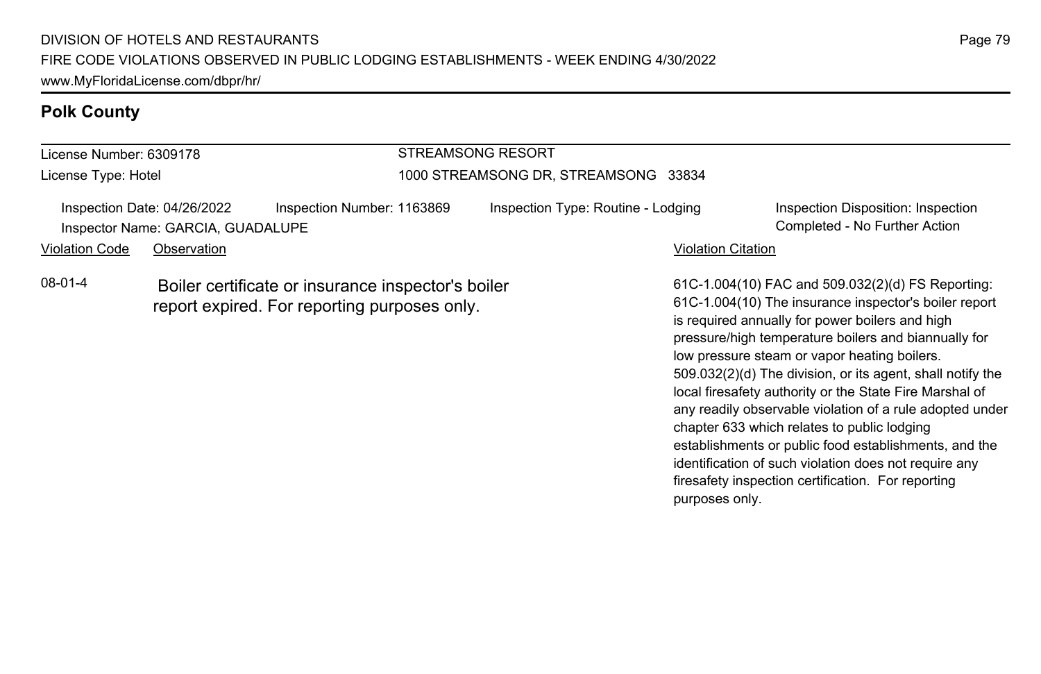## Polk County

License Number: 6309178
License Type: Hotel

STREAMSONG RESORT
1000 STREAMSONG DR, STREAMSONG 33834

Inspection Date: 04/26/2022 | Inspection Number: 1163869 | Inspection Type: Routine - Lodging | Inspection Disposition: Inspection Completed - No Further Action
Inspector Name: GARCIA, GUADALUPE

| Violation Code | Observation | Violation Citation |
| --- | --- | --- |
| 08-01-4 | Boiler certificate or insurance inspector's boiler report expired. For reporting purposes only. | 61C-1.004(10) FAC and 509.032(2)(d) FS Reporting: 61C-1.004(10) The insurance inspector's boiler report is required annually for power boilers and high pressure/high temperature boilers and biannually for low pressure steam or vapor heating boilers. 509.032(2)(d) The division, or its agent, shall notify the local firesafety authority or the State Fire Marshal of any readily observable violation of a rule adopted under chapter 633 which relates to public lodging establishments or public food establishments, and the identification of such violation does not require any firesafety inspection certification. For reporting purposes only. |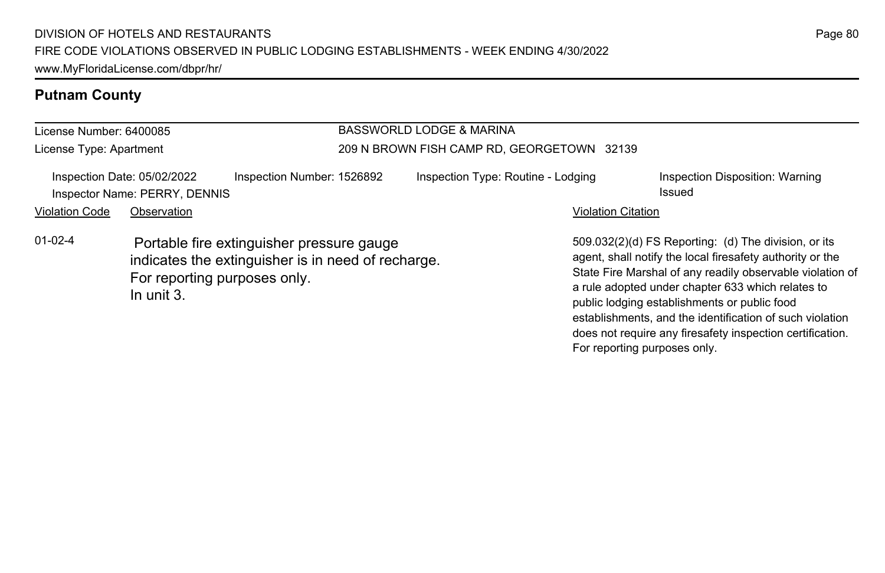## Putnam County

License Number: 6400085
License Type: Apartment

BASSWORLD LODGE & MARINA
209 N BROWN FISH CAMP RD, GEORGETOWN 32139

Inspection Date: 05/02/2022
Inspector Name: PERRY, DENNIS
Inspection Number: 1526892
Inspection Type: Routine - Lodging
Inspection Disposition: Warning Issued

| Violation Code | Observation | Violation Citation |
|---|---|---|
| 01-02-4 | Portable fire extinguisher pressure gauge indicates the extinguisher is in need of recharge. For reporting purposes only. In unit 3. | 509.032(2)(d) FS Reporting: (d) The division, or its agent, shall notify the local firesafety authority or the State Fire Marshal of any readily observable violation of a rule adopted under chapter 633 which relates to public lodging establishments or public food establishments, and the identification of such violation does not require any firesafety inspection certification. For reporting purposes only. |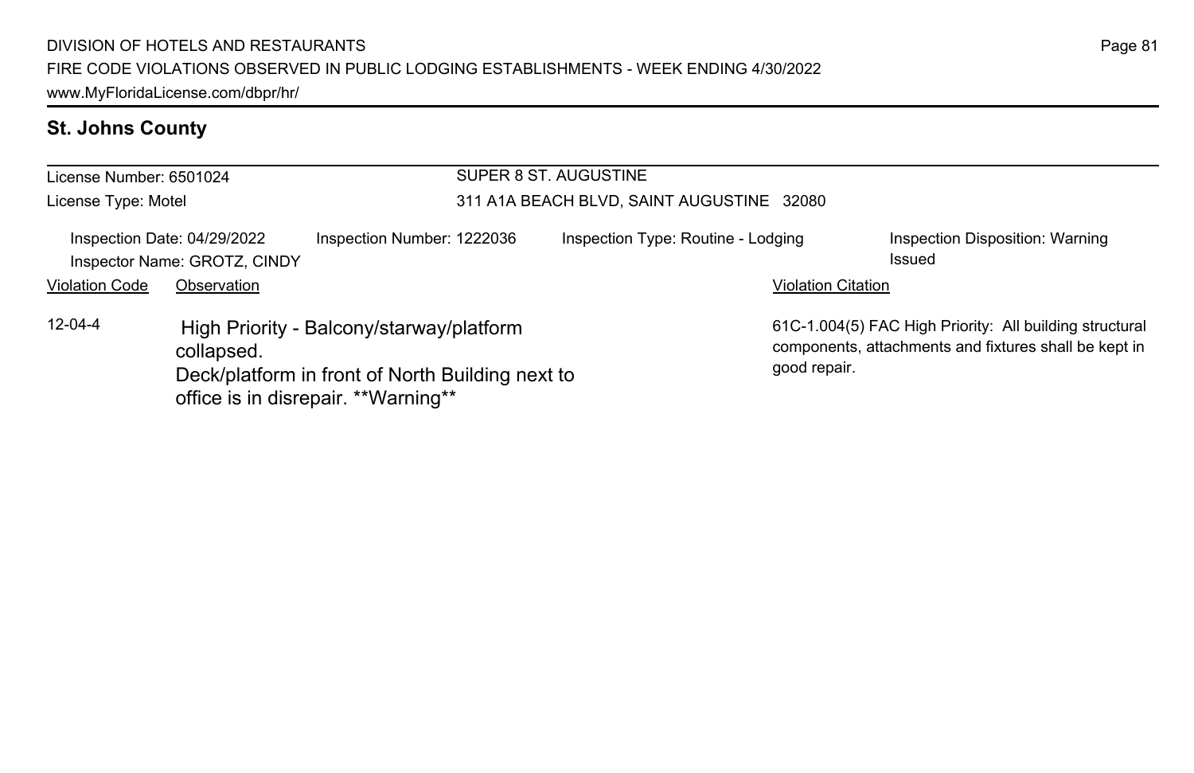## St. Johns County

License Number: 6501024
License Type: Motel

SUPER 8 ST. AUGUSTINE
311 A1A BEACH BLVD, SAINT AUGUSTINE 32080

Inspection Date: 04/29/2022
Inspector Name: GROTZ, CINDY
Inspection Number: 1222036
Inspection Type: Routine - Lodging
Inspection Disposition: Warning Issued

| Violation Code | Observation | Violation Citation |
| --- | --- | --- |
| 12-04-4 | High Priority - Balcony/starway/platform collapsed. Deck/platform in front of North Building next to office is in disrepair. **Warning** | 61C-1.004(5) FAC High Priority: All building structural components, attachments and fixtures shall be kept in good repair. |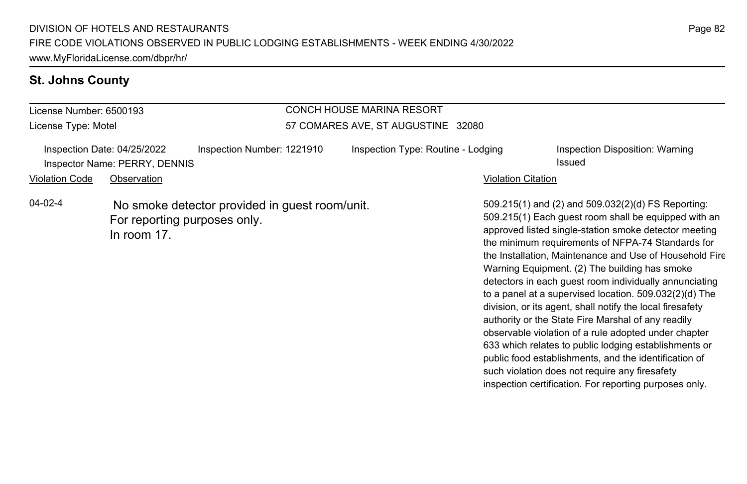## St. Johns County

| | |
|---|---|
| License Number: 6500193 | CONCH HOUSE MARINA RESORT |
| License Type: Motel | 57 COMARES AVE, ST AUGUSTINE 32080 |

Inspection Date: 04/25/2022 | Inspection Number: 1221910 | Inspection Type: Routine - Lodging | Inspection Disposition: Warning Issued

Inspector Name: PERRY, DENNIS

| Violation Code | Observation | Violation Citation |
|---|---|---|
| 04-02-4 | No smoke detector provided in guest room/unit. For reporting purposes only. In room 17. | 509.215(1) and (2) and 509.032(2)(d) FS Reporting: 509.215(1) Each guest room shall be equipped with an approved listed single-station smoke detector meeting the minimum requirements of NFPA-74 Standards for the Installation, Maintenance and Use of Household Fire Warning Equipment. (2) The building has smoke detectors in each guest room individually annunciating to a panel at a supervised location. 509.032(2)(d) The division, or its agent, shall notify the local firesafety authority or the State Fire Marshal of any readily observable violation of a rule adopted under chapter 633 which relates to public lodging establishments or public food establishments, and the identification of such violation does not require any firesafety inspection certification. For reporting purposes only. |